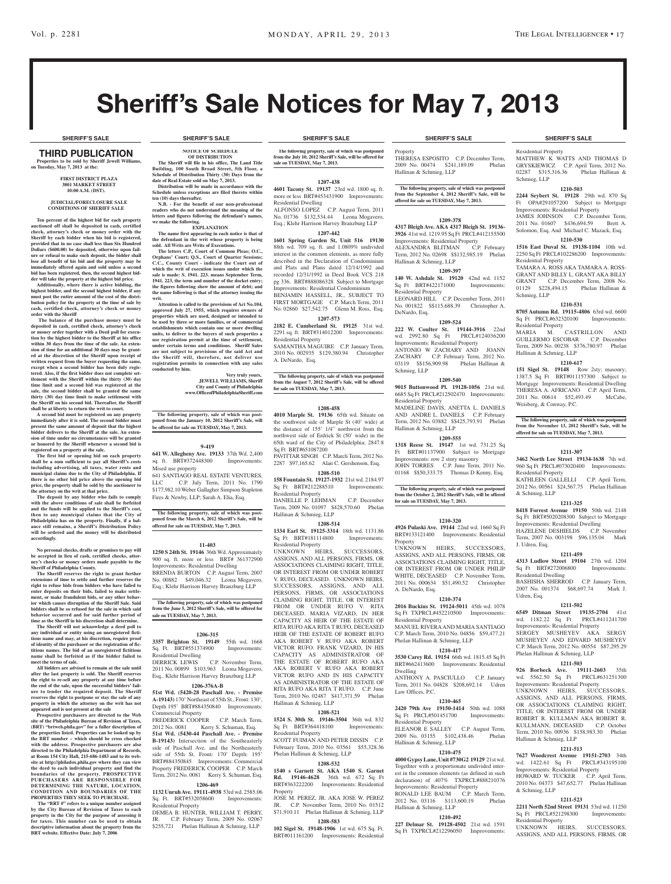# Sheriff's Sale Notices for May 7, 2013

SHERIFF'S SALE

## THIRD PUBLICATION

**Properties to be sold by Sheriff Jewell Williams, on Tuesday, May 7, 2013 at the:**

**FIRST DISTRICT PLAZA**
**3801 MARKET STREET**
**10:00 A.M. (DST).**

**JUDICIAL/FORECLOSURE SALE CONDITIONS OF SHERIFF SALE**

**Ten percent of the highest bid for each property auctioned off shall be deposited in cash, certified check, attorney's check or money order with the Sheriff by each bidder when his bid is registered, provided that in no case shall less than Six Hundred Dollars ($600.00) be deposited, otherwise upon failure or refusal to make such deposit, the bidder shall lose all benefit of his bid and the property may be immediately offered again and sold unless a second bid has been registered, then, the second highest bidder will take the property at the highest bid price.**

**Additionally, where there is active bidding, the highest bidder, and the second highest bidder, if any must post the entire amount of the cost of the distribution policy for the property at the time of sale by cash, certified check, attorney's check or money order with the Sheriff**

**The balance of the purchase money must be deposited in cash, certified check, attorney's check or money order together with a Deed poll for execution by the highest bidder to the Sheriff at his office within 30 days from the time of the sale. An extension of time for an additional 30 days may be granted at the discretion of the Sheriff upon receipt of written request from the buyer requesting the same, except when a second bidder has been duly registered. Also, if the first bidder does not complete settlement with the Sheriff within the thirty (30) day time limit and a second bid was registered at the sale, the second bidder shall be granted the same thirty (30) day time limit to make settlement with the Sheriff on his second bid. Thereafter, the Sheriff shall be at liberty to return the writ to court.**

**A second bid must be registered on any property immediately after it is sold. The second bidder must present the same amount of deposit that the highest bidder delivers to the Sheriff at the sale. An extension of time under no circumstances will be granted or honored by the Sheriff whenever a second bid is registered on a property at the sale.**

**The first bid or opening bid on each property shall be a sum sufficient to pay all Sheriff's costs including advertising, all taxes, water rents and municipal claims due to the City of Philadelphia. If there is no other bid price above the opening bid price, the property shall be sold by the auctioneer to the attorney on the writ at that price.**

**The deposit by any bidder who fails to comply with the above conditions of sale shall be forfeited and the funds will be applied to the Sheriff's cost, then to any municipal claims that the City of Philadelphia has on the property. Finally, if a balance still remains, a Sheriff's Distribution Policy will be ordered and the money will be distributed accordingly.**

**No personal checks, drafts or promises to pay will be accepted in lieu of cash, certified checks, attorney's checks or money orders made payable to the Sheriff of Philadelphia County.**

**The Sheriff reserves the right to grant further extensions of time to settle and further reserves the right to refuse bids from bidders who have failed to enter deposits on their bids, failed to make settlement, or make fraudulent bids, or any other behavior which causes disruption of the Sheriff Sale. Said bidders shall be so refused for the sale in which said behavior occurred and for said further period of time as the Sheriff in his discretion shall determine.**

**The Sheriff will not acknowledge a deed poll to any individual or entity using an unregistered fictitious name and may, at his discretion, require proof of identity of the purchaser or the registration of fictitious names. The bid of an unregistered fictitious name shall be forfeited as if the bidder failed to meet the terms of sale.**

**All bidders are advised to remain at the sale until after the last property is sold. The Sheriff reserves the right to re-sell any property at any time before the end of the sale, upon the successful bidders' failure to tender the required deposit. The Sheriff reserves the right to postpone or stay the sale of any property in which the attorney on the writ has not appeared and is not present at the sale**

**Prospective purchasers are directed to the Web site of the Philadelphia Bureau of Revision of Taxes, (BRT) "brtweb.phila.gov" for a fuller description of the properties listed. Properties can be looked up by the BRT number – which should be cross checked with the address. Prospective purchasers are also directed to the Philadelphia Department of Records, at Room 154 City Hall, 215-686-1483 and to its website at http://philadox.phila.gov where they can view the deed to each individual property and find the boundaries of the property. PROSPECTIVE PURCHASERS ARE RESPONSIBLE FOR DETERMINING THE NATURE, LOCATION, CONDITION AND BOUNDARIES OF THE PROPERTIES THEY SEEK TO PURCHASE.**

**The "BRT #" refers to a unique number assigned by the City Bureau of Revision of Taxes to each property in the City for the purpose of assessing it for taxes. This number can be used to obtain descriptive information about the property from the BRT website. Effective Date: July 7, 2006**

**NOTICE OF SCHEDULE OF DISTRIBUTION**

**The Sheriff will file in his office, The Land Title Building, 100 South Broad Street, 5th Floor, a Schedule of Distribution Thirty (30) Days from the date of Real Estate sold on May 7, 2013.**

**Distribution will be made in accordance with the Schedule unless exceptions are filed thereto within ten (10) days thereafter.**

**N.B. - For the benefit of our non-professional readers who do not understand the meaning of the letters and figures following the defendant's names, we make the following.**

**EXPLANATION**

**The name first appearing in each notice is that of the defendant in the writ whose property is being sold. All Writs are Writs of Executions.**

**The letters C.P., Court of Common Pleas; O.C., Orphans' Court; Q.S., Court of Quarter Sessions; C.C., County Court - indicate the Court out of which the writ of execution issues under which the sale is made: S. 1941. 223. means September Term, 1941. 223, the term and number of the docket entry; the figures following show the amount of debt; and the name following is that of the attorney issuing the writ.**

**Attention is called to the provisions of Act No.104, approved July 27, 1955, which requires owners of properties which are used, designed or intended to be used by three or more families, or of commercial establishments which contain one or more dwelling units, to deliver to the buyers of such properties a use registration permit at the time of settlement, under certain terms and conditions. Sheriff Sales are not subject to provisions of the said Act and the Sheriff will, therefore, not deliver use registration permits in connection with any sales conducted by him.**

**Very truly yours,**
**JEWELL WILLIAMS, Sheriff**
**City and County of Philadelphia**
**www.OfficeofPhiladelphiaSheriff.com**

**The following property, sale of which was postponed from the January 10, 2012 Sheriff's Sale, will be offered for sale on TUESDAY, May 7, 2013.**

**9-419**

**641 W. Allegheny Ave. 19133** 37th Wd. 2,400 sq. ft. BRT#372448300 Improvements: Mised use property
641 SANTIAGO REAL ESTATE VENTURES, LLC C.P. July Term, 2011 No. 1790 $177,982.10 Weber Gallagher Simpson Stapleton Fires & Newby, LLP; Sarah A. Elia, Esq.

**The following property, sale of which was postponed from the March 6, 2012 Sheriff's Sale, will be offered for sale on TUESDAY, May 7, 2013.**

**11-403**

**1250 S 24th St. 19146** 36th Wd. Approximately 900 sq. ft. more or less BRT# 361372900 Improvements: Residential Dwelling
BRENDA BURTON C.P. August Term, 2007 No. 00882 $49,046.32 Leona Mogavero, Esq.; Klehr Harrison Harvey Branzburg LLP

**The following property, sale of which was postponed from the June 5, 2012 Sheriff's Sale, will be offered for sale on TUESDAY, May 7, 2013.**

**1206-315**

**3357 Brighton St. 19149** 55th wd. 1668 Sq. Ft. BRT#551374900 Improvements: Residential Dwelling
DERRICK LEWIS C.P. November Term, 2011 No. 00899 $103,963 Leona Mogavero, Esq., Klehr Harrison Harvey Branzburg LLP

**1206-376A-B**

**51st Wd. (5420-28 Paschall Ave. - Premise A-19143)** 170' Northeast of 55th St., Front: 130', Depth 195' BRT#884350840 Improvements: Commercial Property
FREDERICK COOPER C.P. March Term, 2012 No. 0081 Kerry S. Schuman, Esq.
**51st Wd. (5430-44 Paschall Ave. - Premise B-19143)** Intersection of the Southeasterly side of Paschall Ave. and the Northeasterly side of 55th St. Front: 170' Depth: 195' BRT#884350845 Improvements: Commercial Property FREDERICK COOPER C.P. March Term, 2012 No. 0081 Kerry S. Schuman, Esq.

**1206-469**

**1132 Unruh Ave. 19111-4938** 53rd wd. 2585.06 Sq. Ft. BRT#532058600 Improvements: Residential Property
DEMEA B. HUNTER, WILLIAM T. PERRY, JR. C.P. February Term, 2009 No. 02067 $255,721 Phelan Hallinan & Schmieg, LLP

**The following property, sale of which was postponed from the July 10, 2012 Sheriff's Sale, will be offered for sale on TUESDAY, May 7, 2013.**

**1207-438**

**4601 Tacony St. 19137** 23rd wd. 1800 sq. ft. more or less BRT#453431900 Improvements: Residential Dwelling
ALFONSO LOPEZ C.P. August Term, 2011 No. 01736 $132,534.44 Leona Mogavero, Esq.; Klehr Harrison Harvey Branzburg LLP

**1207-442**

**1601 Spring Garden St, Unit 516 19130** 88th wd. 709 sq. ft. and 1.0809% undivided interest in the common elements, as more fully described in the Declaration of Condominium and Plats and Plans dated 12/14/1992 and recorded 12/31/1992 in Deed Book VCS 218 pg 336. BRT#888086328 Subject to Mortgage Improvements: Residential Condominium
BENJAMIN HASSELL, JR., SUBJECT TO FIRST MORTGAGE C.P. March Term, 2011 No. 02860 $27,542.75 Glenn M. Ross, Esq.

**1207-573**

**2182 E. Cumberland St. 19125** 31st wd. 2291 sq. ft. BRT#314012200 Improvements: Residential Property
SAMANTHA MAGUIRE C.P. January Term, 2010 No. 002935 $129,380.94 Christopher A. DeNardo, Esq.

**The following property, sale of which was postponed from the August 7, 2012 Sheriff's Sale, will be offered for sale on TUESDAY, May 7, 2013.**

**1208-458**

**4010 Marple St. 19136** 65th wd. Situate on the southwest side of Marple St (40' wide) at the distance of 155' 1/4" northwest from the northwest side of Erdrick St (50' wide) in the 65th ward of the City of Philadelphia; 2847.8 Sq Ft BRT#651087200
PAVITTAR SINGH C.P. March Term, 2012 No. 2287 $97,165.62 Alan C. Gershenson, Esq.

**1208-510**

**158 Fountain St. 19127-1932** 21st wd. 2184.97 Sq Ft BRT#212288510 Improvements: Residential Property
DANIELLE P. LEHMAN C.P. December Term, 2009 No. 01097 $428,570.60 Phelan Hallinan & Schmieg, LLP

**1208-514**

**1334 Earl St. 19125-3314** 18th wd. 1131.86 Sq Ft BRT#181114800 Improvements: Residential Property
UNKNOWN HEIRS, SUCCESSORS, ASSIGNS, AND ALL PERSONS, FIRMS, OR ASSOCIATIONS CLAIMING RIGHT, TITLE, OR INTEREST FROM OR UNDER ROBERT V. RUFO, DECEASED. UNKNOWN HEIRS, SUCCESSORS, ASSIGNS, AND ALL PERSONS, FIRMS, OR ASSOCIATIONS CLAIMING RIGHT, TITLE, OR INTEREST FROM OR UNDER RUFO V. RITA DECEASED. MARIA VIZARD, IN HER CAPACITY AS HEIR OF THE ESTATE OF RITA RUFO AKA RITA T RUFO, DECEASED HEIR OF THE ESTATE OF ROBERT RUFO AKA ROBERT V RUFO AKA ROBERT VICTOR RUFO. FRANK VIZARD, IN HIS CAPACITY AS ADMINISTRATOR OF THE ESTATE OF ROBERT RUFO AKA AKA ROBERT V RUFO AKA ROBERT VICTOR RUFO AND IN HIS CAPACITY AS ADMINISTRATOR OF THE ESTATE OF RITA RUFO AKA RITA T RUFO. C.P. June Term, 2010 No. 02487 $417,371.59 Phelan Hallinan & Schmieg, LLP

**1208-521**

**1524 S. 30th St. 19146-3014** 36th wd. 832 Sq Ft BRT#364418100 Improvements: Residential Property
SCOTT FUIMAN AND PETER DISSIN C.P. February Term, 2010 No. 03561 $55,328.36 Phelan Hallinan & Schmieg, LLP

**1208-532**

**1540 s Garnett St. AKA 1540 S. Garnet Rd. 19146-4628** 36th wd. 672 Sq Ft BRT#363222200 Improvements: Residential Property
JOSE M. PEREZ, JR. AKA JOSE W. PEREZ JR. C.P. November Term, 2010 No. 01512 $71,910.11 Phelan Hallinan & Schmieg, LLP

**1208-583**

**102 Sigel St. 19148-1906** 1st wd. 675 Sq. Ft. BRT#011161200 Improvements: Residential Property
THERESA ESPOSITO C.P. December Term, 2009 No. 00474 $241,189.09 Phelan Hallinan & Schmieg, LLP

**The following property, sale of which was postponed from the September 4, 2012 Sheriff's Sale, will be offered for sale on TUESDAY, May 7, 2013.**

**1209-378**

**4317 Bleigh Ave. AKA 4317 Bleigh St. 19136-3926** 41st wd. 1219.95 Sq Ft PRCL#412155500 Improvements: Residential Property
ALEXANDRA BLITMAN C.P. February Term, 2012 No. 02698 $132,985.19 Phelan Hallinan & Schmieg, LLP

**1209-397**

**140 W. Ashdale St. 19120** 42nd wd. 1152 Sq Ft BRT#422171000 Improvements: Residential Property
LEONARD HILL C.P. December Term, 2011 No. 001822 $115,688.39 Christopher A. DeNardo, Esq.

**1209-524**

**222 W. Coulter St. 19144-3916** 22nd wd. 2992.80 Sq Ft PRCL#124036200 Improvements: Residential Property
ANTONIO W ZACHARY AND JOANN ZACHARY C.P. February Term, 2012 No. 03119 $$156,909.98 Phelan Hallinan & Schmieg, LLP

**1209-540**

**9015 Buttonwood Pl. 19128-1056** 21st wd. 6685 Sq Ft PRCL#212502470 Improvements: Residential Property
MADELINE DAVIS, ANETTA L. DANIELS AND ANDRE L. DANIELS C.P. February Term, 2012 No. 03882 $$425,793.91 Phelan Hallinan & Schmieg, LLP

**1209-555**

**1318 Reese St. 19147** 1st wd. 731.25 Sq Ft BRT#01137900 Subject to Mortgage Improvements: row 2 story masonry
JOHN TORRES C.P. June Term, 2011 No. 01168 $$50,333.75 Thomas D Kenny, Esq.

**The following property, sale of which was postponed from the October 2, 2012 Sheriff's Sale, will be offered for sale on TUESDAY, May 7, 2013.**

**1210-320**

**4926 Pulaski Ave. 19144** 22nd wd. 1660 Sq Ft BRT#133121400 Improvements: Residential Property
UNKNOWN HEIRS, SUCCESSORS, ASSIGNS, AND ALL PERSONS, FIRMS, OR ASSOCIATIONS CLAIMING RIGHT, TITLE, OR INTEREST FROM OR UNDER PHILIP WHITE, DECEASED C.P. November Term, 2011 No. 000634 $51,490.52 Christopher A. DeNardo, Esq.

**1210-374**

**2016 Buckius St. 19124-5011** 45th wd. 1078 Sq Ft TXPRCL#452210500 Improvements: Residential Property
MANUEL RIVERA AND MARIA SANTIAGO C.P. March Term, 2010 No. 04856 $59,477.21 Phelan Hallinan & Schmieg, LLP

**1210-417**

**3530 Carey Rd. 19154** 66th wd. 1815.45 Sq Ft BRT#662413600 Improvements: Residential Dwelling
ANTHONY A. PASCIULLO C.P. January Term, 2011 No. 04828 $208,692.14 Udren Law Offices, P.C.

**1210-465**

**2420 79th Ave 19150-1414** 50th wd. 1088 Sq Ft PRCL#501451700 Improvements: Residential Property
ELEANOR E SALLEY C.P. August Term, 2009 No. 03155 $102,438.46 Phelan Hallinan & Schmieg, LLP

**1210-475**

**4000 Gypsy Lane, Unit #730G2 19129** 21st wd. Togethter with a proportionate undivided interest in the common elements (as defined in such declaration) of .407% TXPRCL#888210376 Improvements: Residential Property
RONALD LEE BAUM C.P. March Term, 2012 No. 03116 $113,600.19 Phelan Hallinan & Schmieg, LLP

**1210-492**

**227 Delmar St. 19128-4502** 21st wd. 1591 Sq Ft TXPRCL#212296050 Improvements: Residential Property
MATTHEW K WATTS AND THOMAS D GRYSKIEWICZ C.P. April Term, 2012 No. 02287 $315,316.36 Phelan Hallinan & Schmieg, LLP

**1210-503**

**2244 Seybert St. 19128** 29th wd. 870 Sq Ft OPA#291057200 Subject to Mortgage Improvements: Residential Property
JAMES JOHNSON C.P. December Term, 2011 No. 01607 $436,694.59 Brett A. Solomon, Esq. And Michael C. Mazack, Esq.

**1210-530**

**1516 East Duval St. 19138-1104** 10th wd. 2250 Sq Ft PRCL#102286200 Improvements: Residential Property
TAMARA A. ROSS AKA TAMARA A. ROSS-GRANT AND BILLY L. GRANT AKA BILLY GRANT C.P. December Term, 2008 No. 01129 $228,494.15 Phelan Hallinan & Schmieg, LLP

**1210-531**

**8705 Autumn Rd. 19115-4806** 63rd wd. 6600 Sq Ft PRCL#632320100 Improvements: Residential Property
MARIA M. CASTRILLON AND GUILLERMO ESCOBAR C.P. December Term, 2009 No. 00238 $376,780.97 Phelan Hallinan & Schmieg, LLP

**1210-617**

**151 Sigel St. 19148** Row 2sty; masonry; 1387.5 Sq Ft BRT#011157300 Subject to Mortgage Improvements: Residential Dwelling
THERESA A. AFRICANO C.P. April Term, 2011 No. 00614 $52,493.49 McCabe, Weisberg, & Conway, P.C.

**The following property, sale of which was postponed from the November 13, 2012 Sheriff's Sale, will be offered for sale on TUESDAY, May 7, 2013.**

**1211-307**

**3462 North Lee Street 19134-1638** 7th wd. 960 Sq Ft PRCL#073020400 Improvements: Residential Property
KATHLEEN GALLELLI C.P. April Term, 2012 No. 00561 $24,567.75 Phelan Hallinan & Schmieg, LLP

**1211-325**

**8418 Forrest Avenue 19150** 50th wd. 2148 Sq Ft BRT#5020208300 Subject to Mortgage Improvements: Residential Dwelling
HAZELENE DESHIELDS C.P. November Term, 2007 No. 003198 $96,135.04 Mark J. Udren, Esq.

**1211-459**

**4313 Ludlow Street 19104** 27th wd. 1204 Sq Ft BRT#272006800 Improvements: Residential Dwelling
BASHISHA SHERROD C.P. January Term, 2007 No. 001374 $68,697.74 Mark J. Udren, Esq.

**1211-502**

**6549 Ditman Street 19135-2704** 41st wd. 1182.22 Sq Ft PRCL#411241700 Improvements: Residential Property
SERGEY MUSHEYEV AKA SERGY MUSHEYEV AND EDVARD MUSHEYEV C.P. March Term, 2012 No. 00554 $87,295.29 Phelan Hallinan & Schmieg, LLP

**1211-503**

**926 Borbeck Ave. 19111-2603** 35th wd. 5562.50 Sq Ft PRCL#631251300 Improvements: Residential Property
UNKNOWN HEIRS, SUCCESSORS, ASSIGNS, AND ALL PERSONS, FIRMS, OR ASSOCIATIONS CLAIMING RIGHT, TITLE, OR INTEREST FROM OR UNDER ROBERT R. KULLMAN AKA ROBERT R. KULLMANN, DECEASED C.P. October Term, 2010 No. 00936 $158,983.30 Phelan Hallinan & Schmieg, LLP

**1211-513**

**7627 Woodcrest Avenue 19151-2703** 34th wd. 1422.61 Sq Ft PRCL#343195100 Improvements: Residential Property
HOWARD W. TUCKER C.P. April Term, 2010 No. 04373 $47,652.77 Phelan Hallinan & Schmieg, LLP

**1211-523**

**2211 North 52nd Street 19131** 53rd wd. 11250 Sq Ft PRCL#521298300 Improvements: Residential Property
UNKNOWN HEIRS, SUCCESSORS, ASSIGNS, AND ALL PERSONS, FIRMS, OR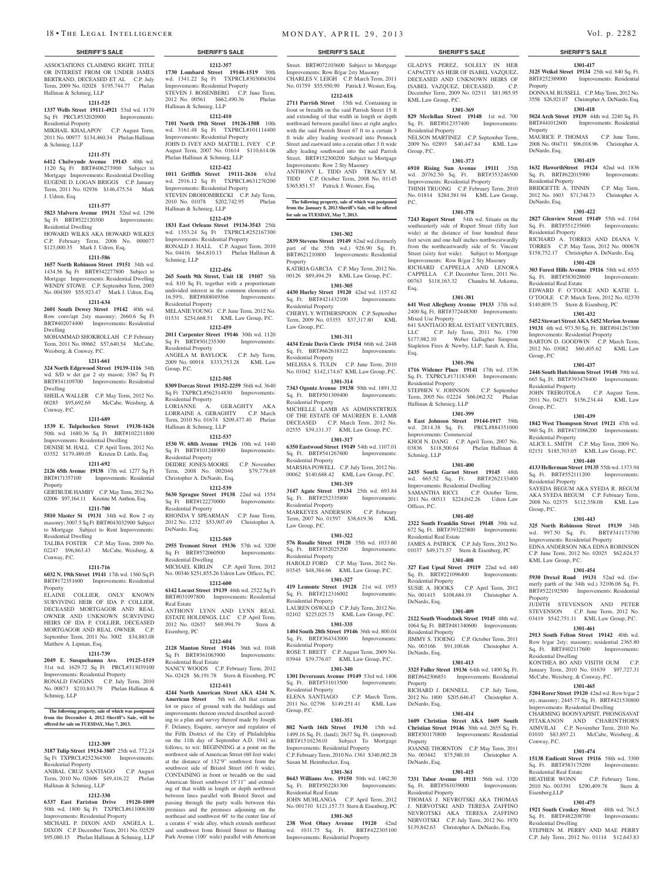**SHERIFF'S SALE**

ASSOCIATIONS CLAIMING RIGHT, TITLE OR INTEREST FROM OR UNDER JAMES BERTRAND, DECEASED ET AL C.P. July Term, 2009 No. 02028 $195,744.77 Phelan Hallinan & Schmieg, LLP

**1211-525**

**1337 Wells Street 19111-4921** 53rd wd. 1170 Sq Ft PRCL#532020900 Improvements: Residential Property

MIKHAIL KHALAPOV C.P. August Term, 2011 No. 00977 $134,460.34 Phelan Hallinan & Schmieg, LLP

**1211-571**

**6412 Chelwynde Avenue 19143** 40th wd. 1120 Sq Ft BRT#406273900 Subject to Mortgage Improvements: Residential Dwelling EUGENE D. LOGAN BRIGGS C.P. January Term, 2011 No. 02936 $146,475.54 Mark J. Udren, Esq.

**1211-577**

**5823 Malvern Avenue 19131** 52nd wd. 1296 Sq Ft BRT#522120300 Improvements: Residential Dwelling

HOWARD WILKS AKA HOWARD WILKES C.P. February Term, 2006 No. 000077 $123,000.35 Mark J. Udren, Esq.

**1211-586**

**1657 North Robinson Street 19151** 34th wd. 1434.56 Sq Ft BRT#342277800 Subject to Mortgage Improvements: Residential Dwelling WENDY STOWE C.P. September Term, 2003 No. 004389 $55,923.47 Mark J. Udren, Esq.

**1211-634**

**2601 South Dewey Street 19142** 40th wd. Row conv/apt 2sty masonry; 2660.6 Sq Ft BRT#402074400 Improvements: Residential Dwelling

MOHAMMAD SHOKROLLAH C.P. February Term, 2011 No. 00662 $57,640.54 McCabe, Weisberg, & Conway, P.C.

**1211-661**

**324 North Edgewood Street 19139-1116** 34th wd. S/D w det gar 2 sty mason; 3367 Sq Ft BRT#341109700 Improvements: Residential Dwelling

SHEILA WALLER C.P. May Term, 2012 No. 00285 $95,692.69 McCabe, Weisberg, & Conway, P.C.

**1211-689**

**1539 E. Tulpehocken Street 19138-1626** 50th wd. 1680.36 Sq Ft BRT#102211800 Improvements: Residential Dwelling

DENISE M. HALL C.P. April Term, 2012 No. 03352 $179,489.05 Kristen D. Little, Esq.

**1211-692**

**2126 65th Avenue 19138** 17th wd. 1277 Sq Ft BRT#171357100 Improvements: Residential Property

GERTRUDE HAMBY C.P. May Term, 2012 No. 02006 $97,164.11 Kristine M. Anthou, Esq.

**1211-700**

**5810 Master St 19131** 34th wd. Row 2 sty masonry; 3007.5 Sq Ft BRT#043032900 Subject to Mortgage Subject to Rent Improvements: Residential Dwelling

TALIBA FOSTER C.P. May Term, 2009 No. 02247 $96,863.43 McCabe, Weisberg, & Conway, P.C.

**1211-716**

**6032 N. 19th Street 19141** 17th wd. 1360 Sq Ft BRT#172351600 Improvements: Residential Property

ELAINE COLLIER, ONLY KNOWN SURVIVING HEIR OF IDA P. COLLIER, DECEASED MORTGAGOR AND REAL OWNER AND UNKNOWN SURVIVING HEIRS OF IDA P. COLLIER, DECEASED MORTGAGOR AND REAL OWNER C.P. September Term, 2011 No. 3002 $34,883.08 Matthew A. Lipman, Esq.

**1211-739**

**2049 E. Susquehanna Ave. 19125-1519** 31st wd. 1629.72 Sq Ft PRCL#313039100 Improvements: Residential Property

RONALD FAGGINS C.P. July Term, 2010 No. 00873 $210,843.79 Phelan Hallinan & Schmieg, LLP

**The following property, sale of which was postponed from the December 4, 2012 Sheriff's Sale, will be offered for sale on TUESDAY, May 7, 2013.**

**1212-309**

**3187 Tulip Street 19134-3807** 25th wd. 772.24 Sq Ft TXPRCL#252364300 Improvements: Residential Property

ANIBAL CRUZ SANTIAGO C.P. August Term, 2010 No. 02606 $49,416.22 Phelan Hallinan & Schmieg, LLP

**1212-330**

**6337 East Fariston Drive 19120-1009** 50th wd. 1800 Sq Ft TXPRCL#611006300 Improvements: Residential Property

MICHAEL P. DIXON AND ANGELA L. DIXON C.P. December Term, 2011 No. 02529 $95,080.15 Phelan Hallinan & Schmieg, LLP

**1212-357**

**1730 Lombard Street 19146-1519** 30th wd. 1341.22 Sq Ft TXPRCL#303004304 Improvements: Residential Property

STEVEN J. ROSENBERG C.P. June Term, 2012 No. 00561 $662,490.36 Phelan Hallinan & Schmieg, LLP

**1212-410**

**7101 North 19th Street 19126-1508** 10th wd. 3161.48 Sq Ft TXPRCL#101114400 Improvements: Residential Property

JOHN D. IVEY AND MATTIE L. IVEY C.P. August Term, 2007 No. 01614 $110,614.06 Phelan Hallinan & Schmieg, LLP

**1212-422**

**1011 Griffith Street 19111-2616** 63rd wd. 2916.12 Sq Ft TXPRCL#631270200 Improvements: Residential Property

STEVEN DROHOMIRECKI C.P. July Term, 2010 No. 01078 $202,742.95 Phelan Hallinan & Schmieg, LLP

**1212-439**

**1831 East Orleans Street 19134-3543** 25th wd. 1353.24 Sq Ft TXPRCL#252167300 Improvements: Residential Property

RONALD J. HALL C.P. August Term, 2010 No. 04416 $64,810.13 Phelan Hallinan & Schmieg, LLP

**1212-456**

**265 South 9th Street, Unit 1R 19107** 5th wd. 810 Sq Ft, together with a proportionate undivided interest in the common elements of 16.59%. BRT#888049366 Improvements: Residential Property

MELANIE YOUNG C.P. June Term, 2012 No. 01531 $254,668.51 KML Law Group, P.C.

**1212-459**

**2011 Carpenter Street 19146** 30th wd. 1120 Sq Ft BRT#301235300 Improvements: Residential Property

ANGELA M. BAYLOCK C.P. July Term, 2009 No. 00918 $333,753.28 KML Law Group, P.C.

**1212-505**

**8309 Dorcas Street 19152-2259** 56th wd. 3640 Sq Ft TXPRCL#562314830 Improvements: Residential Property

LORIANNE A. GERAGHTY AKA LORRAINE A. GERAGHTY C.P. March Term, 2010 No. 01674 $209,477.40 Phelan Hallinan & Schmieg, LLP

**1212-537**

**1530 W. 68th Avenue 19126** 10th wd. 1440 Sq Ft BRT#101248900 Improvements: Residential Property

DEIDRE JONES-MOORE C.P. November Term, 2008 No. 002046 $79,779.69 Christopher A. DeNardo, Esq.

**1212-539**

**5630 Sprague Street 19138** 22nd wd. 1554 Sq Ft BRT#122270000 Improvements: Residential Property

RHONDA Y SPEARMAN C.P. June Term, 2012 No. 1232 $53,907.49 Christopher A. DeNardo, Esq.

**1212-569**

**2955 Tremont Street 19136** 57th wd. 3200 Sq Ft BRT#572060500 Improvements: Residential Dwelling

MICHAEL KIRLIN C.P. April Term, 2012 No. 00346 $251,855.26 Udren Law Offices, P.C.

**1212-600**

**6142 Locust Street 19139** 46th wd. 2522 Sq Ft BRT#031097800 Improvements: Residential Real Estate

ANTHONY LYNN AND LYNN REAL ESTATE HOLDINGS, LLC C.P. April Term, 2012 No. 02657 $69,994.79 Stern & Eisenberg, PC

**1212-604**

**2128 Manton Street 19146** 36th wd. 1048 Sq Ft BRT#361063900 Improvements: Residential Real Estate

NANCY WOODS C.P. February Term, 2012 No. 02428 $6,191.78 Stern & Eisenberg, PC

**1212-611**

**4244 North American Street AKA 4244 N. American Street** 5th wd. All that certain lot or piece of ground with the buildings and improvements thereon erected described according to a plan and survey thereof made by Joseph F. Delaney, Esquire, surveyor and regulator of the Fifth District of the City of Philadelphia on the 11th day of September A.D. 1941 as follows, to wit: BEGINNING at a point on the northwest side of American Street (60 feet wide) at the distance of 132'9" southwest from the southwest side of Bristol Street (60 ft wide). CONTAINING in front or breadth on the said American Street southwest 15'11" and extending of that width in length or depth northwest between lines parallel with Bristol Street and passing through the party walls between this premises and the premises adjoining on the northeast and southwest 60' to the center line of a certain 4' wide alley, which extends northeast and southwest from Bristol Street to Hunting Park Avenue (100' wide) parallel with American Street. BRT#072103600 Subject to Mortgage Improvements: Row B/gar 2sty Masonry

CHARLES V. LEIGH C.P. March Term, 2011 No. 01759 $55,950.90 Patrick J. Wesner, Esq.

**1212-618**

**2711 Parrish Street** 15th wd. Containing in front or breadth on the said Parrish Street 15 ft and extending of that width in length or depth northward between parallel lines at right angles with the said Parrish Street 67 ft to a certain 3 ft wide alley leading westward into Pennock Street and eastward into a ceratin other 3 ft wide alley leading southward into the said Parrish Street. BRT#152300200 Subject to Mortgage Improvements: Row 2 Sty Masonry

ANTHONY L. TIDD AND TRACEY M. TIDD C.P. October Term, 2008 No. 01145 $365,851.57 Patrick J. Wesner, Esq.

**The following property, sale of which was postponed from the January 8, 2013 Sheriff's Sale, will be offered for sale on TUESDAY, May 7, 2013.**

**1301-302**

**2839 Stevens Street 19149** 62nd wd.(formerly part of the 55th wd.) 926.90 Sq. Ft. BRT#621210800 Improvements: Residential Property

KATIRIA GARCIA C.P. May Term, 2012 No. 00126 $89,494.29 KML Law Group, P.C.

**1301-305**

**4430 Hurley Street 19120** 42nd wd. 1157.62 Sq. Ft. BRT#421432100 Improvements: Residential Property

CHERYL Y. WITHERSPOON C.P. September Term, 2009 No. 03355 $37,317.80 KML Law Group, P.C.

**1301-311**

**4434 Ernie Davis Circle 19154** 66th wd. 2448 Sq. Ft. BRT#662618122 Improvements: Residential Property

MELISSA S. TULIN C.P. June Term, 2010 No. 01042 $142,174.67 KML Law Group, P.C.

**1301-314**

**7343 Ogontz Avenue 19138** 50th wd. 1891.32 Sq. Ft. BRT#501309400 Improvements: Residential Property

MICHELLE LAMB AS ADMINSTRTRIX OF THE ESTATE OF MAUREEN E. LAMB DECEASED C.P. March Term, 2012 No. 02555 $39,131.37 KML Law Group, P.C.

**1301-317**

**6350 Eastwood Street 19149** 54th wd. 1107.01 Sq. Ft. BRT#541267600 Improvements: Residential Property

MARSHA POWELL C.P. July Term, 2012 No. 00062 $140,688.42 KML Law Group, P.C.

**1301-319**

**3147 Agate Street 19134** 25th wd. 693.84 Sq. Ft. BRT#252335800 Improvements: Residential Property

MARKEYES ANDERSON C.P. February Term, 2007 No. 01597 $38,619.36 KML Law Group, P.C.

**1301-322**

**576 Rosalie Street 19120** 35th wd. 1033.60 Sq. Ft. BRT#352025200 Improvements: Residential Property

HAROLD FORD C.P. May Term, 2012 No. 03545 $48,384.66 KML Law Group, P.C.

**1301-327**

**419 Lemonte Street 19128** 21st wd. 1953 Sq. Ft. BRT#212316002 Improvements: Residential Property

LAUREN OSWALD C.P. July Term, 2012 No. 02102 $225,025.75 KML Law Group, P.C.

**1301-335**

**1404 South 28th Street 19146** 36th wd. 800.04 Sq. Ft. BRT#364343000 Improvements: Residential Property

ROSE T. BRETT C.P. August Term, 2009 No. 03944 $39,776.07 KML Law Group, P.C.

**1301-340**

**1301 Devereaux Avenue 19149** 53rd wd. 1406 Sq. Ft. BRT#531013500 Improvements: Residential Property

ELENA SANTIAGO C.P. March Term, 2011 No. 02796 $149,251.41 KML Law Group, P.C.

**1301-351**

**802 North 16th Street 19130** 15th wd. 1499.16 Sq. Ft. (land); 2637 Sq. Ft. (improved) BRT#151023610 Subject To Mortgage Improvements: Residential Property

C.P. February Term, 2010 No. 1361 $340,002.28 Susan M. Heimbecker, Esq.

**1301-361**

**8643 Williams Ave. 19150** 50th wd. 1462.50 Sq. Ft. BRT#502281300 Improvements: Residential Real Estate

JOHN MUHLANGA C.P. April Term, 2012 No. 001710 $121,157.73 Stern & Eisenberg, PC

**1301-365**

**238 West Olney Avenue 19120** 42nd wd. 1011.75 Sq. Ft. BRT#422305100 Improvements: Residential Property

GLADYS PEREZ, SOLELY IN HER CAPACITY AS HEIR OF ISABEL VAZQUEZ, DECEASED AND UNKNOWN HEIRS OF ISABEL VAZQUEZ, DECEASED. C.P. December Term, 2009 No. 02511 $81,985.95 KML Law Group, P.C.

**1301-369**

**829 Mcclellan Street 19148** 1st wd. 700 Sq. Ft. BRT#012357400 Improvements: Residential Property

NELSON MARTINEZ C.P. September Term, 2009 No. 02893 $40,447.84 KML Law Group, P.C.

**1301-373**

**6910 Rising Sun Avenue 19111** 35th wd. 20762.50 Sq. Ft. BRT#353246500 Improvements: Residential Property

THINH TRUONG C.P. February Term, 2010 No. 01814 $284,581.94 KML Law Group, P.C.

**1301-378**

**7243 Rupert Street** 54th wd. Situate on the southeasterly side of Rupert Street (fifty feet wide) at the distance of four hundred three feet seven and one-half inches northwestwardly from the northeastwardly side of St. Vincent Street (sixty feet wide). Subject to Mortgage Improvements: Row B/gar 2 Sty Masonry

RICHARD CAPPELLA AND LENORA CAPPELLA C.P. December Term, 2011 No. 00763 $118,163.32 Chandra M. Arkema, Esq.

**1301-381**

**641 West Allegheny Avenue 19133** 37th wd. 2400 Sq. Ft. BRT#372448300 Improvements: Mixed Use Property

641 SANTIAGO REAL ESTATE VENTURES, LLC C.P. July Term, 2011 No. 1790 $177,982.10 Weber Gallagher Simpson Stapleton Fires & Newby, LLP; Sarah A. Elia, Esq.

**1301-396**

**1716 Widener Place 19141** 17th wd. 1536 Sq. Ft. TXPRCL#171183400 Improvements: Residential Property

STEPHEN V. JOHNSON C.P. September Term, 2005 No. 02224 $66,062.52 Phelan Hallinan & Schmieg, LLP

**1301-399**

**6 East Johnson Street 19144-1917** 59th wd. 2814.38 Sq. Ft. PRCL#884351000 Improvements: Commercial

KHOI N. DANG C.P. April Term, 2007 No. 03836 $118,500.64 Phelan Hallinan & Schmieg, LLP

**1301-400**

**2435 South Garnet Street 19145** 48th wd. 665.52 Sq. Ft. BRT#262133400 Improvements: Residential Dwelling

SAMANTHA RICCI C.P. October Term, 2011 No. 00513 $224,042.26 Udren Law Offices, P.C.

**1301-405**

**2322 South Franklin Street 19148** 39th wd. 672 Sq. Ft. BRT#393225800 Improvements: Residential Real Estate

JAMES A. PATRICK C.P. July Term, 2012 No. 01037 $49,171.57 Stern & Eisenberg, PC

**1301-408**

**327 East Upsal Street 19119** 22nd wd. 440 Sq. Ft. BRT#221096400 Improvements: Residential Property

SUSIE A. HOOKS C.P. April Term, 2012 No. 001415 $108,684.19 Christopher A. DeNardo, Esq.

**1301-409**

**2122 South Woodstock Street 19145** 48th wd. 1064 Sq. Ft. BRT#481340600 Improvements: Residential Property

JIMMY S. TJOENG C.P. October Term, 2011 No. 003166 $91,100.66 Christopher A. DeNardo, Esq.

**1301-413**

**3325 Fuller Street 19136** 64th wd. 1400 Sq. Ft. BRT#642306851 Improvements: Residential Property

RICHARD J. DENNELL C.P. July Term, 2012 No. 1800 $205,646.47 Christopher A. DeNardo, Esq.

**1301-414**

**1609 Christian Street AKA 1609 South Christian Street 19146** 30th wd. 2655 Sq. Ft. BRT#301170800 Improvements: Residential Property

JOANNE THORNTON C.P. May Term, 2011 No. 003442 $75,580.10 Christopher A. DeNardo, Esq.

**1301-415**

**7331 Tabor Avenue 19111** 56th wd. 1320 Sq. Ft. BRT#561039000 Improvements: Residential Property

THOMAS J. NEVROTSKI AKA THOMAS J. NERVOTSKI AND TERESA ZAFFINO NEVROTSKI AKA TERESA ZAFFINO NERVOTSKI C.P. July Term, 2012 No. 1970 $139,842.63 Christopher A. DeNardo, Esq.

**1301-417**

**3125 Weikel Street 19134** 25th wd. 840 Sq. Ft. BRT#252389000 Improvements: Residential Property

DONNA M. RUSSELL C.P. May Term, 2012 No. 3558 $26,921.07 Christopher A. DeNardo, Esq.

**1301-418**

**5024 Arch Street 19139** 44th wd. 2240 Sq. Ft. BRT#441012600 Improvements: Residential Property

MAURICE P. THOMAS C.P. June Term, 2008 No. 004711 $96,018.96 Christopher A. DeNardo, Esq.

**1301-419**

**1632 HaworthStreet 19124** 62nd wd. 1836 Sq. Ft. BRT#622015900 Improvements: Residential Property

BRIDGETTE A. TINNIN C.P. May Term, 2012 No. 1603 $71,748.73 Christopher A. DeNardo, Esq.

**1301-422**

**2827 Glenview Street 19149** 55th wd. 1164 Sq. Ft. BRT#551235600 Improvements: Residential Property

RICHARD A. TORRES AND DIANA V. TORRES C.P. May Term, 2012 No. 000678 $158,752.17 Christopher A. DeNardo, Esq.

**1301-428**

**303 Forest Hills Avenue 19116** 58th wd. 6555 Sq. Ft. BRT#583028600 Improvements: Residential Real Estate

EDWARD F. O'TOOLE AND KATIE L. O'TOOLE C.P. March Term, 2012 No. 02370 $140,809.75 Stern & Eisenberg, PC

**1301-432**

**5452 Stewart Street AKA 5452 Merion Avenue 19131** 4th wd. 973.50 Sq. Ft. BRT#041267300 Improvements: Residential Property

BARTON D. GOODWIN C.P. March Term, 2012 No. 03082 $60,405.62 KML Law Group, P.C

**1301-437**

**2446 South Hutchinson Street 19148** 39th wd. 665 Sq. Ft. BRT#393478400 Improvements: Residential Property

JOHN TREROTOLA C.P. August Term, 2011 No. 04271 $156,234.44 KML Law Group, P.C.

**1301-439**

**1842 West Thompson Street 19121** 47th wd. 960 Sq. Ft. BRT#471066200 Improvements: Residential Property

ALICE L. SMITH C.P. May Term, 2009 No. 02151 $185,703.05 KML Law Group, P.C.

**1301-440**

**4133 Hellerman Street 19135** 55th wd. 1373.94 Sq. Ft. BRT#552111200 Improvements: Residential Property

SAYEDA BEGUM AKA SYEDA R. BEGUM AKA SYEDA BEGUM C.P. February Term, 2008 No. 02575 $112,358.08 KML Law Group, P.C.

**1301-443**

**325 North Robinson Street 19139** 34th wd. 997.50 Sq. Ft. BRT#341173700 Improvements: Residential Property

EDNA ANDERSON NKA EDNA ROBINSON C.P. June Term, 2012 No. 02025 $62,624.57 KML Law Group, P.C.

**1301-454**

**5930 Drexel Road 19131** 52nd wd. (formerly part of the 34th wd.) 32106.06 Sq. Ft. BRT#522192500 Improvements: Residential Property

JUDITH STEVENSON AND PETER STEVENSON C.P. June Term, 2012 No. 03419 $542,751.11 KML Law Group, P.C.

**1301-461**

**2913 South Felton Street 19142** 40th wd. Row b/gar 2sty; masonry; residential 2365.80 Sq. Ft. BRT#402117600 Improvements: Residential Dwelling

KONTHEA BO AND VISITH OUM C.P. January Term, 2010 No. 01639 $97,727.31 McCabe, Weisberg, & Conway, P.C.

**1301-465**

**5204 Rorer Street 19120** 42nd wd. Row b/gar 2 sty, masonry; 2445.77 Sq. Ft. BRT#421530800 Improvements: Residential Dwelling

CHARMING BOONYAPISIT, PHONGSAVAT PITAKANON AND CHARINTHORN AIMVILAI C.P. November Term, 2010 No. 01010 $83,897.21 McCabe, Weisberg, & Conway, P.C.

**1301-474**

**15138 Endicott Street 19116** 58th wd. 3300 Sq. Ft. BRT#583175200 Improvements: Residential Real Estate

HEATHER WONN C.P. February Term, 2010 No. 003391 $290,409.78 Stern & Eisenberg,LLP

**1301-475**

**1921 South Croskey Street** 48th wd. 761.5 Sq. Ft. BRT#482208700 Improvements: Residential Dwelling

STEPHEN M. PERRY AND MAE PERRY C.P. July Term, 2012 No. 01114 $12,643.83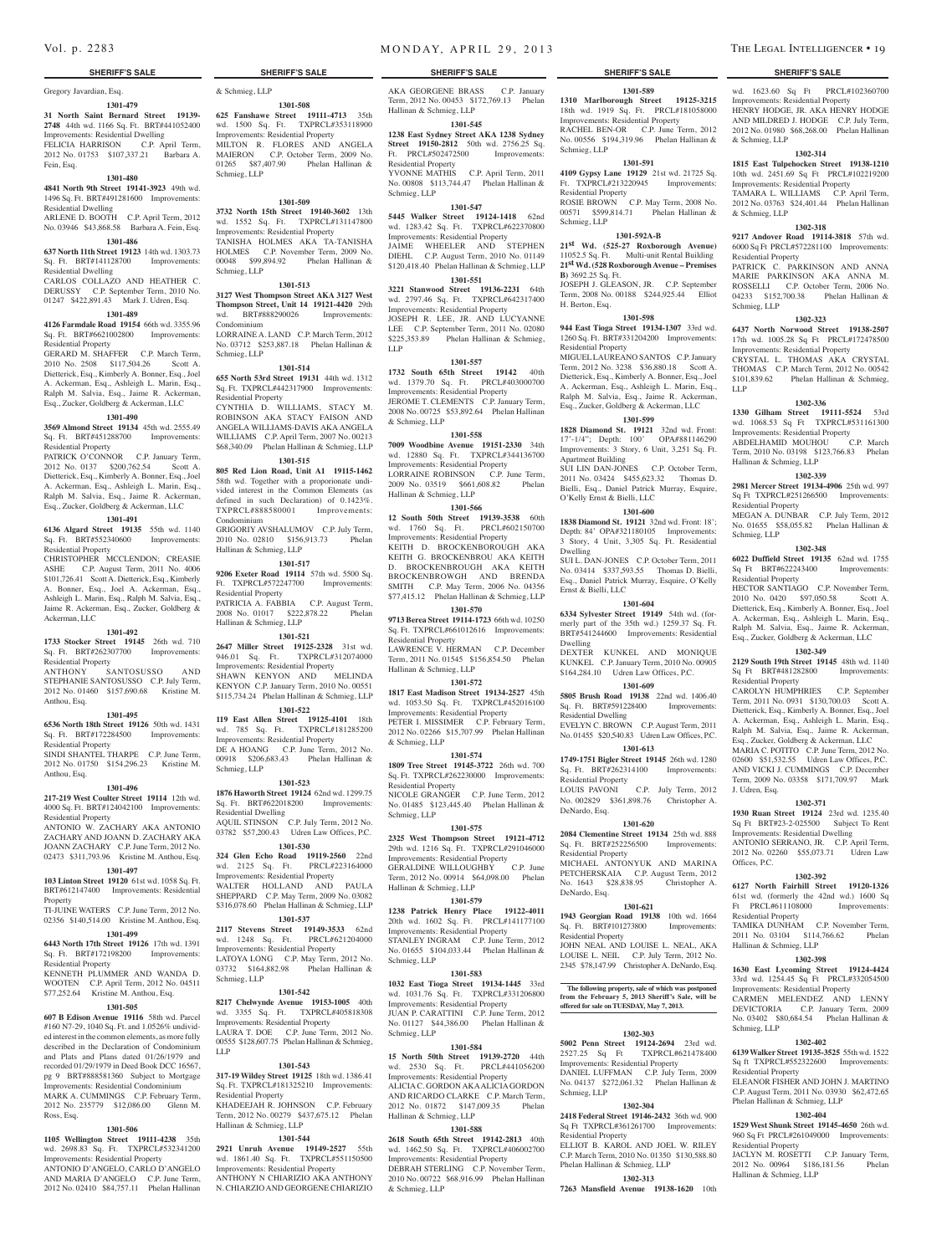## SHERIFF'S SALE

Gregory Javardian, Esq.

**1301-479**

**31 North Saint Bernard Street 19139-2748** 44th wd. 1166 Sq. Ft. BRT#441052400 Improvements: Residential Dwelling

FELICIA HARRISON C.P. April Term, 2012 No. 01753 $107,337.21 Barbara A. Fein, Esq.

**1301-480**

**4841 North 9th Street 19141-3923** 49th wd. 1496 Sq. Ft. BRT#491281600 Improvements: Residential Dwelling

ARLENE D. BOOTH C.P. April Term, 2012 No. 03946 $43,868.58 Barbara A. Fein, Esq.

**1301-486**

**637 North 11th Street 19123** 14th wd. 1303.73 Sq. Ft. BRT#141128700 Improvements: Residential Dwelling

CARLOS COLLAZO AND HEATHER C. DERUSSY C.P. September Term, 2010 No. 01247 $422,891.43 Mark J. Udren, Esq.

**1301-489**

**4126 Farmdale Road 19154** 66th wd. 3355.96 Sq. Ft. BRT#6621002800 Improvements: Residential Property

GERARD M. SHAFFER C.P. March Term, 2010 No. 2508 $117,504.26 Scott A. Dietterick, Esq., Kimberly A. Bonner, Esq., Joel A. Ackerman, Esq., Ashleigh L. Marin, Esq., Ralph M. Salvia, Esq., Jaime R. Ackerman, Esq., Zucker, Goldberg & Ackerman, LLC

**1301-490**

**3569 Almond Street 19134** 45th wd. 2555.49 Sq. Ft. BRT#451288700 Improvements: Residential Property

PATRICK O'CONNOR C.P. January Term, 2012 No. 0137 $200,762.54 Scott A. Dietterick, Esq., Kimberly A. Bonner, Esq., Joel A. Ackerman, Esq., Ashleigh L. Marin, Esq., Ralph M. Salvia, Esq., Jaime R. Ackerman, Esq., Zucker, Goldberg & Ackerman, LLC

**1301-491**

**6136 Algard Street 19135** 55th wd. 1140 Sq. Ft. BRT#552340600 Improvements: Residential Property

CHRISTOPHER MCCLENDON; CREASIE ASHE C.P. August Term, 2011 No. 4006 $101,726.41 Scott A. Dietterick, Esq., Kimberly A. Bonner, Esq., Joel A. Ackerman, Esq., Ashleigh L. Marin, Esq., Ralph M. Salvia, Esq., Jaime R. Ackerman, Esq., Zucker, Goldberg & Ackerman, LLC

**1301-492**

**1733 Stocker Street 19145** 26th wd. 710 Sq. Ft. BRT#262307700 Improvements: Residential Property

ANTHONY SANTOSUSSO AND STEPHANIE SANTOSUSSO C.P. July Term, 2012 No. 01460 $157,690.68 Kristine M. Anthou, Esq.

**1301-495**

**6536 North 18th Street 19126** 50th wd. 1431 Sq. Ft. BRT#172284500 Improvements: Residential Property

SINDI SHANTEL THARPE C.P. June Term, 2012 No. 01750 $154,296.23 Kristine M. Anthou, Esq.

**1301-496**

**217-219 West Coulter Street 19114** 12th wd. 4000 Sq. Ft. BRT#124042100 Improvements: Residential Property

ANTONIO W. ZACHARY AKA ANTONIO ZACHARY AND JOANN D. ZACHARY AKA JOANN ZACHARY C.P. June Term, 2012 No. 02473 $311,793.96 Kristine M. Anthou, Esq.

**1301-497**

**103 Linton Street 19120** 61st wd. 1058 Sq. Ft. BRT#612147400 Improvements: Residential Property

TI-JUINE WATERS C.P. June Term, 2012 No. 02356 $140,514.00 Kristine M. Anthou, Esq.

**1301-499**

**6443 North 17th Street 19126** 17th wd. 1391 Sq. Ft. BRT#172198200 Improvements: Residential Property

KENNETH PLUMMER AND WANDA D. WOOTEN C.P. April Term, 2012 No. 04511 $77,252.64 Kristine M. Anthou, Esq.

**1301-505**

**607 B Edison Avenue 19116** 58th wd. Parcel #160 N7-29, 1040 Sq. Ft. and 1.0526% undivided interest in the common elements, as more fully described in the Declaration of Condominium and Plats and Plans dated 01/26/1979 and recorded 01/29/1979 in Deed Book DCC 16567, pg 9 BRT#888581360 Subject to Mortgage Improvements: Residential Condominium

MARK A. CUMMINGS C.P. February Term, 2012 No. 235779 $12,086.00 Glenn M. Ross, Esq.

**1301-506**

**1105 Wellington Street 19111-4238** 35th wd. 2698.83 Sq. Ft. TXPRCL#532341200 Improvements: Residential Property

ANTONIO D'ANGELO, CARLO D'ANGELO AND MARIA D'ANGELO C.P. June Term, 2012 No. 02410 $84,757.11 Phelan Hallinan & Schmieg, LLP

**1301-508**

**625 Fanshawe Street 19111-4713** 35th wd. 1500 Sq. Ft. TXPRCL#353118900 Improvements: Residential Property

MILTON R. FLORES AND ANGELA MAIERON C.P. October Term, 2009 No. 01265 $87,407.90 Phelan Hallinan & Schmieg, LLP

**1301-509**

**3732 North 15th Street 19140-3602** 13th wd. 1552 Sq. Ft. TXPRCL#131147800 Improvements: Residential Property

TANISHA HOLMES AKA TA-TANISHA HOLMES C.P. November Term, 2009 No. 00048 $99,894.92 Phelan Hallinan & Schmieg, LLP

**1301-513**

**3127 West Thompson Street AKA 3127 West Thompson Street, Unit 14 19121-4420** 29th wd. BRT#888290026 Improvements: Condominium

LORRAINE A. LAND C.P. March Term, 2012 No. 03712 $253,887.18 Phelan Hallinan & Schmieg, LLP

**1301-514**

**655 North 53rd Street 19131** 44th wd. 1312 Sq. Ft. TXPRCL#442317900 Improvements: Residential Property

CYNTHIA D. WILLIAMS, STACY M. ROBINSON AKA STACY FAISON AND ANGELA WILLIAMS-DAVIS AKA ANGELA WILLIAMS C.P. April Term, 2007 No. 00213 $68,340.09 Phelan Hallinan & Schmieg, LLP

**1301-515**

**805 Red Lion Road, Unit A1 19115-1462** 58th wd. Together with a proporionate undivided interest in the Common Elements (as defined in such Declaration) of 0.1423%. TXPRCL#888580001 Improvements: Condominium

GRIGORIY AVSHALUMOV C.P. July Term, 2010 No. 02810 $156,913.73 Phelan Hallinan & Schmieg, LLP

**1301-517**

**9206 Exeter Road 19114** 57th wd. 5500 Sq. Ft. TXPRCL#572247700 Improvements: Residential Property

PATRICIA A. FABBIA C.P. August Term, 2008 No. 01017 $222,878.22 Phelan Hallinan & Schmieg, LLP

**1301-521**

**2647 Miller Street 19125-2328** 31st wd. 946.01 Sq. Ft. TXPRCL#312074000 Improvements: Residential Property

SHAWN KENYON AND MELINDA KENYON C.P. January Term, 2010 No. 00551 $115,734.24 Phelan Hallinan & Schmieg, LLP

**1301-522**

**119 East Allen Street 19125-4101** 18th wd. 785 Sq. Ft. TXPRCL#181285200 Improvements: Residential Property

DE A HOANG C.P. June Term, 2012 No. 00918 $206,683.43 Phelan Hallinan & Schmieg, LLP

**1301-523**

**1876 Haworth Street 19124** 62nd wd. 1299.75 Sq. Ft. BRT#622018200 Improvements: Residential Dwelling

AQUIL STINSON C.P. July Term, 2012 No. 03782 $57,200.43 Udren Law Offices, P.C.

**1301-530**

**324 Glen Echo Road 19119-2560** 22nd wd. 2125 Sq. Ft. PRCL#223164000 Improvements: Residential Property

WALTER HOLLAND AND PAULA SHEPPARD C.P. May Term, 2009 No. 03082 $316,078.60 Phelan Hallinan & Schmieg, LLP

**1301-537**

**2117 Stevens Street 19149-3533** 62nd wd. 1248 Sq. Ft. PRCL#621204000 Improvements: Residential Property

LATOYA LONG C.P. May Term, 2012 No. 03732 $164,882.98 Phelan Hallinan & Schmieg, LLP

**1301-542**

**8217 Chelwynde Avenue 19153-1005** 40th wd. 3355 Sq. Ft. TXPRCL#405818308 Improvements: Residential Property

LAURA T. DOE C.P. June Term, 2012 No. 00555 $128,607.75 Phelan Hallinan & Schmieg, LLP

**1301-543**

**317-19 Wildey Street 19125** 18th wd. 1386.41 Sq. Ft. TXPRCL#181325210 Improvements: Residential Property

KHADEEJAH R. JOHNSON C.P. February Term, 2012 No. 00279 $437,675.12 Phelan Hallinan & Schmieg, LLP

**1301-544**

**2921 Unruh Avenue 19149-2527** 55th wd. 1861.40 Sq. Ft. TXPRCL#551150500 Improvements: Residential Property

ANTHONY N CHIARIZIO AKA ANTHONY N. CHIARZIO AND GEORGENE CHIARIZIO AKA GEORGENE BRASS C.P. January Term, 2012 No. 00453 $172,769.13 Phelan Hallinan & Schmieg, LLP

**1301-545**

**1238 East Sydney Street AKA 1238 Sydney Street 19150-2812** 50th wd. 2756.25 Sq. Ft. PRCL#502472500 Improvements: Residential Property

YVONNE MATHIS C.P. April Term, 2011 No. 00808 $113,744.47 Phelan Hallinan & Schmieg, LLP

**1301-547**

**5445 Walker Street 19124-1418** 62nd wd. 1283.42 Sq. Ft. TXPRCL#622370800 Improvements: Residential Property

JAIME WHEELER AND STEPHEN DIEHL C.P. August Term, 2010 No. 01149 $120,418.40 Phelan Hallinan & Schmieg, LLP

**1301-551**

**3221 Stanwood Street 19136-2231** 64th wd. 2797.46 Sq. Ft. TXPRCL#642317400 Improvements: Residential Property

JOSEPH R. LEE, JR. AND LUCYANNE LEE C.P. September Term, 2011 No. 02080 $225,353.89 Phelan Hallinan & Schmieg, LLP

**1301-557**

**1732 South 65th Street 19142** 40th wd. 1379.70 Sq. Ft. PRCL#403000700 Improvements: Residential Property

JEROME T. CLEMENTS C.P. January Term, 2008 No. 00725 $53,892.64 Phelan Hallinan & Schmieg, LLP

**1301-558**

**7009 Woodbine Avenue 19151-2330** 34th wd. 12880 Sq. Ft. TXPRCL#344136700 Improvements: Residential Property

LORRAINE ROBINSON C.P. June Term, 2009 No. 03519 $661,608.82 Phelan Hallinan & Schmieg, LLP

**1301-566**

**12 South 60th Street 19139-3538** 60th wd. 1760 Sq. Ft. PRCL#602150700 Improvements: Residential Property

KEITH D. BROCKENBOROUGH AKA KEITH G. BROCKENBROU AKA KEITH D. BROCKENBROWGH AKA KEITH BROCKENBROWGH AND BRENDA SMITH C.P. May Term, 2006 No. 04356 $77,415.12 Phelan Hallinan & Schmieg, LLP

**1301-570**

**9713 Berea Street 19114-1723** 66th wd. 10250 Sq. Ft. TXPRCL#661012616 Improvements: Residential Property

LAWRENCE V. HERMAN C.P. December Term, 2011 No. 01545 $156,854.50 Phelan Hallinan & Schmieg, LLP

**1301-572**

**1817 East Madison Street 19134-2527** 45th wd. 1053.50 Sq. Ft. TXPRCL#452016100 Improvements: Residential Property

PETER I. MISSIMER C.P. February Term, 2012 No. 02266 $15,707.99 Phelan Hallinan & Schmieg, LLP

**1301-574**

**1809 Tree Street 19145-3722** 26th wd. 700 Sq. Ft. TXPRCL#262230000 Improvements: Residential Property

NICOLE GRANGER C.P. June Term, 2012 No. 01485 $123,445.40 Phelan Hallinan & Schmieg, LLP

**1301-575**

**2325 West Thompson Street 19121-4712** 29th wd. 1216 Sq. Ft. TXPRCL#291046000 Improvements: Residential Property

GERALDINE WILLOUGHBY C.P. June Term, 2012 No. 00914 $64,098.00 Phelan Hallinan & Schmieg, LLP

**1301-579**

**1238 Patrick Henry Place 19122-4011** 20th wd. 1602 Sq. Ft. PRCL#141177100 Improvements: Residential Property

STANLEY INGRAM C.P. June Term, 2012 No. 01655 $104,033.44 Phelan Hallinan & Schmieg, LLP

**1301-583**

**1032 East Tioga Street 19134-1445** 33rd wd. 1031.76 Sq. Ft. TXPRCL#331206800 Improvements: Residential Property

JUAN P. CARATTINI C.P. June Term, 2012 No. 01127 $44,386.00 Phelan Hallinan & Schmieg, LLP

**1301-584**

**15 North 50th Street 19139-2720** 44th wd. 2530 Sq. Ft. PRCL#441056200 Improvements: Residential Property

ALICIA C. GORDON AKA ALICIA GORDON AND RICARDO CLARKE C.P. March Term, 2012 No. 01872 $147,009.35 Phelan Hallinan & Schmieg, LLP

**1301-588**

**2618 South 65th Street 19142-2813** 40th wd. 1462.50 Sq. Ft. TXPRCL#406002700 Improvements: Residential Property

DEBRAH STERLING C.P. November Term, 2010 No. 00722 $68,916.99 Phelan Hallinan & Schmieg, LLP

**1301-589**

**1310 Marlborough Street 19125-3215** 18th wd. 1919 Sq. Ft. PRCL#181058000 Improvements: Residential Property

RACHEL BEN-OR C.P. June Term, 2012 No. 00556 $194,319.96 Phelan Hallinan & Schmieg, LLP

**1301-591**

**4109 Gypsy Lane 19129** 21st wd. 21725 Sq. Ft. TXPRCL#213220945 Improvements: Residential Property

ROSIE BROWN C.P. May Term, 2008 No. 00571 $599,814.71 Phelan Hallinan & Schmieg, LLP

**1301-592A-B**

**21st Wd. (525-27 Roxborough Avenue)** 11052.5 Sq. Ft. Multi-unit Rental Building

**21st Wd. (528 Roxborough Avenue – Premises B)** 3692.25 Sq. Ft.

JOSEPH J. GLEASON, JR. C.P. September Term, 2008 No. 00188 $244,925.44 Elliot H. Berton, Esq.

**1301-598**

**944 East Tioga Street 19134-1307** 33rd wd. 1260 Sq. Ft. BRT#331204200 Improvements: Residential Property

MIGUEL LAUREANO SANTOS C.P. January Term, 2012 No. 3238 $36,880.18 Scott A. Dietterick, Esq., Kimberly A. Bonner, Esq., Joel A. Ackerman, Esq., Ashleigh L. Marin, Esq., Ralph M. Salvia, Esq., Jaime R. Ackerman, Esq., Zucker, Goldberg & Ackerman, LLC

**1301-599**

**1828 Diamond St. 19121** 32nd wd. Front: 17'-1/4"; Depth: 100' OPA#881146290 Improvements: 3 Story, 6 Unit, 3,251 Sq. Ft. Apartment Building

SUI LIN DAN-JONES C.P. October Term, 2011 No. 03424 $455,623.32 Thomas D. Bielli, Esq., Daniel Patrick Murray, Esquire, O'Kelly Ernst & Bielli, LLC

**1301-600**

**1838 Diamond St. 19121** 32nd wd. Front: 18'; Depth: 84' OPA#321180105 Improvements: 3 Story, 4 Unit, 3,305 Sq. Ft. Residential Dwelling

SUI L. DAN-JONES C.P. October Term, 2011 No. 03414 $337,593.55 Thomas D. Bielli, Esq., Daniel Patrick Murray, Esquire, O'Kelly Ernst & Bielli, LLC

**1301-604**

**6334 Sylvester Street 19149** 54th wd. (formerly part of the 35th wd.) 1259.37 Sq. Ft. BRT#541244600 Improvements: Residential Dwelling

DEXTER KUNKEL AND MONIQUE KUNKEL C.P. January Term, 2010 No. 00905 $164,284.10 Udren Law Offices, P.C.

**1301-609**

**5805 Brush Road 19138** 22nd wd. 1406.40 Sq. Ft. BRT#591228400 Improvements: Residential Dwelling

EVELYN C. BROWN C.P. August Term, 2011 No. 01455 $20,540.83 Udren Law Offices, P.C.

**1301-613**

**1749-1751 Bigler Street 19145** 26th wd. 1280 Sq. Ft. BRT#262314100 Improvements: Residential Property

LOUIS PAVONI C.P. July Term, 2012 No. 002829 $361,898.76 Christopher A. DeNardo, Esq.

**1301-620**

**2084 Clementine Street 19134** 25th wd. 888 Sq. Ft. BRT#252256500 Improvements: Residential Property

MICHAEL ANTONYUK AND MARINA PETCHERSKAIA C.P. August Term, 2012 No. 1643 $28,838.95 Christopher A. DeNardo, Esq.

**1301-621**

**1943 Georgian Road 19138** 10th wd. 1664 Sq. Ft. BRT#101273800 Improvements: Residential Property

JOHN NEAL AND LOUISE L. NEAL, AKA LOUISE L. NEIL C.P. July Term, 2012 No. 2345 $78,147.99 Christopher A. DeNardo, Esq.

---

**The following property, sale of which was postponed from the February 5, 2013 Sheriff's Sale, will be offered for sale on TUESDAY, May 7, 2013.**

**1302-303**

**5002 Penn Street 19124-2694** 23rd wd. 2527.25 Sq Ft TXPRCL#621478400 Improvements: Residential Property

DANIEL LUFFMAN C.P. July Term, 2009 No. 04137 $272,061.32 Phelan Hallinan & Schmieg LLP

**1302-304**

**2418 Federal Street 19146-2432** 36th wd. 900 Sq Ft TXPRCL#361261700 Improvements: Residential Property

ELLIOT B. KAROL AND JOEL W. RILEY C.P. March Term, 2010 No. 01350 $130,588.80 Phelan Hallinan & Schmieg, LLP

**1302-313**

**7263 Mansfield Avenue 19138-1620** 10th wd. 1623.60 Sq Ft PRCL#102360700 Improvements: Residential Property

HENRY HODGE, JR. AKA HENRY HODGE AND MILDRED J. HODGE C.P. July Term, 2012 No. 01980 $68,268.00 Phelan Hallinan & Schmieg, LLP

**1302-314**

**1815 East Tulpehocken Street 19138-1210** 10th wd. 2451.69 Sq Ft PRCL#102219200 Improvements: Residential Property

TAMARA L. WILLIAMS C.P. April Term, 2012 No. 03763 $24,401.44 Phelan Hallinan & Schmieg, LLP

**1302-318**

**9217 Andover Road 19114-3818** 57th wd. 6000 Sq Ft PRCL#572281100 Improvements: Residential Property

PATRICK C. PARKINSON AND ANNA MARIE PARKINSON AKA ANNA M. ROSSELLI C.P. October Term, 2006 No. 04233 $152,700.38 Phelan Hallinan & Schmieg, LLP

**1302-323**

**6437 North Norwood Street 19138-2507** 17th wd. 1005.28 Sq Ft PRCL#172478500 Improvements: Residential Property

CRYSTAL L. THOMAS AKA CRYSTAL THOMAS C.P. March Term, 2012 No. 00542 $101,839.62 Phelan Hallinan & Schmieg, LLP

**1302-336**

**1330 Gilham Street 19111-5524** 53rd wd. 1068.53 Sq Ft TXPRCL#531161300 Improvements: Residential Property

ABDELHAMID MOUHOU C.P. March Term, 2010 No. 03198 $123,766.83 Phelan Hallinan & Schmieg, LLP

**1302-339**

**2981 Mercer Street 19134-4906** 25th wd. 997 Sq Ft TXPRCL#251266500 Improvements: Residential Property

MEGAN A. DUNBAR C.P. July Term, 2012 No. 01655 $58,055.82 Phelan Hallinan & Schmieg, LLP

**1302-348**

**6022 Duffield Street 19135** 62nd wd. 1755 Sq Ft BRT#622243400 Improvements: Residential Property

HECTOR SANTIAGO C.P. November Term, 2010 No. 0420 $97,050.58 Scott A. Dietterick, Esq., Kimberly A. Bonner, Esq., Joel A. Ackerman, Esq., Ashleigh L. Marin, Esq., Ralph M. Salvia, Esq., Jaime R. Ackerman, Esq., Zucker, Goldberg & Ackerman, LLC

**1302-349**

**2129 South 19th Street 19145** 48th wd. 1140 Sq Ft BRT#481282800 Improvements: Residential Property

CAROLYN HUMPHRIES C.P. September Term, 2011 No. 0931 $130,700.03 Scott A. Dietterick, Esq., Kimberly A. Bonner, Esq., Joel A. Ackerman, Esq., Ashleigh L. Marin, Esq., Ralph M. Salvia, Esq., Jaime R. Ackerman, Esq., Zucker, Goldberg & Ackerman, LLC

MARIA C. POTITO C.P. June Term, 2012 No. 02600 $51,532.55 Udren Law Offices, P.C. AND VICKI J. CUMMINGS C.P. December Term, 2009 No. 03358 $171,709.97 Mark J. Udren, Esq.

**1302-371**

**1930 Ruan Street 19124** 23rd wd. 1235.40 Sq Ft BRT#23-2-025500 Subject To Rent Improvements: Residential Dwelling

ANTONIO SERRANO, JR. C.P. April Term, 2012 No. 02260 $55,073.71 Udren Law Offices, P.C.

**1302-392**

**6127 North Fairhill Street 19120-1326** 61st wd. (formerly the 42nd wd.) 1600 Sq Ft PRCL#611108000 Improvements: Residential Property

TAMIKA DUNHAM C.P. November Term, 2011 No. 03104 $114,766.62 Phelan Hallinan & Schmieg, LLP

**1302-398**

**1630 East Lycoming Street 19124-4424** 33rd wd. 1254.45 Sq Ft PRCL#332054500 Improvements: Residential Property

CARMEN MELENDEZ AND LENNY DEVICTORIA C.P. January Term, 2009 No. 03402 $80,684.54 Phelan Hallinan & Schmieg, LLP

**1302-402**

**6139 Walker Street 19135-3525** 55th wd. 1522 Sq ft TXPRCL#552322600 Improvements: Residential Property

ELEANOR FISHER AND JOHN J. MARTINO C.P. August Term, 2011 No. 03930 $62,472.65 Phelan Hallinan & Schmieg, LLP

**1302-404**

**1529 West Shunk Street 19145-4650** 26th wd. 960 Sq Ft PRCL#261049000 Improvements: Residential Property

JACLYN M. ROSETTI C.P. January Term, 2012 No. 00964 $186,181.56 Phelan Hallinan & Schmieg, LLP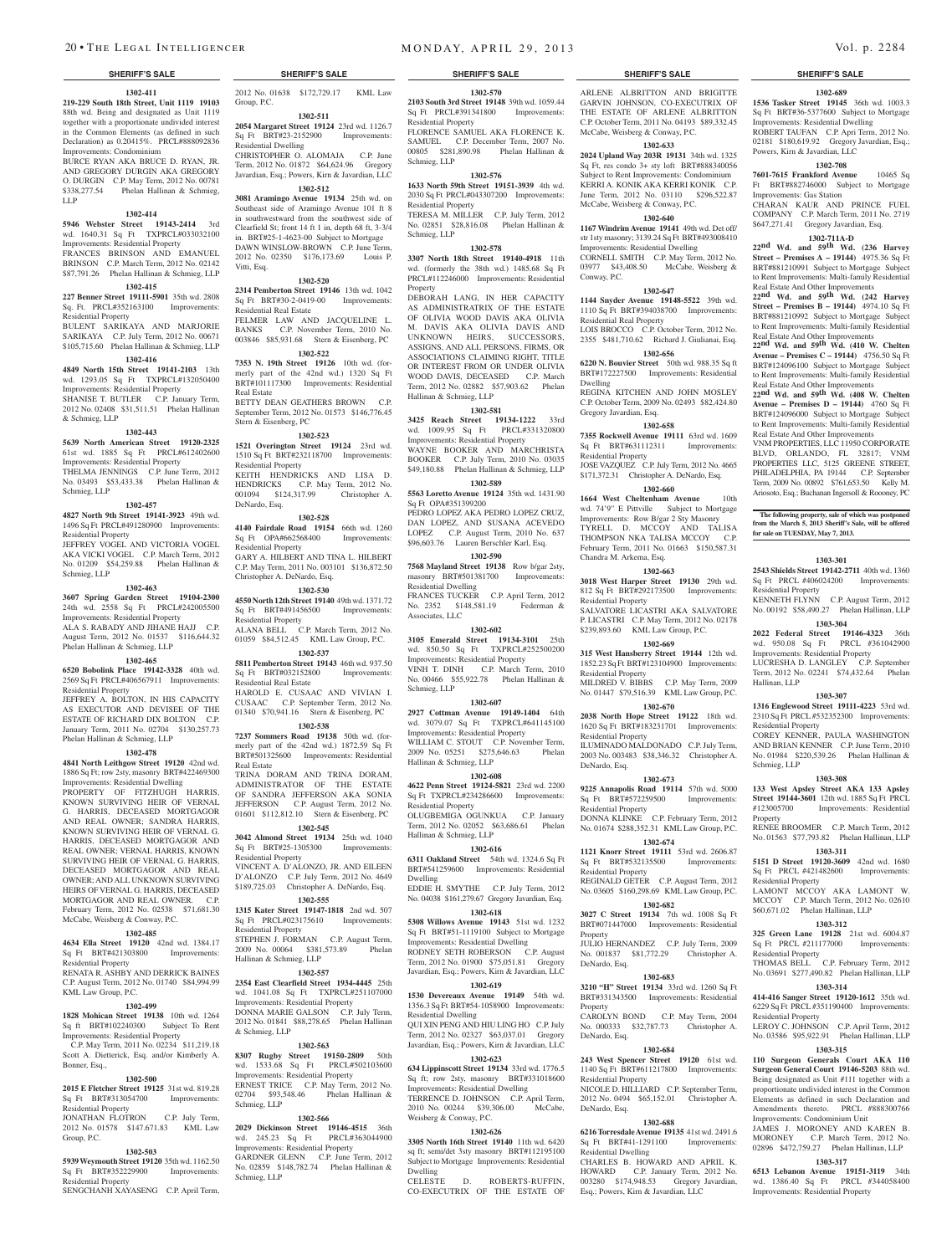**SHERIFF'S SALE**

**1302-411**

**219-229 South 18th Street, Unit 1119 19103** 88th wd. Being and designated as Unit 1119 together with a proportionate undivided interest in the Common Elements (as defined in such Declaration) as 0.20415%. PRCL#888092836 Improvements: Condominium

BURCE RYAN AKA BRUCE D. RYAN, JR. AND GREGORY DURGIN AKA GREGORY O. DURGIN C.P. May Term, 2012 No. 00781 $338,277.54 Phelan Hallinan & Schmieg, LLP

**1302-414**

**5946 Webster Street 19143-2414** 3rd wd. 1640.31 Sq Ft TXPRCL#033032100 Improvements: Residential Property

FRANCES BRINSON AND EMANUEL BRINSON C.P. March Term, 2012 No. 02142 $87,791.26 Phelan Hallinan & Schmieg, LLP

**1302-415**

**227 Benner Street 19111-5901** 35th wd. 2808 Sq. Ft. PRCL#352163100 Improvements: Residential Property

BULENT SARIKAYA AND MARJORIE SARIKAYA C.P. July Term, 2012 No. 00671 $105,715.60 Phelan Hallinan & Schmieg, LLP

**1302-416**

**4849 North 15th Street 19141-2103** 13th wd. 1293.05 Sq Ft TXPRCL#132050400 Improvements: Residential Property

SHANISE T. BUTLER C.P. January Term, 2012 No. 02408 $31,511.51 Phelan Hallinan & Schmieg, LLP

**1302-443**

**5639 North American Street 19120-2325** 61st wd. 1885 Sq Ft PRCL#612402600 Improvements: Residential Property

THELMA JENNINGS C.P. June Term, 2012 No. 03493 $53,433.38 Phelan Hallinan & Schmieg, LLP

**1302-457**

**4827 North 9th Street 19141-3923** 49th wd. 1496 Sq Ft PRCL#491280900 Improvements: Residential Property

JEFFREY VOGEL AND VICTORIA VOGEL AKA VICKI VOGEL C.P. March Term, 2012 No. 01209 $54,259.88 Phelan Hallinan & Schmieg, LLP

**1302-463**

**3607 Spring Garden Street 19104-2300** 24th wd. 2558 Sq Ft PRCL#242005500 Improvements: Residential Property

ALA S. RABADY AND JIHANE HAJJ C.P. August Term, 2012 No. 01537 $116,644.32 Phelan Hallinan & Schmieg, LLP

**1302-465**

**6520 Bobolink Place 19142-3328** 40th wd. 2569 Sq Ft PRCL#406567911 Improvements: Residential Property

JEFFREY A. BOLTON, IN HIS CAPACITY AS EXECUTOR AND DEVISEE OF THE ESTATE OF RICHARD DIX BOLTON C.P. January Term, 2011 No. 02704 $130,257.73 Phelan Hallinan & Schmieg, LLP

**1302-478**

**4841 North Leithgow Street 19120** 42nd wd. 1886 Sq Ft; row 2sty, masonry BRT#422469300 Improvements: Residential Dwelling

PROPERTY OF FITZHUGH HARRIS, KNOWN SURVIVING HEIR OF VERNAL G. HARRIS, DECEASED MORTGAGOR AND REAL OWNER; SANDRA HARRIS, KNOWN SURVIVING HEIR OF VERNAL G. HARRIS, DECEASED MORTGAGOR AND REAL OWNER; VERNAL HARRIS, KNOWN SURVIVING HEIR OF VERNAL G. HARRIS, DECEASED MORTGAGOR AND REAL OWNER; AND ALL UNKNOWN SURVIVING HEIRS OF VERNAL G. HARRIS, DECEASED MORTGAGOR AND REAL OWNER. C.P. February Term, 2012 No. 02538 $71,681.30 McCabe, Weisberg & Conway, P.C.

**1302-485**

**4634 Ella Street 19120** 42nd wd. 1384.17 Sq Ft BRT#421303800 Improvements: Residential Property

RENATA R. ASHBY AND DERRICK BAINES C.P. August Term, 2012 No. 01740 $84,994.99 KML Law Group, P.C.

**1302-499**

**1828 Mohican Street 19138** 10th wd. 1264 Sq Ft BRT#102240300 Subject To Rent Improvements: Residential Property

C.P. May Term, 2011 No. 02234 $11,219.18 Scott A. Dietterick, Esq. and/or Kimberly A. Bonner, Esq.,

**1302-500**

**2015 E Fletcher Street 19125** 31st wd. 819.28 Sq Ft BRT#313054700 Improvements: Residential Property

JONATHAN FLOTRON C.P. July Term, 2012 No. 01578 $147,671.83 KML Law Group, P.C.

**1302-503**

**5939 Weymouth Street 19120** 35th wd. 1162.50 Sq Ft BRT#352229900 Improvements: Residential Property

SENGCHANH XAYASENG C.P. April Term, 2012 No. 01638 $172,729.17 KML Law Group, P.C.

**1302-511**

**2054 Margaret Street 19124** 23rd wd. 1126.7 Sq Ft BRT#23-2152900 Improvements: Residential Dwelling

CHRISTOPHER O. ALOMAJA C.P. June Term, 2012 No. 01872 $64,624.96 Gregory Javardian, Esq.; Powers, Kirn & Javardian, LLC

**1302-512**

**3081 Aramingo Avenue 19134** 25th wd. on Southeast side of Aramingo Avenue 101 ft 8 in southwestward from the southwest side of Clearfield St; front 14 ft 1 in, depth 68 ft, 3-3/4 in. BRT#25-1-4623-00 Subject to Mortgage

DAWN WINSLOW-BROWN C.P. June Term, 2012 No. 02350 $176,173.69 Louis P. Vitti, Esq.

**1302-520**

**2314 Pemberton Street 19146** 13th wd. 1042 Sq Ft BRT#30-2-0419-00 Improvements: Residential Real Estate

FELMER LAW AND JACQUELINE L. BANKS C.P. November Term, 2010 No. 003846 $85,931.68 Stern & Eisenberg, PC

**1302-522**

**7353 N. 19th Street 19126** 10th wd. (formerly part of the 42nd wd.) 1320 Sq Ft BRT#101117300 Improvements: Residential Real Estate

BETTY DEAN GEATHERS BROWN C.P. September Term, 2012 No. 01573 $146,776.45 Stern & Eisenberg, PC

**1302-523**

**1521 Overington Street 19124** 23rd wd. 1510 Sq Ft BRT#232118700 Improvements: Residential Property

KEITH HENDRICKS AND LISA D. HENDRICKS C.P. May Term, 2012 No. 001094 $124,317.99 Christopher A. DeNardo, Esq.

**1302-528**

**4140 Fairdale Road 19154** 66th wd. 1260 Sq Ft OPA#662568400 Improvements: Residential Property

GARY A. HILBERT AND TINA L. HILBERT C.P. May Term, 2011 No. 003101 $136,872.50 Christopher A. DeNardo, Esq.

**1302-530**

**4550 North 12th Street 19140** 49th wd. 1371.72 Sq Ft BRT#491456500 Improvements: Residential Property

ALANA BELL C.P. March Term, 2012 No. 01059 $84,512.45 KML Law Group, P.C.

**1302-537**

**5811 Pemberton Street 19143** 46th wd. 937.50 Sq Ft BRT#032152800 Improvements: Residential Real Estate

HAROLD E. CUSAAC AND VIVIAN I. CUSAAC C.P. September Term, 2012 No. 01340 $70,941.16 Stern & Eisenberg, PC

**1302-538**

**7237 Sommers Road 19138** 50th wd. (formerly part of the 42nd wd.) 1872.59 Sq Ft BRT#501325600 Improvements: Residential Real Estate

TRINA DORAM AND TRINA DORAM, ADMINISTRATOR OF THE ESTATE OF SANDRA JEFFERSON AKA SONIA JEFFERSON C.P. August Term, 2012 No. 01601 $112,812.10 Stern & Eisenberg, PC

**1302-545**

**3042 Almond Street 19134** 25th wd. 1040 Sq Ft BRT#25-1305300 Improvements: Residential Property

VINCENT A. D'ALONZO, JR. AND EILEEN D'ALONZO C.P. July Term, 2012 No. 4649 $189,725.03 Christopher A. DeNardo, Esq.

**1302-555**

**1315 Kater Street 19147-1818** 2nd wd. 507 Sq Ft PRCL#023175610 Improvements: Residential Property

STEPHEN J. FORMAN C.P. August Term, 2009 No. 00064 $381,573.89 Phelan Hallinan & Schmieg, LLP

**1302-557**

**2354 East Clearfield Street 19134-4445** 25th wd. 1041.08 Sq Ft TXPRCL#251107000 Improvements: Residential Property

DONNA MARIE GALSON C.P. July Term, 2012 No. 01841 $88,278.65 Phelan Hallinan & Schmieg, LLP

**1302-563**

**8307 Rugby Street 19150-2809** 50th wd. 1533.68 Sq Ft PRCL#502103600 Improvements: Residential Property

ERNEST TRICE C.P. May Term, 2012 No. 02704 $93,548.46 Phelan Hallinan & Schmieg, LLP

**1302-566**

**2029 Dickinson Street 19146-4515** 36th wd. 245.23 Sq Ft PRCL#363044900 Improvements: Residential Property

GARDNER GLENN C.P. June Term, 2012 No. 02859 $148,782.74 Phelan Hallinan & Schmieg, LLP

**1302-570**

**2103 South 3rd Street 19148** 39th wd. 1059.44 Sq Ft PRCL#391341800 Improvements: Residential Property

FLORENCE SAMUEL AKA FLORENCE K. SAMUEL C.P. December Term, 2007 No. 00805 $281,890.98 Phelan Hallinan & Schmieg, LLP

**1302-576**

**1633 North 59th Street 19151-3939** 4th wd. 2030 Sq Ft PRCL#043307200 Improvements: Residential Property

TERESA M. MILLER C.P. July Term, 2012 No. 02851 $28,816.08 Phelan Hallinan & Schmieg, LLP

**1302-578**

**3307 North 18th Street 19140-4918** 11th wd. (formerly the 38th wd.) 1485.68 Sq Ft PRCL#112246000 Improvements: Residential Property

DEBORAH LANG, IN HER CAPACITY AS ADMINISTRATRIX OF THE ESTATE OF OLIVIA WOOD DAVIS AKA OLIVIA M. DAVIS AKA OLIVIA DAVIS AND UNKNOWN HEIRS, SUCCESSORS, ASSIGNS, AND ALL PERSONS, FIRMS, OR ASSOCIATIONS CLAIMING RIGHT, TITLE OR INTEREST FROM OR UNDER OLIVIA WOOD DAVIS, DECEASED C.P. March Term, 2012 No. 02882 $57,903.62 Phelan Hallinan & Schmieg, LLP

**1302-581**

**3425 Reach Street 19134-1222** 33rd wd. 1009.95 Sq Ft PRCL#331320800 Improvements: Residential Property

WAYNE BOOKER AND MARCHRISTA BOOKER C.P. July Term, 2010 No. 03035 $49,180.88 Phelan Hallinan & Schmieg, LLP

**1302-589**

**5563 Loretto Avenue 19124** 35th wd. 1431.90 Sq Ft OPA#351399200

PEDRO LOPEZ AKA PEDRO LOPEZ CRUZ, DAN LOPEZ, AND SUSANA ACEVEDO LOPEZ C.P. August Term, 2010 No. 637 $96,603.76 Lauren Berschler Karl, Esq.

**1302-590**

**7568 Mayland Street 19138** Row b/gar 2sty, masonry BRT#501381700 Improvements: Residential Dwelling

FRANCES TUCKER C.P. April Term, 2012 No. 2352 $148,581.19 Federman & Associates, LLC

**1302-602**

**3105 Emerald Street 19134-3101** 25th wd. 850.50 Sq Ft TXPRCL#252500200 Improvements: Residential Property

VINH T. DINH C.P. March Term, 2010 No. 00466 $55,922.78 Phelan Hallinan & Schmieg, LLP

**1302-607**

**2927 Cottman Avenue 19149-1404** 64th wd. 3079.07 Sq Ft TXPRCL#641145100 Improvements: Residential Property

WILLIAM C. STOUT C.P. November Term, 2009 No. 05251 $275,646.63 Phelan Hallinan & Schmieg, LLP

**1302-608**

**4622 Penn Street 19124-5821** 23rd wd. 2200 Sq Ft TXPRCL#234286600 Improvements: Residential Property

OLUGBEMIGA OGUNKUA C.P. January Term, 2012 No. 02052 $63,686.61 Phelan Hallinan & Schmieg, LLP

**1302-616**

**6311 Oakland Street 19149** 54th wd. 1324.6 Sq Ft BRT#541259600 Improvements: Residential Dwelling

EDDIE H. SMYTHE C.P. July Term, 2012 No. 04038 $161,279.67 Gregory Javardian, Esq.

**1302-618**

**5308 Willows Avenue 19143** 51st wd. 1232 Sq Ft BRT#51-1119100 Subject to Mortgage Improvements: Residential Dwelling

RODNEY SETH ROBERSON C.P. August Term, 2012 No. 01900 $75,051.81 Gregory Javardian, Esq.; Powers, Kirn & Javardian, LLC

**1302-619**

**1530 Devereaux Avenue 19149** 54th wd. 1356.3 Sq Ft BRT#54-1058900 Improvements: Residential Dwelling

QUI XIN PENG AND HIU LING HO C.P. July Term, 2012 No. 02327 $63,037.01 Gregory Javardian, Esq.; Powers, Kirn & Javardian, LLC

**1302-623**

**634 Lippinscott Street 19134** 33rd wd. 1776.5 Sq ft; row 2sty, masonry BRT#331018600 Improvements: Residential Dwelling

TERRENCE D. JOHNSON C.P. April Term, 2010 No. 00244 $39,306.00 McCabe, Weisberg & Conway, P.C.

**1302-626**

**3305 North 16th Street 19140** 11th wd. 6420 sq ft; semi/det 3sty masonry BRT#112195100 Subject to Mortgage Improvements: Residential Dwelling

CELESTE D. ROBERTS-RUFFIN, CO-EXECUTRIX OF THE ESTATE OF ARLENE ALBRITTON AND BRIGITTE GARVIN JOHNSON, CO-EXECUTRIX OF THE ESTATE OF ARLENE ALBRITTON C.P. October Term, 2011 No. 04193 $89,332.45 McCabe, Weisberg & Conway, P.C.

**1302-633**

**2024 Upland Way 203R 19131** 34th wd. 1325 Sq Ft, res condo 3+ sty loft BRT#888340056 Subject to Rent Improvements: Condominium

KERRI A. KONIK AKA KERRI KONIK C.P. June Term, 2012 No. 03110 $296,522.87 McCabe, Weisberg & Conway, P.C.

**1302-640**

**1167 Windrim Avenue 19141** 49th wd. Det off/str 1sty masonry; 3139.24 Sq Ft BRT#493008410 Improvements: Residential Dwelling

CORNELL SMITH C.P. May Term, 2012 No. 03977 $43,408.50 McCabe, Weisberg & Conway, P.C.

**1302-647**

**1144 Snyder Avenue 19148-5522** 39th wd. 1110 Sq Ft BRT#394038700 Improvements: Residential Real Property

LOIS BROCCO C.P. October Term, 2012 No. 2355 $481,710.62 Richard J. Giulianai, Esq.

**1302-656**

**6220 N. Bouvier Street** 50th wd. 988.35 Sq Ft BRT#172227500 Improvements: Residential Dwelling

REGINA KITCHEN AND JOHN MOSLEY C.P. October Term, 2009 No. 02493 $82,424.80 Gregory Javardian, Esq.

**1302-658**

**7355 Rockwell Avenue 19111** 63rd wd. 1609 Sq Ft BRT#631112311 Improvements: Residential Property

JOSE VAZQUEZ C.P. July Term, 2012 No. 4665 $171,372.31 Christopher A. DeNardo, Esq.

**1302-660**

**1664 West Cheltenham Avenue** 10th wd. 74'9" E Pittville Subject to Mortgage Improvements: Row B/gar 2 Sty Masonry

TYRELL D. MCCOY AND TALISA THOMPSON NKA TALISA MCCOY C.P. February Term, 2011 No. 01663 $150,587.31 Chandra M. Arkema, Esq.

**1302-663**

**3018 West Harper Street 19130** 29th wd. 812 Sq Ft BRT#292173500 Improvements: Residential Property

SALVATORE LICASTRI AKA SALVATORE P. LICASTRI C.P. May Term, 2012 No. 02178 $239,893.60 KML Law Group, P.C.

**1302-669**

**315 West Hansberry Street 19144** 12th wd. 1852.23 Sq Ft BRT#123104900 Improvements: Residential Property

MILDRED V. BIBBS C.P. May Term, 2009 No. 01447 $79,516.39 KML Law Group, P.C.

**1302-670**

**2038 North Hope Street 19122** 18th wd. 1620 Sq Ft BRT#183231701 Improvements: Residential Property

ILUMINADO MALDONADO C.P. July Term, 2003 No. 003483 $38,346.32 Christopher A. DeNardo, Esq.

**1302-673**

**9225 Annapolis Road 19114** 57th wd. 5000 Sq Ft BRT#572259500 Improvements: Residential Property

DONNA KLINKE C.P. February Term, 2012 No. 01674 $288,352.31 KML Law Group, P.C.

**1302-674**

**1121 Knorr Street 19111** 53rd wd. 2606.87 Sq Ft BRT#532135500 Improvements: Residential Property

REGINALD GETER C.P. August Term, 2012 No. 03605 $160,298.69 KML Law Group, P.C.

**1302-682**

**3027 C Street 19134** 7th wd. 1008 Sq Ft BRT#071447000 Improvements: Residential Property

JULIO HERNANDEZ C.P. July Term, 2009 No. 001837 $81,772.29 Christopher A. DeNardo, Esq.

**1302-683**

**3210 "H" Street 19134** 33rd wd. 1260 Sq Ft BRT#331343500 Improvements: Residential Property

CAROLYN BOND C.P. May Term, 2004 No. 000333 $32,787.73 Christopher A. DeNardo, Esq.

**1302-684**

**243 West Spencer Street 19120** 61st wd. 1140 Sq Ft BRT#611217800 Improvements: Residential Property

NICOLE D. HILLIARD C.P. September Term, 2012 No. 0494 $65,152.01 Christopher A. DeNardo, Esq.

**1302-688**

**6216 Torresdale Avenue 19135** 41st wd. 2491.6 Sq Ft BRT#41-1291100 Improvements: Residential Dwelling

CHARLES B. HOWARD AND APRIL K. HOWARD C.P. January Term, 2012 No. 003280 $174,948.53 Gregory Javardian, Esq.; Powers, Kirn & Javardian, LLC

**1302-689**

**1536 Tasker Street 19145** 36th wd. 1003.3 Sq Ft BRT#36-5377600 Subject to Mortgage Improvements: Residential Dwelling

ROBERT TAUFAN C.P. Apri Term, 2012 No. 02181 $180,619.92 Gregory Javardian, Esq.; Powers, Kirn & Javardian, LLC

**1302-708**

**7601-7615 Frankford Avenue** 10465 Sq Ft BRT#882746000 Subject to Mortgage Improvements: Gas Station

CHARAN KAUR AND PRINCE FUEL COMPANY C.P. March Term, 2011 No. 2719 $647,271.41 Gregory Javardian, Esq.

**1302-711A-D**

**22nd Wd. and 59th Wd. (236 Harvey Street – Premises A – 19144)** 4975.36 Sq Ft BRT#881210991 Subject to Mortgage Subject to Rent Improvements: Multi-family Residential Real Estate And Other Improvements

**22nd Wd. and 59th Wd. (242 Harvey Street – Premises B – 19144)** 4974.10 Sq Ft BRT#881210992 Subject to Mortgage Subject to Rent Improvements: Multi-family Residential Real Estate And Other Improvements

**22nd Wd. and 59th Wd. (410 W. Chelten Avenue – Premises C – 19144)** 4756.50 Sq Ft BRT#124096100 Subject to Mortgage Subject to Rent Improvements: Multi-family Residential Real Estate And Other Improvements

**22nd Wd. and 59th Wd. (408 W. Chelten Avenue – Premises D – 19144)** 4760 Sq Ft BRT#124096000 Subject to Mortgage Subject to Rent Improvements: Multi-family Residential Real Estate And Other Improvements

VNM PROPERTIES, LLC 11950 CORPORATE BLVD, ORLANDO, FL 32817; VNM PROPERTIES LLC, 5125 GREENE STREET, PHILADELPHIA, PA 19144 C.P. September Term, 2009 No. 00892 $761,653.50 Kelly M. Ariosoto, Esq.; Buchanan Ingersoll & Roooney, PC

**The following property, sale of which was postponed from the March 5, 2013 Sheriff's Sale, will be offered for sale on TUESDAY, May 7, 2013.**

**1303-301**

**2543 Shields Street 19142-2711** 40th wd. 1360 Sq Ft PRCL #406024200 Improvements: Residential Property

KENNETH FLYNN C.P. August Term, 2012 No. 00192 $58,490.27 Phelan Hallinan, LLP

**1303-304**

**2022 Federal Street 19146-4323** 36th wd. 950.08 Sq Ft PRCL #361042900 Improvements: Residential Property

LUCRESHA D. LANGLEY C.P. September Term, 2012 No. 02241 $74,432.64 Phelan Hallinan, LLP

**1303-307**

**1316 Englewood Street 19111-4223** 53rd wd. 2310 Sq Ft PRCL #532352300 Improvements: Residential Property

COREY KENNER, PAULA WASHINGTON AND BRIAN KENNER C.P. June Term, 2010 No. 01984 $220,539.26 Phelan Hallinan & Schmieg, LLP

**1303-308**

**133 West Apsley Street AKA 133 Apsley Street 19144-3601** 12th wd. 1885 Sq Ft PRCL #123005700 Improvements: Residential Property

RENEE BROOMER C.P. March Term, 2012 No. 01563 $77,793.82 Phelan Hallinan, LLP

**1303-311**

**5151 D Street 19120-3609** 42nd wd. 1680 Sq Ft PRCL #421482600 Improvements: Residential Property

LAMONT MCCOY AKA LAMONT W. MCCOY C.P. March Term, 2012 No. 02610 $60,671.02 Phelan Hallinan, LLP

**1303-312**

**325 Green Lane 19128** 21st wd. 6004.87 Sq Ft PRCL #211177000 Improvements: Residential Property

THOMAS BELL C.P. February Term, 2012 No. 03691 $277,490.82 Phelan Hallinan, LLP

**1303-314**

**414-416 Sanger Street 19120-1612** 35th wd. 6229 Sq Ft PRCL #351190400 Improvements: Residential Property

LEROY C. JOHNSON C.P. April Term, 2012 No. 03586 $95,922.91 Phelan Hallinan, LLP

**1303-315**

**110 Surgeon Generals Court AKA 110 Surgeon General Court 19146-5203** 88th wd. Being designated as Unit #111 together with a proportionate undivided interest in the Common Elements as defined in such Declaration and Amendments thereto. PRCL #888300766 Improvements: Condominium Unit

JAMES J. MORONEY AND KAREN B. MORONEY C.P. March Term, 2012 No. 02896 $472,759.27 Phelan Hallinan, LLP

**1303-317**

**6513 Lebanon Avenue 19151-3119** 34th wd. 1386.40 Sq Ft PRCL #344058400 Improvements: Residential Property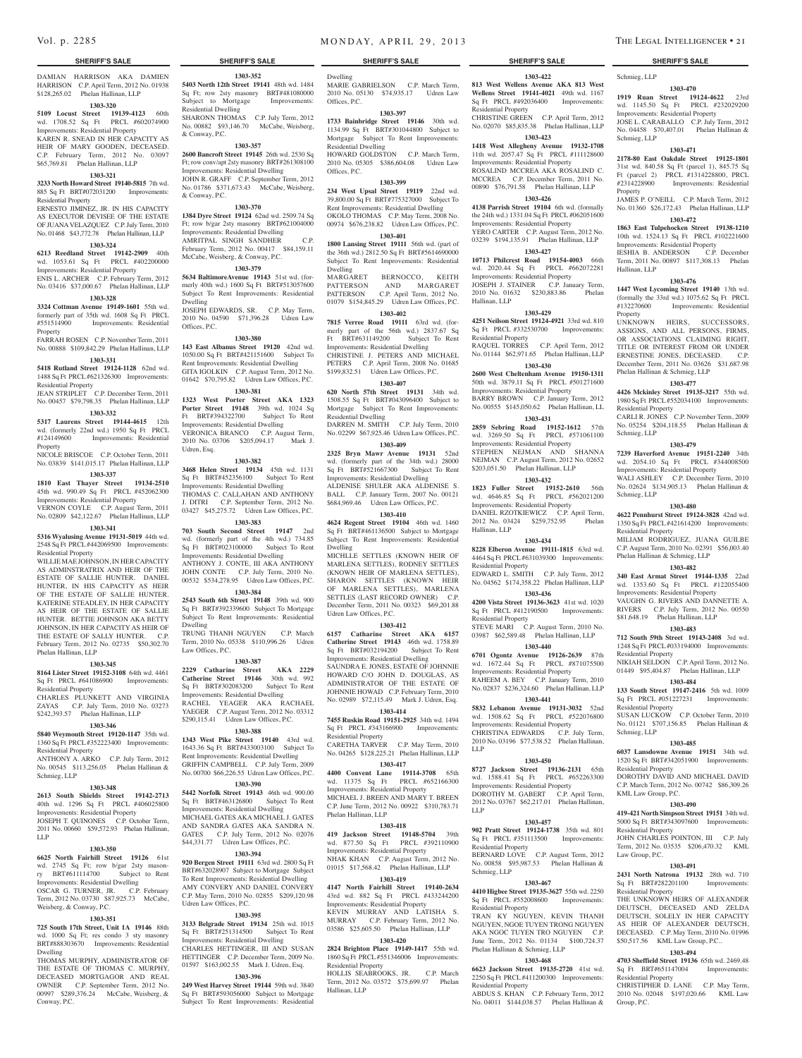DAMIAN HARRISON AKA DAMIEN HARRISON C.P. April Term, 2012 No. 01938 $128,265.02 Phelan Hallinan, LLP

**1303-320**

**5109 Locust Street 19139-4123** 60th wd. 1708.52 Sq Ft PRCL #602074900 Improvements: Residential Property

KAREN R. SNEAD IN HER CAPACITY AS HEIR OF MARY GOODEN, DECEASED. C.P. February Term, 2012 No. 03097 $65,769.81 Phelan Hallinan, LLP

**1303-321**

**3233 North Howard Street 19140-5815** 7th wd. 885 Sq Ft BRT#072031200 Improvements: Residential Property

ERNESTO JIMINEZ, JR. IN HIS CAPACITY AS EXECUTOR DEVISEE OF THE ESTATE OF JUANA VELAZQUEZ C.P. July Term, 2010 No. 01468 $43,772.78 Phelan Hallinan, LLP

**1303-324**

**6213 Reedland Street 19142-2909** 40th wd. 1053.61 Sq Ft PRCL #402200000 Improvements: Residential Property

ENIS L. ARCHER C.P. February Term, 2012 No. 03416 $37,000.67 Phelan Hallinan, LLP

**1303-328**

**3324 Cottman Avenue 19149-1601** 55th wd. formerly part of 35th wd. 1608 Sq Ft PRCL #551514900 Improvements: Residential Property

FARRAH ROSEN C.P. November Term, 2011 No. 00888 $109,842.29 Phelan Hallinan, LLP

**1303-331**

**5418 Rutland Street 19124-1128** 62nd wd. 1488 Sq Ft PRCL #621326300 Improvements: Residential Property

JEAN STRIPLET C.P. December Term, 2011 No. 00457 $79,798.35 Phelan Hallinan, LLP

**1303-332**

**5317 Laurens Street 19144-4615** 12th wd. (formerly 22nd wd.) 1950 Sq Ft PRCL #124149600 Improvements: Residential Property

NICOLE BRISCOE C.P. October Term, 2011 No. 03839 $141,015.17 Phelan Hallinan, LLP

**1303-337**

**1810 East Thayer Street 19134-2510** 45th wd. 990.49 Sq Ft PRCL #452062300 Improvements: Residential Property

VERNON COYLE C.P. August Term, 2011 No. 02809 $42,122.67 Phelan Hallinan, LLP

**1303-341**

**5316 Wyalusing Avenue 19131-5019** 44th wd. 2548 Sq Ft PRCL #442069500 Improvements: Residential Property

WILLIE MAE JOHNSON, IN HER CAPACITY AS ADMINSTRATRIX AND HEIR OF THE ESTATE OF SALLIE HUNTER. DANIEL HUNTER, IN HIS CAPACITY AS HEIR OF THE ESTATE OF SALLIE HUNTER. KATERINE STEADLEY, IN HER CAPACITY AS HEIR OF THE ESTATE OF SALLIE HUNTER. BETTIE JOHNSON AKA BETTY JOHNSON, IN HER CAPACITY AS HEIR OF THE ESTATE OF SALLY HUNTER. C.P. February Term, 2012 No. 02735 $50,302.70 Phelan Hallinan, LLP

**1303-345**

**8164 Lister Street 19152-3108** 64th wd. 4461 Sq Ft PRCL #641086900 Improvements: Residential Property

CHARLES PLUNKETT AND VIRGINIA ZAYAS C.P. July Term, 2010 No. 03273 $242,393.57 Phelan Hallinan, LLP

**1303-346**

**5840 Weymouth Street 19120-1147** 35th wd. 1360 Sq Ft PRCL #352223400 Improvements: Residential Property

ANTHONY A. ARKO C.P. July Term, 2012 No. 00545 $113,256.05 Phelan Hallinan & Schmieg, LLP

**1303-348**

**2613 South Shields Street 19142-2713** 40th wd. 1296 Sq Ft PRCL #406025800 Improvements: Residential Property

JOSEPH T. QUINONES C.P. October Term, 2011 No. 00660 $59,572.93 Phelan Hallinan, LLP

**1303-350**

**6625 North Fairhill Street 19126** 61st wd. 2745 Sq Ft; row b/gar 2sty masonry BRT#611114700 Subject to Rent Improvements: Residential Dwelling

OSCAR G. TURNER, JR. C.P. February Term, 2012 No. 03730 $87,925.73 McCabe, Weisberg, & Conway, P.C.

**1303-351**

**725 South 17th Street, Unit 1A 19146** 88th wd. 1000 Sq Ft; res condo 3 sty masonry BRT#888303670 Improvements: Residential Dwelling

THOMAS MURPHY, ADMINISTRATOR OF THE ESTATE OF THOMAS C. MURPHY, DECEASED MORTGAGOR AND REAL OWNER C.P. September Term, 2012 No. 00997 $289,376.24 McCabe, Weisberg, & Conway, P.C.

**1303-352**

**5403 North 12th Street 19141** 48th wd. 1484 Sq Ft; row 2sty masonry BRT#481080000 Subject to Mortgage Improvements: Residential Dwelling

SHARONN THOMAS C.P. July Term, 2012 No. 00882 $93,146.70 McCabe, Weisberg, & Conway, P.C.

**1303-357**

**2600 Bancroft Street 19145** 26th wd. 2530 Sq Ft; row conv/apt 2sty masonry BRT#261308100 Improvements: Residential Dwelling

JOHN R. GRAFF C.P. September Term, 2012 No. 01786 $371,673.43 McCabe, Weisberg, & Conway, P.C.

**1303-370**

**1384 Dyre Street 19124** 62nd wd. 2509.74 Sq Ft; row b/gar 2sty masonry BRT#621004000 Improvements: Residential Dwelling

AMRITPAL SINGH SANDHER C.P. February Term, 2012 No. 00417 $84,159.11 McCabe, Weisberg, & Conway, P.C.

**1303-379**

**5634 BaltimoreAvenue 19143** 51st wd. (formerly 40th wd.) 1600 Sq Ft BRT#513057600 Subject To Rent Improvements: Residential Dwelling

JOSEPH EDWARDS, SR. C.P. May Term, 2010 No. 04590 $71,396.28 Udren Law Offices, P.C.

**1303-380**

**143 East Albanus Street 19120** 42nd wd. 1050.00 Sq Ft BRT#421151600 Subject To Rent Improvements: Residential Dwelling

GITA IGOLKIN C.P. August Term, 2012 No. 01642 $70,795.82 Udren Law Offices, P.C.

**1303-381**

**1323 West Porter Street AKA 1323 Porter Street 19148** 39th wd. 1024 Sq Ft BRT#394322700 Subject To Rent Improvements: Residential Dwelling

VERONICA BRANCO C.P. August Term, 2010 No. 03706 $205,094.17 Mark J. Udren, Esq.

**1303-382**

**3468 Helen Street 19134** 45th wd. 1131 Sq Ft BRT#452356100 Subject To Rent Improvements: Residential Dwelling

THOMAS C. CALLAHAN AND ANTHONY J. DITRI C.P. September Term, 2012 No. 03427 $45,275.72 Udren Law Offices, P.C.

**1303-383**

**703 South Second Street 19147** 2nd wd. (formerly part of the 4th wd.) 734.85 Sq Ft BRT#023100000 Subject To Rent Improvements: Residential Dwelling

ANTHONY J. CONTE, III AKA ANTHONY JOHN CONTE C.P. July Term, 2010 No. 00532 $534,278.95 Udren Law Offices, P.C.

**1303-384**

**2543 South 6th Street 19148** 39th wd. 900 Sq Ft BRT#392339600 Subject To Mortgage Subject To Rent Improvements: Residential Dwelling

TRUNG THANH NGUYEN C.P. March Term, 2010 No. 05338 $110,996.26 Udren Law Offices, P.C.

**1303-387**

**2229 Catharine Street AKA 2229 Catherine Street 19146** 30th wd. 992 Sq Ft BRT#302083200 Subject To Rent Improvements: Residential Dwelling

RACHEL YEAGER AKA RACHAEL YAEGER C.P. August Term, 2012 No. 03312 $290,115.41 Udren Law Offices, P.C.

**1303-388**

**1343 West Pike Street 19140** 43rd wd. 1643.36 Sq Ft BRT#433003100 Subject To Rent Improvements: Residential Dwelling

GRIFFIN CAMPBELL C.P. July Term, 2009 No. 00700 $66,226.55 Udren Law Offices, P.C.

**1303-390**

**5442 Norfolk Street 19143** 46th wd. 900.00 Sq Ft BRT#463126800 Subject To Rent Improvements: Residential Dwelling

MICHAEL GATES AKA MICHAEL J. GATES AND SANDRA GATES AKA SANDRA N. GATES C.P. July Term, 2012 No. 02076 $44,331.77 Udren Law Offices, P.C.

**1303-394**

**920 Bergen Street 19111** 63rd wd. 2800 Sq Ft BRT#632028907 Subject to Mortgage Subject To Rent Improvements: Residential Dwelling

AMY CONVERY AND DANIEL CONVERY C.P. May Term, 2010 No. 02855 $209,120.98 Udren Law Offices, P.C.

**1303-395**

**3133 Belgrade Street 19134** 25th wd. 1015 Sq Ft BRT#251314500 Subject To Rent Improvements: Residential Dwelling

CHARLES HETTINGER, III AND SUSAN HETTINGER C.P. December Term, 2009 No. 01597 $163,002.55 Mark J. Udren, Esq.

**1303-396**

**249 West Harvey Street 19144** 59th wd. 3840 Sq Ft BRT#593056000 Subject to Mortgage Subject To Rent Improvements: Residential Dwelling

MARIE GABRIELSON C.P. March Term, 2010 No. 05130 $74,935.17 Udren Law Offices, P.C.

**1303-397**

**1733 Bainbridge Street 19146** 30th wd. 1134.99 Sq Ft BRT#301044800 Subject to Mortgage Subject To Rent Improvements: Residential Dwelling

HOWARD GOLDSTON C.P. March Term, 2010 No. 05305 $386,604.08 Udren Law Offices, P.C.

**1303-399**

**234 West Upsal Street 19119** 22nd wd. 39,800.00 Sq Ft BRT#775327000 Subject To Rent Improvements: Residential Dwelling

OKOLO THOMAS C.P. May Term, 2008 No. 00974 $676,238.82 Udren Law Offices, P.C.

**1303-401**

**1800 Lansing Street 19111** 56th wd. (part of the 36th wd.) 2812.50 Sq Ft BRT#5614690000 Subject To Rent Improvements: Residential Dwelling

MARGARET BERNOCCO, KEITH PATTERSON AND MARGARET PATTERSON C.P. April Term, 2012 No. 01079 $154,845.29 Udren Law Offices, P.C.

**1303-402**

**7815 Verree Road 19111** 63rd wd. (formerly part of the 56th wd.) 2837.67 Sq Ft BRT#631149200 Subject To Rent Improvements: Residential Dwelling

CHRISTINE J. PETERS AND MICHAEL PETERS C.P. April Term, 2008 No. 01685 $199,832.51 Udren Law Offices, P.C.

**1303-407**

**620 North 57th Street 19131** 34th wd. 1508.55 Sq Ft BRT#043096400 Subject to Mortgage Subject To Rent Improvements: Residential Dwelling

DARREN M. SMITH C.P. July Term, 2010 No. 02299 $67,925.46 Udren Law Offices, P.C.

**1303-409**

**2325 Bryn Mawr Avenue 19131** 52nd wd. (formerly part of the 34th wd.) 28000 Sq Ft BRT#521667300 Subject To Rent Improvements: Residential Dwelling

ALDENISE SHULER AKA ALDENISE S. BALL C.P. January Term, 2007 No. 00121 $684,969.46 Udren Law Offices, P.C.

**1303-410**

**4624 Regent Street 19104** 46th wd. 1460 Sq Ft BRT#461136500 Subject to Mortgage Subject To Rent Improvements: Residential Dwelling

MICHLLE SETTLES (KNOWN HEIR OF MARLENA SETTLES), RODNEY SETTLES (KNOWN HEIR OF MARLENA SETTLES), SHARON SETTLES (KNOWN HEIR OF MARLENA SETTLES), MARLENA SETTLES (LAST RECORD OWNER) C.P. December Term, 2011 No. 00323 $69,201.88 Udren Law Offices, P.C.

**1303-412**

**6157 Catharine Street AKA 6157 Catherine Street 19143** 46th wd. 1758.89 Sq Ft BRT#032194200 Subject To Rent Improvements: Residential Dwelling

SAUNDRA E. JONES, ESTATE OF JOHNNIE HOWARD C/O JOHN D. DOUGLAS, AS ADMINISTRATOR OF THE ESTATE OF JOHNNIE HOWAD C.P. February Term, 2010 No. 02989 $72,115.49 Mark J. Udren, Esq.

**1303-414**

**7455 Ruskin Road 19151-2925** 34th wd. 1494 Sq Ft PRCL #343166900 Improvements: Residential Property

CARETHA TARVER C.P. May Term, 2010 No. 04265 $128,225.21 Phelan Hallinan, LLP

**1303-417**

**4400 Convent Lane 19114-3708** 65th wd. 11375 Sq Ft PRCL #652166300 Improvements: Residential Property

MICHAEL J. BREEN AND MARY T. BREEN C.P. June Term, 2012 No. 00922 $310,783.71 Phelan Hallinan, LLP

**1303-418**

**419 Jackson Street 19148-5704** 39th wd. 877.50 Sq Ft PRCL #392110900 Improvements: Residential Property

NHAK KHAN C.P. August Term, 2012 No. 01015 $17,568.42 Phelan Hallinan, LLP

**1303-419**

**4147 North Fairhill Street 19140-2634** 43rd wd. 882 Sq Ft PRCL #433244200 Improvements: Residential Property

KEVIN MURRAY AND LATISHA S. MURRAY C.P. February Term, 2012 No. 03586 $25,605.50 Phelan Hallinan, LLP

**1303-420**

**2824 Brighton Place 19149-1417** 55th wd. 1860 Sq Ft PRCL #551346006 Improvements: Residential Property

HOLLIS SEABROOKS, JR. C.P. March Term, 2012 No. 03572 $75,699.97 Phelan Hallinan, LLP

**1303-422**

**813 West Wellens Avenue AKA 813 West Wellens Street 19141-4021** 49th wd. 1167 Sq Ft PRCL #492036400 Improvements: Residential Property

CHRISTINE GREEN C.P. April Term, 2012 No. 02070 $85,835.38 Phelan Hallinan, LLP

**1303-423**

**1418 West Allegheny Avenue 19132-1708** 11th wd. 2057.47 Sq Ft PRCL #111128600 Improvements: Residential Property

ROSALIND MCCREA AKA ROSALIND C. MCCREA C.P. December Term, 2011 No. 00890 $76,791.58 Phelan Hallinan, LLP

**1303-426**

**4138 Parrish Street 19104** 6th wd. (formally the 24th wd.) 1331.04 Sq Ft PRCL #062051600 Improvements: Residential Property

YERO CARTER C.P. August Term, 2012 No. 03239 $194,135.91 Phelan Hallinan, LLP

**1303-427**

**10713 Philcrest Road 19154-4003** 66th wd. 2020.44 Sq Ft PRCL #662072281 Improvements: Residential Property

JOSEPH J. STAINER C.P. January Term, 2010 No. 01632 $230,883.86 Phelan Hallinan, LLP

**1303-429**

**4251 Neilson Street 19124-4921** 33rd wd. 810 Sq Ft PRCL #332530700 Improvements: Residential Property

RAQUEL TORRES C.P. April Term, 2012 No. 01144 $62,971.65 Phelan Hallinan, LLP

**1303-430**

**2600 West Cheltenham Avenue 19150-1311** 50th wd. 3879.11 Sq Ft PRCL #501271600 Improvements: Residential Property

BARRY BROWN C.P. January Term, 2012 No. 00555 $145,050.62 Phelan Hallinan, LL

**1303-431**

**2859 Sebring Road 19152-1612** 57th wd. 3269.50 Sq Ft PRCL #571061100 Improvements: Residential Property

STEPHEN NEJMAN AND SHANNA NEJMAN C.P. August Term, 2012 No. 02652 $203,051.50 Phelan Hallinan, LLP

**1303-432**

**1823 Fuller Street 19152-2610** 56th wd. 4646.85 Sq Ft PRCL #562021200 Improvements: Residential Property

DANIEL RZOTKIEWICZ C.P. April Term, 2012 No. 03424 $259,752.95 Phelan Hallinan, LLP

**1303-434**

**8228 Elberon Avenue 19111-1815** 63rd wd. 4464 Sq Ft PRCL #631039300 Improvements: Residential Property

EDWARD L. SMITH C.P. July Term, 2012 No. 04562 $174,358.22 Phelan Hallinan, LLP

**1303-436**

**4200 Vista Street 19136-3623** 41st wd. 1020 Sq Ft PRCL #412190500 Improvements: Residential Property

STEVE MARI C.P. August Term, 2010 No. 03987 $62,589.48 Phelan Hallinan, LLP

**1303-440**

**6701 Ogontz Avenue 19126-2639** 87th wd. 1672.44 Sq Ft PRCL #871075500 Improvements: Residential Property

RAHEEM A. BEY C.P. January Term, 2010 No. 02837 $236,324.60 Phelan Hallinan, LLP

**1303-441**

**5832 Lebanon Avenue 19131-3032** 52nd wd. 1508.62 Sq Ft PRCL #522076800 Improvements: Residential Property

CHRISTINA EDWARDS C.P. July Term, 2010 No. 03196 $77,538.52 Phelan Hallinan, LLP

**1303-450**

**8727 Jackson Street 19136-2131** 65th wd. 1588.41 Sq Ft PRCL #652263300 Improvements: Residential Property

DOROTHY M. GABERT C.P. April Term, 2012 No. 03767 $62,217.01 Phelan Hallinan, LLP

**1303-457**

**902 Pratt Street 19124-1738** 35th wd. 801 Sq Ft PRCL #351113500 Improvements: Residential Property

BERNARD LOVE C.P. August Term, 2012 No. 00858 $95,987.53 Phelan Hallinan & Schmieg, LLP

**1303-467**

**4410 Higbee Street 19135-3627** 55th wd. 2250 Sq Ft PRCL #552008600 Improvements: Residential Property

TRAN KY NGUYEN, KEVIN THANH NGUYEN, NGOE TUYEN TRONG NGUYEN AKA NGOC TUYEN TRO NGUYEN C.P. June Term, 2012 No. 01134 $100,724.37 Phelan Hallinan & Schmieg, LLP

**1303-468**

**6623 Jackson Street 19135-2720** 41st wd. 2250 Sq Ft PRCL #411200300 Improvements: Residential Property

ABDUS S. KHAN C.P. February Term, 2012 No. 04011 $144,038.57 Phelan Hallinan & Schmieg, LLP

**1303-470**

**1919 Ruan Street 19124-4622** 23rd wd. 1145.50 Sq Ft PRCL #232029200 Improvements: Residential Property

JOSE L. CARABALLO C.P. July Term, 2012 No. 04458 $70,407.01 Phelan Hallinan & Schmieg, LLP

**1303-471**

**2178-80 East Oakdale Street 19125-1801** 31st wd. 840.58 Sq Ft (parcel 1), 845.75 Sq Ft (parcel 2) PRCL #1314228800, PRCL #2314228900 Improvements: Residential Property

JAMES P. O'NEILL C.P. March Term, 2012 No. 01360 $26,172.43 Phelan Hallinan, LLP

**1303-472**

**1863 East Tulpehocken Street 19138-1210** 10th wd. 1524.13 Sq Ft PRCL #102221600 Improvements: Residential Property

IESHIA B. ANDERSON C.P. December Term, 2011 No. 00897 $117,308.13 Phelan Hallinan, LLP

**1303-476**

**1447 West Lycoming Street 19140** 13th wd. (formally the 33rd wd.) 1075.62 Sq Ft PRCL #132270600 Improvements: Residential Property

UNKNOWN HEIRS, SUCCESSORS, ASSIGNS, AND ALL PERSONS, FIRMS, OR ASSOCIATIONS CLAIMING RIGHT, TITLE OR INTEREST FROM OR UNDER ERNESTINE JONES, DECEASED. C.P. December Term, 2011 No. 03626 $31,687.98 Phelan Hallinan & Schmieg, LLP

**1303-477**

**4426 Mckinley Street 19135-3217** 55th wd. 1980 Sq Ft PRCL #552034100 Improvements: Residential Property

CARLI R. JONES C.P. November Term, 2009 No. 05254 $204,118.55 Phelan Hallinan & Schmieg, LLP

**1303-479**

**7239 Haverford Avenue 19151-2240** 34th wd. 2054.10 Sq Ft PRCL #344008500 Improvements: Residential Property

WALI ASHLEY C.P. December Term, 2010 No. 02624 $134,905.13 Phelan Hallinan & Schmieg, LLP

**1303-480**

**4622 Pennhurst Street 19124-3828** 42nd wd. 1350 Sq Ft PRCL #421614200 Improvements: Residential Property

MILIAM RODRIGUEZ, JUANA GUILBE C.P. August Term, 2010 No. 02391 $56,003.40 Phelan Hallinan & Schmieg, LLP

**1303-482**

**340 East Armat Street 19144-1335** 22nd wd. 1353.60 Sq Ft PRCL #122055400 Improvements: Residential Property

VAUGHN G. RIVERS AND DANNETTE A. RIVERS C.P. July Term, 2012 No. 00550 $81,648.19 Phelan Hallinan, LLP

**1303-483**

**712 South 59th Street 19143-2408** 3rd wd. 1248 Sq Ft PRCL #033194000 Improvements: Residential Property

NIKIAH SELDON C.P. April Term, 2012 No. 01449 $95,404.87 Phelan Hallinan, LLP

**1303-484**

**133 South Street 19147-2416** 5th wd. 1009 Sq Ft PRCL #051227231 Improvements: Residential Property

SUSAN LUCKOW C.P. October Term, 2010 No. 01121 $707,156.85 Phelan Hallinan & Schmieg, LLP

**1303-485**

**6037 Lansdowne Avenue 19151** 34th wd. 1520 Sq Ft BRT#342051900 Improvements: Residential Property

DOROTHY DAVID AND MICHAEL DAVID C.P. March Term, 2012 No. 00742 $86,309.26 KML Law Group, P.C.

**1303-490**

**419-421 North Simpson Street 19151** 34th wd. 5000 Sq Ft BRT#343097600 Improvements: Residential Property

JOHN CHARLES POINTON, III C.P. July Term, 2012 No. 03535 $206,470.32 KML Law Group, P.C.

**1303-491**

**2431 North Natrona 19132** 28th wd. 710 Sq Ft BRT#282201100 Improvements: Residential Property

THE UNKNOWN HEIRS OF ALEXANDER DEUTSCH, DECEASED AND ZELDA DEUTSCH, SOLELY IN HER CAPACITY AS HEIR OF ALEXANDER DEUTSCH, DECEASED. C.P. May Term, 2010 No. 01996 $50,517.56 KML Law Group, P.C..

**1303-494**

**4703 Sheffield Street 19136** 65th wd. 2469.48 Sq Ft BRT#651147004 Improvements: Residential Property

CHRISTIPHER D. LANE C.P. May Term, 2010 No. 02048 $197,020.66 KML Law Group, P.C.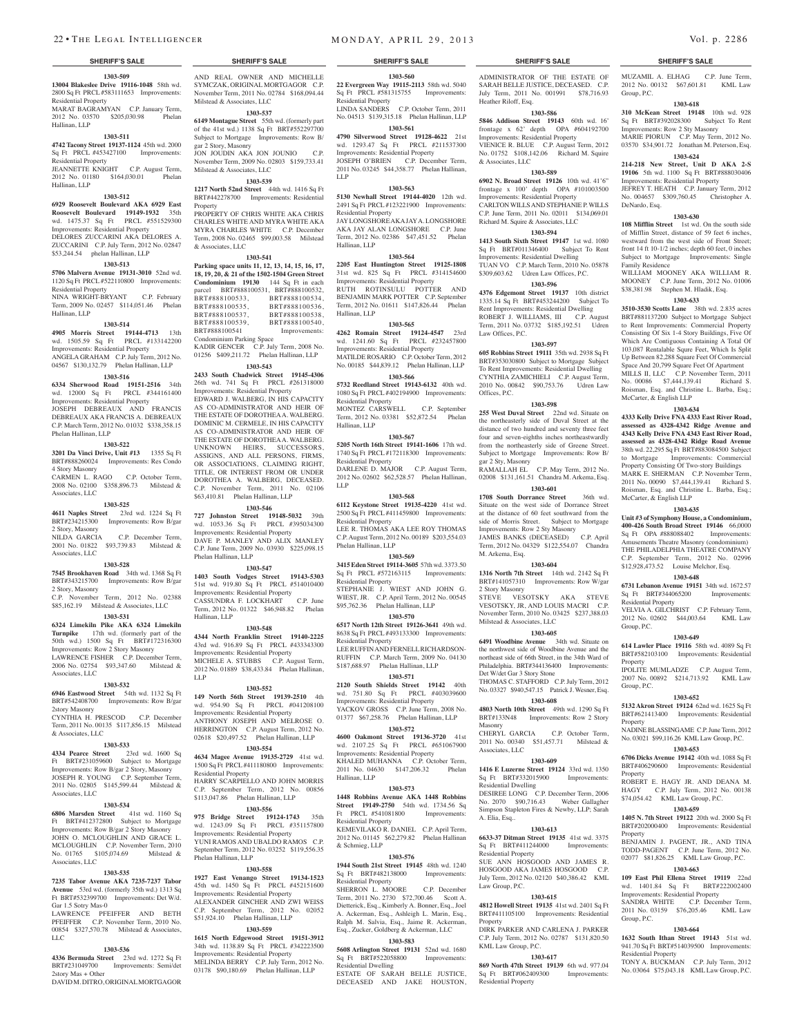## SHERIFF'S SALE

**1303-509**

**13004 Blakeslee Drive 19116-1048** 58th wd. 2800 Sq Ft PRCL #583111653 Improvements: Residential Property
MARAT BAGRAMYAN C.P. January Term, 2012 No. 03570 $205,030.98 Phelan Hallinan, LLP

**1303-511**

**4742 Tacony Street 19137-1124** 45th wd. 2000 Sq Ft PRCL #453427100 Improvements: Residential Property
JEANNETTE KNIGHT C.P. August Term, 2012 No. 01180 $164,030.01 Phelan Hallinan, LLP

**1303-512**

**6929 Roosevelt Boulevard AKA 6929 East Roosevelt Boulevard 19149-1932** 35th wd. 1475.37 Sq Ft PRCL #551529300 Improvements: Residential Property
DELORES ZUCCARINI AKA DELORES A. ZUCCARINI C.P. July Term, 2012 No. 02847 $53,244.54 phelan Hallinan, LLP

**1303-513**

**5706 Malvern Avenue 19131-3010** 52nd wd. 1120 Sq Ft PRCL #522110800 Improvements: Residential Property
NINA WRIGHT-BRYANT C.P. February Term, 2009 No. 02457 $114,051.46 Phelan Hallinan, LLP

**1303-514**

**4905 Morris Street 19144-4713** 13th wd. 1505.59 Sq Ft PRCL #133142200 Improvements: Residential Property
ANGELA GRAHAM C.P. July Term, 2012 No. 04567 $130,132.79 Phelan Hallinan, LLP

**1303-516**

**6334 Sherwood Road 19151-2516** 34th wd. 12000 Sq Ft PRCL #344161400 Improvements: Residential Property
JOSEPH DEBREAUX AND FRANCIS DEBREAUX AKA FRANCIS A. DEBREAUX C.P. March Term, 2012 No. 01032 $338,358.15 Phelan Hallinan, LLP

**1303-522**

**3201 Da Vinci Drive, Unit #13** 1355 Sq Ft BRT#888260024 Improvements: Res Condo 4 Story Masonry
CARMEN L. RAGO C.P. October Term, 2008 No. 02100 $358,896.73 Milstead & Associates, LLC

**1303-525**

**4611 Naples Street** 23rd wd. 1224 Sq Ft BRT#234215300 Improvements: Row B/gar 2 Story, Masonry
NILDA GARCIA C.P. December Term, 2001 No. 01822 $93,739.83 Milstead & Associates, LLC

**1303-528**

**7545 Brookhaven Road** 34th wd. 1368 Sq Ft BRT#343215700 Improvements: Row B/gar 2 Story, Masonry
C.P. November Term, 2012 No. 02388 $85,162.19 Milstead & Associates, LLC

**1303-531**

**6324 Limekiln Pike AKA 6324 Limekiln Turnpike** 17th wd. (formerly part of the 50th wd.) 1500 Sq Ft BRT#172316300 Improvements: Row 2 Story Masonry
LAWRENCE FISHER C.P. December Term, 2006 No. 02754 $93,347.60 Milstead & Associates, LLC

**1303-532**

**6946 Eastwood Street** 54th wd. 1132 Sq Ft BRT#542408700 Improvements: Row B/gar 2story Masonry
CYNTHIA H. PRESCOD C.P. December Term, 2011 No. 00135 $117,856.15 Milstead & Associates, LLC

**1303-533**

**4334 Pearce Street** 23rd wd. 1600 Sq Ft BRT#231059600 Subject to Mortgage Improvements: Row B/gar 2 Story, Masonry
JOSEPH R. YOUNG C.P. September Term, 2011 No. 02805 $145,599.44 Milstead & Associates, LLC

**1303-534**

**6806 Marsden Street** 41st wd. 1160 Sq Ft BRT#412372800 Subject to Mortgage Improvements: Row B/gar 2 Story Masonry
JOHN O. MCLOUGHLIN AND GRACE L. MCLOUGHLIN C.P. November Term, 2010 No. 01765 $105,074.69 Milstead & Associates, LLC

**1303-535**

**7235 Tabor Avenue AKA 7235-7237 Tabor Avenue** 53rd wd. (formerly 35th wd.) 1313 Sq Ft BRT#532399700 Improvements: Det W/d. Gar 1.5 Sotry Mas-0
LAWRENCE PFEIFFER AND BETH PFEIFFER C.P. November Term, 2010 No. 00854 $327,570.78 Milstead & Associates, LLC

**1303-536**

**4336 Bermuda Street** 23rd wd. 1272 Sq Ft BRT#231049700 Improvements: Semi/det 2story Mas + Other
DAVID M. DITRO, ORIGINAL MORTGAGOR AND REAL OWNER AND MICHELLE SYMCZAK, ORIGINAL MORTGAGOR C.P. November Term, 2011 No. 02784 $168,094.44 Milstead & Associates, LLC

**1303-537**

**6149 Montague Street** 55th wd. (formerly part of the 41st wd.) 1138 Sq Ft BRT#552297700 Subject to Mortgage Improvements: Row B/gar 2 Story, Masonry
JON JOUDIN AKA JON JOUNIO C.P. November Term, 2009 No. 02803 $159,733.41 Milstead & Associates, LLC

**1303-539**

**1217 North 52nd Street** 44th wd. 1416 Sq Ft BRT#442278700 Improvements: Residential Property
PROPERTY OF CHRIS WHITE AKA CHRIS CHARLES WHITE AND MYRA WHITE AKA MYRA CHARLES WHITE C.P. December Term, 2008 No. 02465 $99,003.58 Milstead & Associates, LLC

**1303-541**

**Parking space units 11, 12, 13, 14, 15, 16, 17, 18, 19, 20, & 21 of the 1502-1504 Green Street Condominium 19130** 144 Sq Ft in each parcel BRT#888100531, BRT#888100532, BRT#888100533, BRT#888100534, BRT#888100535, BRT#888100536, BRT#888100537, BRT#888100538, BRT#888100539, BRT#888100540, BRT#888100541 Improvements: Condominium Parking Space
KADIR GENCER C.P. July Term, 2008 No. 01256 $409,211.72 Phelan Hallinan, LLP

**1303-543**

**2433 South Chadwick Street 19145-4306** 26th wd. 741 Sq Ft PRCL #261318000 Improvements: Residential Property
EDWARD J. WALBERG, IN HIS CAPACITY AS CO-ADMINISTRATOR AND HEIR OF THE ESTATE OF DOROTHEA A. WALBERG. DOMINIC M. CERMELE, IN HIS CAPACITY AS CO-ADMINISTRATOR AND HEIR OF THE ESTATE OF DOROTHEA A. WALBERG. UNKNOWN HEIRS, SUCCESSORS, ASSIGNS, AND ALL PERSONS, FIRMS, OR ASSOCIATIONS, CLAIMING RIGHT, TITLE, OR INTEREST FROM OR UNDER DOROTHEA A. WALBERG, DECEASED. C.P. November Term, 2011 No. 02106 $63,410.81 Phelan Hallinan, LLP

**1303-546**

**727 Johnston Street 19148-5032** 39th wd. 1053.36 Sq Ft PRCL #395034300 Improvements: Residential Property
DAVE P. MANLEY AND ALIX MANLEY C.P. June Term, 2009 No. 03930 $225,098.15 Phelan Hallinan, LLP

**1303-547**

**1403 South Vodges Street 19143-5303** 51st wd. 919.80 Sq Ft PRCL #514010400 Improvements: Residential Property
CASSUNDRA F. LOCKHART C.P. June Term, 2012 No. 01322 $46,948.82 Phelan Hallinan, LLP

**1303-548**

**4344 North Franklin Street 19140-2225** 43rd wd. 916.89 Sq Ft PRCL #433343300 Improvements: Residential Property
MICHELE A. STUBBS C.P. August Term, 2012 No. 01889 $38,433.84 Phelan Hallinan, LLP

**1303-552**

**149 North 56th Street 19139-2510** 4th wd. 954.90 Sq Ft PRCL #041208100 Improvements: Residential Property
ANTHONY JOSEPH AND MELROSE O. HERRINGTON C.P. August Term, 2012 No. 02618 $20,497.52 Phelan Hallinan, LLP

**1303-554**

**4634 Magee Avenue 19135-2729** 41st wd. 1500 Sq Ft PRCL #411180800 Improvements: Residential Property
HARRY SCARPIELLO AND JOHN MORRIS C.P. September Term, 2012 No. 00856 $113,047.86 Phelan Hallinan, LLP

**1303-556**

**975 Bridge Street 19124-1743** 35th wd. 1243.09 Sq Ft PRCL #351157800 Improvements: Residential Property
YUNI RAMOS AND UBALDO RAMOS C.P. September Term, 2012 No. 03252 $119,556.35 Phelan Hallinan, LLP

**1303-558**

**1927 East Venango Street 19134-1523** 45th wd. 1450 Sq Ft PRCL #452151600 Improvements: Residential Property
ALEXANDER GINCHER AND ZWI WEISS C.P. September Term, 2012 No. 02052 $51,924.10 Phelan Hallinan, LLP

**1303-559**

**1615 North Edgewood Street 19151-3912** 34th wd. 1138.89 Sq Ft PRCL #342223500 Improvements: Residential Property
MELINDA BERRY C.P. July Term, 2012 No. 03178 $90,180.69 Phelan Hallinan, LLP

**1303-560**

**22 Evergreen Way 19115-2113** 58th wd. 5040 Sq Ft PRCL #581315755 Improvements: Residential Property
LINDA SANDERS C.P. October Term, 2011 No. 04513 $139,315.18 Phelan Hallinan, LLP

**1303-561**

**4790 Silverwood Street 19128-4622** 21st wd. 1293.47 Sq Ft PRCL #211537300 Improvements: Residential Property
JOSEPH O'BRIEN C.P. December Term, 2011 No. 03245 $44,358.77 Phelan Hallinan, LLP

**1303-563**

**5130 Newhall Street 19144-4020** 12th wd. 2491 Sq Ft PRCL #123221900 Improvements: Residential Property
JAY LONGSHORE AKA JAY A. LONGSHORE AKA JAY ALAN LONGSHORE C.P. June Term, 2012 No. 02386 $47,451.52 Phelan Hallinan, LLP

**1303-564**

**2205 East Huntington Street 19125-1808** 31st wd. 825 Sq Ft PRCL #314154600 Improvements: Residential Property
RUTH ROTINSULU POTTER AND BENJAMIN MARK POTTER C.P. September Term, 2012 No. 01611 $147,826.44 Phelan Hallinan, LLP

**1303-565**

**4262 Romain Street 19124-4547** 23rd wd. 1241.60 Sq Ft PRCL #232457800 Improvements: Residential Property
MATILDE ROSARIO C.P. October Term, 2012 No. 00185 $44,839.12 Phelan Hallinan, LLP

**1303-566**

**5732 Reedland Street 19143-6132** 40th wd. 1080 Sq Ft PRCL #402194900 Improvements: Residential Property
MONTEZ CARSWELL C.P. September Term, 2012 No. 03381 $52,872.54 Phelan Hallinan, LLP

**1303-567**

**5205 North 16th Street 19141-1606** 17th wd. 1740 Sq Ft PRCL #172118300 Improvements: Residential Property
DARLENE D. MAJOR C.P. August Term, 2012 No. 02602 $62,528.57 Phelan Hallinan, LLP

**1303-568**

**6112 Keystone Street 19135-4220** 41st wd. 2500 Sq Ft PRCL #411459800 Improvements: Residential Property
LEE R. THOMAS AKA LEE ROY THOMAS C.P. August Term, 2012 No. 00189 $203,554.03 Phelan Hallinan, LLP

**1303-569**

**3415 Eden Street 19114-3605** 57th wd. 3373.50 Sq Ft PRCL #572163115 Improvements: Residential Property
STEPHANIE J. WIEST AND JOHN G. WIEST, JR. C.P. April Term, 2012 No. 00545 $95,762.36 Phelan Hallinan, LLP

**1303-570**

**6517 North 12th Street 19126-3641** 49th wd. 8638 Sq Ft PRCL #493133300 Improvements: Residential Property
LEE RUFFIN AND FERNELL RICHARDSON-RUFFIN C.P. March Term, 2009 No. 04130 $187,688.97 Phelan Hallinan, LLP

**1303-571**

**2120 South Shields Street 19142** 40th wd. 751.80 Sq Ft PRCL #403039600 Improvements: Residential Property
YACKOV GROSS C.P. June Term, 2008 No. 01377 $67,258.76 Phelan Hallinan, LLP

**1303-572**

**4600 Oakmont Street 19136-3720** 41st wd. 2107.25 Sq Ft PRCL #651067900 Improvements: Residential Property
KHALED MUHANNA C.P. October Term, 2011 No. 04630 $147,206.32 Phelan Hallinan, LLP

**1303-573**

**1448 Robbins Avenue AKA 1448 Robbins Street 19149-2750** 54th wd. 1734.56 Sq Ft PRCL #541081800 Improvements: Residential Property
KEMEVILAKO R. DANIEL C.P. April Term, 2012 No. 01145 $62,279.82 Phelan Hallinan & Schmieg, LLP

**1303-576**

**1944 South 21st Street 19145** 48th wd. 1240 Sq Ft BRT#482138000 Improvements: Residential Property
SHERRON L. MOORE C.P. December Term, 2011 No. 2730 $72,700.46 Scott A. Dietterick, Esq., Kimberly A. Bonner, Esq., Joel A. Ackerman, Esq., Ashleigh L. Marin, Esq., Ralph M. Salvia, Esq., Jaime R. Ackerman, Esq., Zucker, Goldberg & Ackerman, LLC

**1303-583**

**5608 Arlington Street 19131** 52nd wd. 1680 Sq Ft BRT#522058800 Improvements: Residential Dwelling
ESTATE OF SARAH BELLE JUSTICE, DECEASED AND JAKE HOUSTON, ADMINISTRATOR OF THE ESTATE OF SARAH BELLE JUSTICE, DECEASED. C.P. July Term, 2011 No. 001991 $78,716.93 Heather Riloff, Esq.

**1303-586**

**5846 Addison Street 19143** 60th wd. 16' frontage x 62' depth OPA #604192700 Improvements: Residential Property
VIENICE R. BLUE C.P. August Term, 2012 No. 01752 $108,142.06 Richard M. Squire & Associates, LLC

**1303-589**

**6902 N. Broad Street 19126** 10th wd. 41'6" frontage x 100' depth OPA #101003500 Improvements: Residential Property
CARLTON WILLS AND STEPHANIE P. WILLS C.P. June Term, 2011 No. 02011 $134,069.01 Richard M. Squire & Associates, LLC

**1303-594**

**1413 South Sixth Street 19147** 1st wd. 1080 Sq Ft BRT#011346400 Subject To Rent Improvements: Residential Dwelling
TUAN VO C.P. March Term, 2010 No. 05878 $309,603.62 Udren Law Offices, P.C.

**1303-596**

**4376 Edgemont Street 19137** 10th district 1335.14 Sq Ft BRT#453244200 Subject To Rent Improvements: Residential Dwelling
ROBERT J. WILLIAMS, III C.P. August Term, 2011 No. 03732 $185,192.51 Udren Law Offices, P.C.

**1303-597**

**605 Robbins Street 19111** 35th wd. 2938 Sq Ft BRT#353030800 Subject to Mortgage Subject To Rent Improvements: Residential Dwelling
CYNTHIA ZAMICHIELI C.P. August Term, 2010 No. 00842 $90,753.76 Udren Law Offices, P.C.

**1303-598**

**255 West Duval Street** 22nd wd. Situate on the northeasterly side of Duval Street at the distance of two hundred and seventy three feet four and seven-eighths inches northeastwardly from the northeasterly side of Greene Street. Subject to Mortgage Improvements: Row B/gar 2 Sty, Masonry
RAMALLAH EL C.P. May Term, 2012 No. 02008 $131,161.51 Chandra M. Arkema, Esq.

**1303-601**

**1708 South Dorrance Street** 36th wd. Situate on the west side of Dorrance Street at the distance of 60 feet southward from the side of Morris Street. Subject to Mortgage Improvements: Row 2 Sty Masonry
JAMES BANKS (DECEASED) C.P. April Term, 2012 No. 04329 $122,554.07 Chandra M. Arkema, Esq.

**1303-604**

**1316 North 7th Street** 14th wd. 2142 Sq Ft BRT#141057310 Improvements: Row W/gar 2 Story Masonry
STEVE VESOTSKY AKA STEVE VESOTSKY, JR, AND LOUIS MACRI C.P. November Term, 2010 No. 03425 $237,388.03 Milstead & Associates, LLC

**1303-605**

**6491 Woodbine Avenue** 34th wd. Situate on the northwest side of Woodbine Avenue and the northeast side of 66th Street, in the 34th Ward of Philadelphia. BRT#344136400 Improvements: Det W/det Gar 3 Story Stone
THOMAS C. STAFFORD C.P. July Term, 2012 No. 03327 $940,547.15 Patrick J. Wesner, Esq.

**1303-608**

**4803 North 10th Street** 49th wd. 1290 Sq Ft BRT#133N48 Improvements: Row 2 Story Masonry
CHERYL GARCIA C.P. October Term, 2011 No. 00340 $51,457.71 Milstead & Associates, LLC

**1303-609**

**1416 E Luzerne Street 19124** 33rd wd. 1350 Sq Ft BRT#332015900 Improvements: Residential Dwelling
DESIREE LONG C.P. December Term, 2006 No. 2070 $90,716.43 Weber Gallagher Simpson Stapleton Fires & Newby, LLP; Sarah A. Elia, Esq..

**1303-613**

**6633-37 Ditman Street 19135** 41st wd. 3375 Sq Ft BRT#411244000 Improvements: Residential Property
SUE ANN HOSGOOD AND JAMES R. HOSGOOD AKA JAMES HOSGOOD C.P. July Term, 2012 No. 02120 $40,386.42 KML Law Group, P.C.

**1303-615**

**4812 Howell Street 19135** 41st wd. 2401 Sq Ft BRT#411105100 Improvements: Residential Property
DIRK PARKER AND CARLENA J. PARKER C.P. July Term, 2012 No. 02787 $131,820.50 KML Law Group, P.C.

**1303-617**

**869 North 47th Street 19139** 6th wd. 977.04 Sq Ft BRT#062409300 Improvements: Residential Property
MUZAMIL A. ELHAG C.P. June Term, 2012 No. 00132 $67,601.81 KML Law Group, P.C.

**1303-618**

**310 McKean Street 19148** 10th wd. 928 Sq Ft BRT#392028300 Subject To Rent Improvements: Row 2 Sty Masonry
MARIE PIORUN C.P. May Term, 2012 No. 03570 $34,901.72 Jonathan M. Peterson, Esq.

**1303-624**

**214-218 New Street, Unit D AKA 2-S 19106** 5th wd. 1100 Sq Ft BRT#888030406 Improvements: Residential Property
JEFREY T. HEATH C.P. January Term, 2012 No. 004657 $309,760.45 Christopher A. DeNardo, Esq.

**1303-630**

**108 Mifflin Street** 1st wd. On the south side of Mifflin Street, distance of 59 feet 6 inches, westward from the west side of Front Street; front 14 ft 10-1/2 inches; depth 60 feet, 0 inches Subject to Mortgage Improvements: Single Family Residence
WILLIAM MOONEY AKA WILLIAM R. MOONEY C.P. June Term, 2012 No. 01006 $38,381.98 Stephen M. Hladik, Esq.

**1303-633**

**3510-3530 Scotts Lane** 38th wd. 2.835 acres BRT#881137200 Subject to Mortgage Subject to Rent Improvements: Commercial Property Consisting Of Six 1-4 Story Buildings, Five Of Which Are Contiguous Containing A Total Of 103,087 Rentalable Squre Feet, Which Is Split Up Between 82,288 Square Feet Of Commercial Space And 20,799 Square Feet Of Apartment
MILLS II, LLC C.P. November Term, 2011 No. 00086 $7,444,139.41 Richard S. Roisman, Esq. and Christine L. Barba, Esq.; McCarter, & English LLP

**1303-634**

**4333 Kelly Drive FNA 4333 East River Road, assessed as 4328-4342 Ridge Avenue and 4343 Kelly Drive FNA 4343 East River Road, assessed as 4328-4342 Ridge Road Avenue** 38th wd. 22,295 Sq Ft BRT#883084500 Subject to Mortgage Improvements: Commercial Property Consisting Of Two-story Buildings
MARK E. SHERMAN C.P. November Term, 2011 No. 00090 $7,444,139.41 Richard S. Roisman, Esq. and Christine L. Barba, Esq.; McCarter, & English LLP

**1303-635**

**Unit #3 of Symphony House, a Condominium, 400-426 South Broad Street 19146** 66,0000 Sq Ft OPA #888088402 Improvements: Amusements Theatre Masonry (condominium)
THE PHILADELPHIA THEATRE COMPANY C.P. September Term, 2012 No. 02996 $12,928,473.52 Louise Melchor, Esq.

**1303-648**

**6731 Lebanon Avenue 19151** 34th wd. 1672.57 Sq Ft BRT#344065200 Improvements: Residential Property
VELVIA A. GILCHRIST C.P. February Term, 2012 No. 02602 $44,003.64 KML Law Group, P.C.

**1303-649**

**614 Lawler Place 19116** 58th wd. 4089 Sq Ft BRT#582103100 Improvements: Residential Property
IPOLITE MUMLADZE C.P. August Term, 2007 No. 00892 $214,713.92 KML Law Group, P.C.

**1303-652**

**5132 Akron Street 19124** 62nd wd. 1625 Sq Ft BRT#621413400 Improvements: Residential Property
NADINE BLASSINGAME C.P. June Term, 2012 No. 03021 $99,116.26 KML Law Group, P.C.

**1303-653**

**6706 Dicks Avenue 19142** 40th wd. 1088 Sq Ft BRT#406290600 Improvements: Residential Property
ROBERT E. HAGY, JR. AND DEANA M. HAGY C.P. July Term, 2012 No. 00138 $74,054.42 KML Law Group, P.C.

**1303-659**

**1405 N. 7th Street 19122** 20th wd. 2000 Sq Ft BRT#202000400 Improvements: Residential Property
BENJAMIN J. PAGENT, JR., AND TINA TODD-PAGENT C.P. June Term, 2012 No. 02077 $81,826.25 KML Law Group, P.C.

**1303-663**

**109 East Phil Ellena Street 19119** 22nd wd. 1401.84 Sq Ft BRT#222002400 Improvements: Residential Property
SANDRA WHITE C.P. December Term, 2011 No. 03159 $76,205.46 KML Law Group, P.C.

**1303-664**

**1632 South Ithan Street 19143** 51st wd. 941.70 Sq Ft BRT#514039500 Improvements: Residential Property
TONY A. BUCKMAN C.P. July Term, 2012 No. 03064 $75,043.18 KML Law Group, P.C.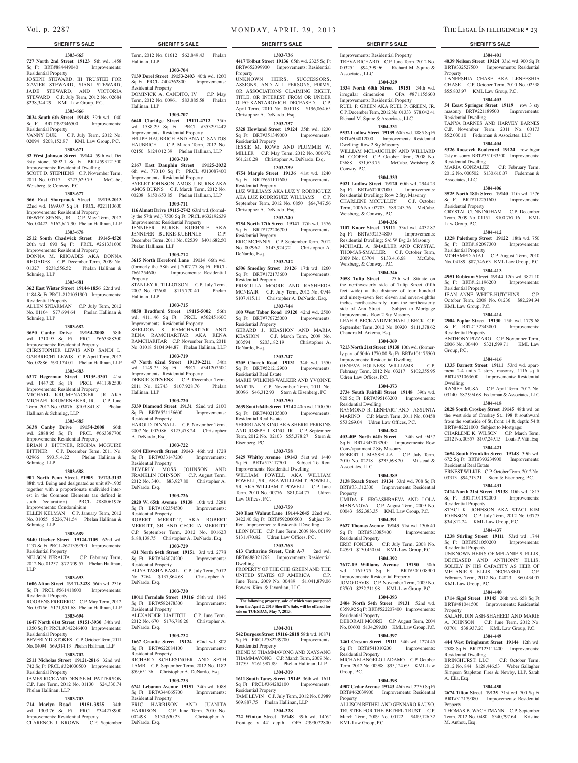**SHERIFF'S SALE**

**1303-665**

**727 North 2nd Street 19123** 5th wd. 1458 Sq Ft BRT#884449040 Improvements: Residential Property

JOSEPH STEWARD, III TRUSTEE FOR XAVIER STEWARD, SIANI STEWARD, JADE STEWARD, AND VICTORIA STEWARD C.P. July Term, 2012 No. 02684 $238,344.29 KML Law Group, P.C.

**1303-666**

**2034 South 6th Street 19148** 39th wd. 1040 Sq Ft BRT#392346500 Improvements: Residential Property

VANNY DUK C.P. July Term, 2012 No. 02094 $208,152.87 KML Law Group, P.C.

**1303-671**

**32 West Johnson Street 19144** 59th wd. Det 3sty stone; 5892.1 Sq Ft BRT#593121500 Improvements: Residential Dwelling

SCOTT D. STEPHENS C.P. November Term, 2011 No. 00717 $227,629.79 McCabe, Weisberg, & Conway, P.C.

**1303-677**

**366 East Sharpnack Street 19119-2013** 22nd wd. 1699.07 Sq Ft PRCL #221113600 Improvements: Residential Property

DEWEY SPANN, JR C.P. May Term, 2012 No. 00422 $162,617.90 Phelan Hallinan, LLP

**1303-678**

**2512 South Chadwick Street 19145-4520** 26th wd. 690 Sq Ft PRCL #261331600 Improvements: Residential Property

DONNA M. RHOADES AKA DONNA RHOADES C.P. December Term, 2009 No. 01327 $238,556.52 Phelan Hallinan & Schmieg, LLP

**1303-681**

**362 East Wister Street 19144-1856** 22nd wd. 1184 Sq Ft PRCL #121051900 Improvements: Residential Property

ALLEN SPEARMAN C.P. July Term, 2012 No. 01164 $77,694.64 Phelan Hallinan & Schmieg, LLP

**1303-682**

**3650 Canby Drive 19154-2008** 58th wd. 1710.95 Sq Ft PRCL #663388300 Improvements: Residential Property

CHRISTOPHER LEWIS AND SANDI L. GARBRECHT LEWIS C.P. April Term, 2012 No. 02886 $90,174.01 Phelan Hallinan, LLP

**1303-683**

**6317 Hegerman Street 19135-3301** 41st wd. 1447.20 Sq Ft PRCL #411382500 Improvements: Residential Property

MICHAEL KRUMENACKER, JR AKA MICHAEL KRUMENAKER, JR. C.P. June Term, 2012 No. 03876 $109,841.81 Phelan Hallinan & Schmieg, LLP

**1303-685**

**3638 Canby Drive 19154-2008** 66th wd. 2888.95 Sq Ft PRCL #663387700 Improvements: Residential Property

BRIAN J. BITTNER, REGINA MCGUIRE BITTNER C.P. December Term, 2011 No. 02966 $93,514.22 Phelan Hallinan & Schmieg, LLP

**1303-688**

**901 North Penn Street, #1905 19123-3132** 88th wd. Being and designated as unit #P-1905 together with a proportionate undivided interest in the Common Elements (as defined in such Declaration). PRCL #888061926 Improvements: Condominium

ELLEN KELMAN C.P. January Term, 2012 No. 01055 $226,741.54 Phelan Hallinan & Schmieg, LLP

**1303-689**

**5440 Discher Street 19124-1105** 62nd wd. 1137 Sq Ft PRCL #621359700 Improvements: Residential Property

NELSON PERALTA C.P. February Term, 2012 No. 01257 $72,709.57 Phelan Hallinan, LLP

**1303-693**

**1606 Afton Street 19111-3428** 56th wd. 2316 Sq Ft PRCL #561418600 Improvements: Residential Property

ROOBENS FREDERIC C.P. May Term, 2012 No. 03756 $171,851.68 Phelan Hallinan, LLP

**1303-694**

**1647 North 61st Street 19151-3930** 34th wd. 1350 Sq Ft PRCL #342246400 Improvements: Residential Property

BEVERLY D. STOKES C.P. October Term, 2011 No. 04094 $69,314.13 Phelan Hallinan, LLP

**1303-702**

**2511 Nicholas Street 19121-2816** 32nd wd. 742 Sq Ft PRCL #324030500 Improvements: Residential Property

JAMES RICE AND DENISE M. PATTERSON C.P. June Term, 2012 No. 01130 $24,330.74 Phelan Hallinan, LLP

**1303-703**

**714 Marlyn Road 19151-3825** 34th wd. 1303.76 Sq Ft PRCL #344278900 Improvements: Residential Property

CLARENCE J. BROWN C.P. September Term, 2012 No. 01612 $62,849.43 Phelan Hallinan, LLP

**1303-704**

**7139 Dorel Street 19153-2403** 40th wd. 1260 Sq Ft PRCL #404362800 Improvements: Residential Property

DOMINICK A. CANDITO, IV C.P. May Term, 2012 No. 00961 $83,885.58 Phelan Hallinan, LLP

**1303-707**

**6640 Claridge Street 19111-4712** 35th wd. 1588.29 Sq Ft PRCL #353291447 Improvements: Residential Property

FELIPE HAUBRICH AND ANA C. SANTOS HAUBRICH C.P. March Term, 2012 No. 02150 $124,012.39 Phelan Hallinan, LLP

**1303-710**

**2167 East Dauphin Street 19125-2032** 6th wd. 770.10 Sq Ft PRCL #313087400 Improvements: Residential Property

AYELET JOHNSON, AMOS J. BURNS AKA AMOS BURNS C.P. March Term, 2012 No. 00208 $150,653.85 Phelan Hallinan, LLP

**1303-711**

**116 Almatt Drive 19115-2742** 63rd wd. (formerly the 57th wd.) 7500 Sq Ft PRCL #632192639 Improvements: Residential Property

JENNIFER BURKE KUEHNLE AKA JENNIFER BURKE-KUEHNLE C.P. December Term, 2011 No. 02539 $401,682.50 Phelan Hallinan, LLP

**1303-712**

**3615 North Hereford Lane 19114** 66th wd. (formerly the 58th wd.) 2007.77 Sq Ft PRCL #661254600 Improvements: Residential Property

STANLEY R. TILLOTSON C.P. July Term, 2007 No. 02608 $115,770.40 Phelan Hallinan, LLP

**1303-715**

**8850 Bradford Street 19115-5002** 56th wd. 4111.46 Sq Ft PRCL #562451600 Improvements: Residential Property

SHELDON S. RAMCHARITAR AND RENA RAMCHARITAR AKA RENA RAMCHARITAR C.P. November Term, 2011 No. 01018 $104,944.87 Phelan Hallinan, LLP

**1303-719**

**47 North 62nd Street 19139-2211** 34th wd. 1149.75 Sq Ft PRCL #341207500 Improvements: Residential Property

DEBBIE STEVENS C.P. December Term, 2011 No. 02743 $107,928.76 Phelan Hallinan, LLP

**1303-720**

**5339 Diamond Street 19131** 52nd wd. 2100 Sq Ft BRT#521156600 Improvements: Residential Property

HAROLD DINNALL C.P. November Term, 2007 No. 002086 $125,478.24 Christopher A. DeNardo, Esq.

**1303-722**

**6104 Ellsworth Street 19143** 46th wd. 1728 Sq Ft BRT#033147200 Improvements: Residential Property

BEVERLY MOSS JOHNSON AND FRANKLIN JOHNSON C.P. August Term, 2012 No. 3401 $83,927.80 Christopher A. DeNardo, Esq.

**1303-726**

**2020 W. 65th Avenue 19138** 10th wd. 3281 Sq Ft BRT#102354500 Improvements: Residential Property

ROBERT MERRITT, AKA ROBERT MERRITT, SR AND CECELIA MERRITT C.P. September Term, 2012 No. 001623 $188,138.75 Christopher A. DeNardo, Esq.

**1303-729**

**431 North 64th Street 19151** 3rd wd. 2778 Sq Ft BRT#343074200 Improvements: Residential Property

ALIYA TASHA BASIL C.P. July Term, 2012 No. 3264 $137,864.68 Christopher A. DeNardo, Esq.

**1303-730**

**10011 Ferndale Street 19116** 58th wd. 1846 Sq Ft BRT#582478300 Improvements: Residential Property

ALEXANDER LIAPITCH C.P. June Term, 2012 No. 670 $176,786.26 Christopher A. DeNardo, Esq.

**1303-732**

**1667 Granite Street 19124** 62nd wd. 807 Sq Ft BRT#622084100 Improvements: Residential Property

RICHARD SCHLESINGER AND SETH LAMB C.P. September Term, 2012 No. 1182 $59,651.36 Christopher A. DeNardo, Esq.

**1303-733**

**6741 Lebanon Avenue 19151** 34th wd. 1088 Sq Ft BRT#344065700 Improvements: Residential Property

ERIC HARRISON AND JUANITA HARRISON C.P. June Term, 2010 No. 002498 $130,630.23 Christopher A. DeNardo, Esq.

**1303-736**

**4417 Tolbut Street 19136** 65th wd. 2325 Sq Ft BRT#652099900 Improvements: Residential Property

UNKNOWN HEIRS, SUCCESSORS, ASSIGNS, AND ALL PERSONS, FIRMS, OR ASSOCIATIONS CLAIMING RIGHT, TITLE, OR INTEREST FROM OR UNDER OLEG KANTAROVICH, DECEASED. C.P. April Term, 2010 No. 001018 $196,064.65 Christopher A. DeNardo, Esq.

**1303-737**

**5328 Howland Street 19124** 35th wd. 1230 Sq Ft BRT#351349000 Improvements: Residential Property

JESSIE M. ROWE AND PLUMMIE W. MILLER C.P. May Term, 2012 No. 000672 $61,210.28 Christopher A. DeNardo, Esq.

**1303-739**

**4754 Marple Street 19136** 41st wd. 1240 Sq Ft BRT#651101600 Improvements: Residential Property

LUZ WILLIAMS AKA LUZ Y. RODRIGUEZ AKA LUZ RODRIGUEZ WILLIAMS C.P. September Term, 2012 No. 0850 $64,747.56 Christopher A. DeNardo, Esq.

**1303-740**

**5754 North 17th Street 19141** 17th wd. 1576 Sq Ft BRT#172206700 Improvements: Residential Property

ERIC MCENNIS C.P. September Term, 2012 No. 002962 $143,924.72 Christopher A. DeNardo, Esq.

**1303-742**

**6506 Smedley Street 19126** 17th wd. 1260 Sq Ft BRT#172173600 Improvements: Residential Property

PRISCILLA MOORE AND RASHEEDA MCNEAIR C.P. July Term, 2012 No. 0944 $107,415.11 Christopher A. DeNardo, Esq.

**1303-744**

**100 West Tabor Road 19120** 42nd wd. 2500 Sq Ft BRT#776725000 Improvements: Residential Property

GERARD J. KEASHON AND MARIA KEASHON C.P. March Term, 2009 No. 003594 $203,182.19 Christopher A. DeNardo, Esq.

**1303-747**

**5205 Church Road 19131** 34th wd. 1550 Sq Ft BRT#521212900 Improvements: Residential Real Estate

MARIE WILKINS-WALKER AND YVONNE MARTIN C.P. November Term, 2011 No. 00096 $46,312.93 Stern & Eisenberg, PC

**1303-750**

**2639 South 64th Street 19142** 40th wd. 1100.50 Sq Ft BRT#402135000 Improvements: Residential Real Estate

SHERRI ANN KING AKA SHERRI PERKINS AND JOSEPH J. KING, JR C.P. September Term, 2012 No. 02103 $55,378.27 Stern & Eisenberg, PC

**1303-758**

**5429 Whitby Avenue 19143** 51st wd. 1440 Sq Ft BRT#513117700 Subject To Rent Improvements: Residential Dwelling

WILLIAM POWELL AKA WILLIAM POWELL, SR., AKA WILLIAM T. POWELL, SR. AKA WILLIAM T. POWELL C.P. June Term, 2010 No. 00776 $81,044.77 Udren Law Offices, P.C.

**1303-759**

**240 East Walnut Lane 19144-2045** 22nd wd. 3422.40 Sq Ft BRT#592060500 Subject To Rent Improvements: Residential Dwelling

LEON BUIE C.P. June Term, 2009 No. 00199 $131,470.82 Udren Law Offices, P.C.

**1303-763**

**613 Catharine Street, Unit A-7** 2nd wd. BRT#888021762 Improvements: Residential Dwelling

PROPERTY OF THE CHE GREEN AND THE UNITED STATES OF AMERICA C.P. June Term, 2009 No. 00489 $1,041,879.06 Powers, Kirn, & Javardian, LLC

**The following property, sale of which was postponed from the April 2, 2013 Sheriff's Sale, will be offered for sale on TUESDAY, May 7, 2013.**

**1304-301**

**542 Burgess Street 19116-2818** 58th wd. 10871 Sq Ft PRCL#582239700 Improvements: Residential Property

IRENE M THAMMAVONG AND XAYSANG THAMMAVONG C.P. March Term, 2009 No. 01759 $261,987.89 Phelan Hallinan, LLP

**1304-309**

**1611 South Taney Street 19145** 36th wd. 1611 Sq Ft PRCL#364282100 Improvements: Residential Property

TAMI LEVIN C.P. July Term, 2012 No. 03989 $69,887.75 Phelan Hallinan, LLP

**1304-328**

**722 Winton Street 19148** 39th wd. 14'6" frontage x 44' depth OPA #393072800 Improvements: Residential Property

TREVA RICHARD C.P. June Term, 2012 No. 003251 $94,399.96 Richard M. Squire & Associates, LLC

**1304-329**

**1334 North 60th Street 19151** 34th wd. irregular dimension OPA #871155600 Improvements: Residential Property

RUEL P. GREEN AKA RUEL P. GREEN, JR. C.P. December Term, 2012 No. 01333 $78,042.41 Richard M. Squire & Associates, LLC

**1304-331**

**5532 Ludlow Street 19139** 60th wd. 1885 Sq Ft BRT#604012000 Improvements: Residential Dwelling; Row 2 Sty Masonry

WILLIAM MCLAUGHLIN AND WILLIARD M. COOPER C.P. October Term, 2008 No. 03688 $51,633.75 McCabe, Weisberg, & Conway, P.C.

**1304-333**

**5021 Ludlow Street 19120** 60th wd. 2944.23 Sq Ft BRT#602007000 Improvements: Residential Dwelling; Row 2 Sty, Masonry

CHARLENE MCCULLEY C.P. October Term, 2006 No. 02703 $89,243.76 McCabe, Weisberg, & Conway, P.C.

**1304-336**

**1107 Knorr Street 19111** 53rd wd. 4032.87 Sq Ft BRT#532134800 Improvements: Residential Dwelling; S/d W B/g 2s Masonry

MCIHAEL A. SMALLER AND CRYSTAL THOMAS-SMALLER C.P. October Term, 2009 No. 03704 $133,416.68 McCabe, Weisberg, & Conway, P.C.

**1304-346**

**3058 Tulip Street** 25th wd. Situate on the northwesterly side of Tulip Street (fifth feet wide) at the distance of four hundred and ninety-seven feet eleven and seven-eighths inches northeastwardly from the northeasterly side of Ann Street Subject to Mortgage Improvements: Row 2 Sty Masonry

LEAH B. BECK AND MICHAEL J. BECK C.P. September Term, 2012 No. 00920 $111,378.62 Chandra M. Arkema, Esq.

**1304-369**

**7213 North 21st Street 19138** 10th wd. (formerly part of 50th) 1770.00 Sq Ft BRT#101175500 Improvements: Residential Dwelling

GENEVA HOLNESS WILLIAMS C.P. February Term, 2012 No. 03217 $102,355.95 Udren Law Offices, P.C.

**1304-373**

**2734 South Fairhill Street 19148** 39th wd. 920 Sq Ft BRT#395163200 Improvements: Residential Dwelling

RAYMOND R. LENHART AND ASSUNTA MARINO C.P. March Term, 2011 No. 00458 $53,269.04 Udren Law Offices, P.C.

**1304-382**

**403-405 North 64th Street** 34th wd. 9457 Sq Ft BRT#343073200 Improvements: Row Conv/apartment 2 Sty Masonry

ROBERT J. MASSELLA C.P. July Term, 2010 No. 02218 $235,698.20 Milstead & Associates, LLC

**1304-389**

**3138 Reach Street 19134** 33rd wd. 708 Sq Ft BRT#331312300 Improvements: Residential Property

UMIDA F. ERGASHBAEVA AND LOLA MANANOVA C.P. August Term, 2009 No. 00043 $52,383.35 KML Law Group, P.C.

**1304-391**

**5627 Thomas Avenue 19143** 51st wd. 1306.40 Sq Ft BRT#513085400 Improvements: Residential Property

ERIC PONDER C.P. July Term, 2008 No. 04590 $130,450.04 KML Law Group, P.C.

**1304-392**

**7617-19 Williams Avenue 19150** 50th wd. 11619.75 Sq Ft BRT#501008900 Improvements: Residential Property

JOMO DAVIS C.P. November Term, 2009 No. 03700 $232,211.98 KML Law Group, P.C.

**1304-393**

**2404 North 54th Street 19131** 52nd wd. 6359.92 Sq Ft BRT#522207400 Improvements: Residential Property

DEBORAH MOORE C.P. August Term, 2004 No. 00600 $134,299.00 KML Law Group, P.C.

**1304-397**

**1461 Creston Street 19111** 54th wd. 1274.45 Sq Ft BRT#541010200 Improvements: Residential Property

MICHAELANGELO I ADAMO C.P. October Term, 2012 No. 00988 $95,124.69 KML Law Group, P.C.

**1304-398**

**4907 Cedar Avenue 19143** 46th wd. 2750 Sq Ft BRT#462039900 Improvements: Residential Property

ALLISON BETHEL AND GENNARO RAUSO, TRUSTEE FOR THE BETHEL TRUST C.P. March Term, 2009 No. 00122 $419,126.32 KML Law Group, P.C.

**1304-401**

**4039 Neilson Street 19124** 33rd wd. 900 Sq Ft BRT#332527500 Improvements: Residential Property

LANEESHIA CHASE AKA LENEESHIA CHASE C.P. October Term, 2010 No. 02538 $55,803.97 KML Law Group, P.C.

**1304-403**

**54 East Springer Street 19119** row 3 sty masonry BRT#221189500 Improvements: Residential Dwelling

TANYA BARNES AND HARVEY BARNES C.P. November Term, 2011 No. 00173 $52,030.10 Federman & Associates, LLC

**1304-404**

**5326 Roosevelt Boulevard 19124** row b/gar 2sty masonry BRT#351033500 Improvements: Residential Dwelling

MARIA GONZALEZ C.P. February Term, 2012 No. 000502 $130,610.07 Federman & Associates, LLC

**1304-406**

**3525 North 18th Street 19140** 11th wd. 1576 Sq Ft BRT#112251600 Improvements: Residential Property

CRYSTAL CUNNINGHAM C.P. December Term, 2009 No. 01151 $100,767.16 KML Law Group, P.C.

**1304-412**

**1328 Palethorp Street 19122** 18th wd. 750 Sq Ft BRT#182097300 Improvements: Residential Property

MOHAMED AJAJ C.P. August Term, 2010 No. 04189 $87,746.63 KML Law Group, P.C.

**1304-413**

**4951 Rubicam Street 19144** 12th wd. 3821.10 Sq Ft BRT#121196200 Improvements: Residential Property

JEAN ANNE WHITE-HUTCHINS C.P. October Term, 2008 No. 01236 $82,294.94 KML Law Group, P.C.

**1304-414**

**2904 Poplar Street 19130** 15th wd. 1779.68 Sq Ft BRT#152343800 Improvements: Residential Property

ANTHONY PIZZARO C.P. November Term, 2006 No. 00440 $321,599.71 KML Law Group, P.C.

**1304-416**

**1335 Barnett Street 19111** 53rd wd. apartment 2-4 units 2 story, masonry, 1116 sq ft BRT#531063600 Improvements: Residential Dwelling;

RANIEH MUSA C.P. April Term, 2012 No. 03140 $87,994.68 Federman & Associates, LLC

**1304-418**

**2028 South Croskey Street 19145** 48th wd. on the west side of Croskey St., 198 ft southward from the southside of St, front: 14 ft, depth: 54 ft BRT#482221000 Subject to Mortgage:

CHARLENE K. WILSON C.P. March Term, 2012 No. 00357 $107,249.15 Louis P. Vitti, Esq.

**1304-421**

**2654 South Franklin Street 19148** 39th wd. 672 Sq Ft BRT#393234900 Improvements: Residential Real Estate

ERNEST WILKIE C.P. October Term, 2012 No. 03313 $94,713.21 Stern & Eisenberg, P.C.

**1304-431**

**7414 North 21st Street 19138** 10th wd. 1815 Sq Ft BRT#101192000 Improvements: Residential Property

STACI K. JOHNSON AKA STACI KIM JOHNSON C.P. July Term, 2012 No. 03775 $34,812.24 KML Law Group, P.C.

**1304-437**

**1238 Stirling Street 19111** 53rd wd. 1744 Sq Ft BRT#531050200 Improvements: Residential Property

UNKNOWN HEIRS OF MELANIE S. ELLIS, DECEASED AND ANTHONY ELLIS, SOLELY IN HIS CAPACITY AS HEIR OF MELANIE S. ELLIS, DECEASED C.P. February Term, 2012 No. 04023 $60,434.07 KML Law Group, P.C.

**1304-440**

**1714 Sigel Street 19145** 26th wd. 658 Sq Ft BRT#481041500 Improvements: Residential Property

SALAHUDIN ASH-SHAHEED AND MARIE A. JOHNSON C.P. June Term, 2012 No. 03701 $38,937.20 KML Law Group, P.C.

**1304-449**

**444 West Bringhurst Street 19144** 12th wd. 2588 Sq Ft BRT#123111400 Improvements: Residential Dwelling

BRINGHURST, LLC C.P. October Term, 2012 No. 844 $128,446.53 Weber Gallagher Simpson Stapleton Fires & Newby, LLP, Sarah A. Elia, Esq.

**1304-450**

**2674 Tilton Street 19125** 31st wd. 700 Sq Ft BRT#312179080 Improvements: Residential Property

THOMAS B. WACHTMANN C.P. September Term, 2012 No. 0480 $340,797.64 Kristine M. Anthou, Esq.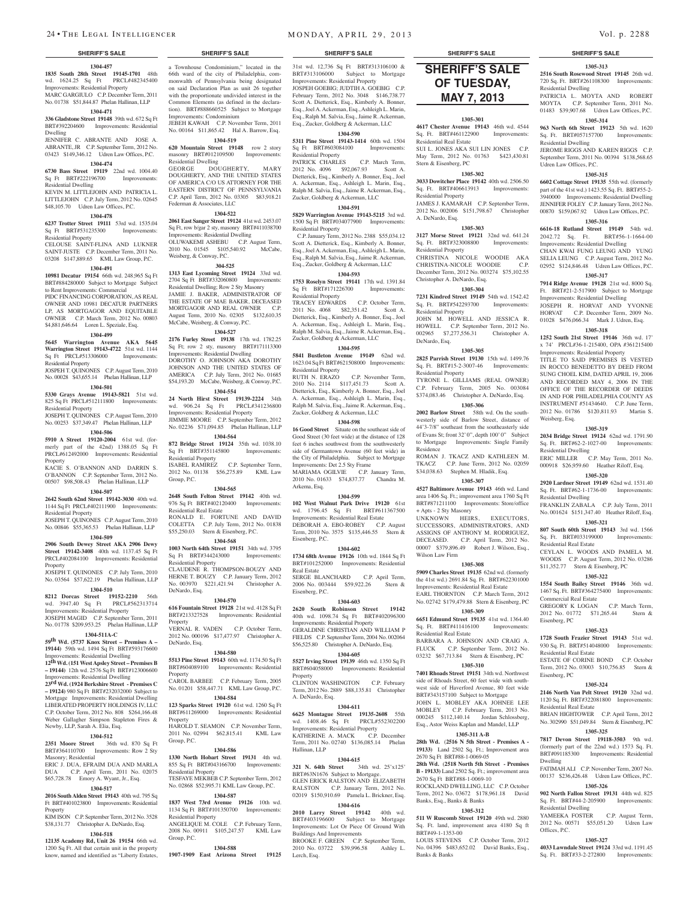## SHERIFF'S SALE

**1304-457**

**1835 South 28th Street 19145-1701** 48th wd. 1624.25 Sq Ft PRCL#482345400 Improvements: Residential Property
MARC GARGIULO C.P. December Term, 2011 No. 01738 $51,844.87 Phelan Hallinan, LLP

**1304-471**

**336 Gladstone Street 19148** 39th wd. 672 Sq Ft BRT#392204600 Improvements: Residential Dwelling
JENNIFER C. ABRANTE AND JOSE A. ABRANTE, JR C.P. September Term, 2012 No. 03423 $149,346.12 Udren Law Offices, P.C.

**1304-474**

**6730 Bass Street 19119** 22nd wd. 1004.40 Sq Ft BRT#222196700 Improvements: Residential Dwelling
KEVIN M. LITTLEJOHN AND PATRICIA L. LITTLEJOHN C.P. July Term, 2012 No. 02645 $48,105.70 Udren Law Offices, P.C.

**1304-478**

**6237 Trotter Street 19111** 53rd wd. 1535.04 Sq Ft BRT#531235300 Improvements: Residential Property
CELOUSE SAINT-FLINA AND LUKNER SAINT-JUSTE C.P. December Term, 2011 No. 03208 $147,889.65 KML Law Group, P.C.

**1304-491**

**10981 Decatur 19154** 66th wd. 248,965 Sq Ft BRT#884280000 Subject to Mortgage Subject to Rent Improvements: Commercial
PIDC FINANCING CORPORATION, AS REAL OWNER AND 10981 DECATUR PARTNERS LP, AS MORTGAGOR AND EQUITABLE OWNER C.P. March Term, 2012 No. 00803 $4,881,646.64 Loren L. Speziale, Esq.

**1304-499**

**5645 Warrington Avenue AKA 5645 Warrington Street 19143-4722** 51st wd. 1144 Sq Ft PRCL#513306000 Improvements: Residential Property
JOSPEH T. QUINONES C.P. August Term, 2010 No. 00028 $43,655.14 Phelan Hallinan, LLP

**1304-501**

**5330 Grays Avenue 19143-5821** 51st wd. 825 Sq Ft PRCL#512111800 Improvements: Residential Property
JOSEPH T. QUINONES C.P. August Term, 2010 No. 00253 $37,349.47 Phelan Hallinan, LLP

**1304-506**

**5910 A Street 19120-2004** 61st wd. (formerly part of the 42nd) 1388.05 Sq Ft PRCL#612492000 Improvements: Residential Property
KACIE S. O'BANNON AND DARRIN S. O'BANNON C.P. September Term, 2012 No. 00507 $98,508.43 Phelan Hallinan, LLP

**1304-507**

**2642 South 62nd Street 19142-3030** 40th wd. 1144 Sq Ft PRCL#402111900 Improvements: Residential Property
JOSEPH T. QUINONES C.P. August Term, 2010 No. 00846 $55,365.53 Phelan Hallinan, LLP

**1304-509**

**2906 South Dewey Street AKA 2906 Dewy Street 19142-3408** 40th wd. 1137.45 Sq Ft PRCL#402084100 Improvements: Residential Property
JOSEPH T. QUINONES C.P. July Term, 2010 No. 03564 $57,622.19 Phelan Hallinan, LLP

**1304-510**

**8212 Dorcas Street 19152-2210** 56th wd. 3947.40 Sq Ft PRCL#562313714 Improvements: Residential Property
JOSEPH MAGID C.P. September Term, 2011 No. 01778 $209,953.25 Phelan Hallinan, LLP

**1304-511A-C**

**59th Wd. (5737 Knox Street – Premises A – 19144)** 59th wd. 1494 Sq Ft BRT#593176600 Improvements: Residential Dwelling
**12th Wd. (151 West Apsley Street – Premises B – 19144)** 12th wd. 2576 Sq Ft BRT#123006600 Improvements: Residential Dwelling
**23rd Wd. (1924 Berkshire Street - Premises C – 19124)** 980 Sq Ft BRT#232032000 Subject to Mortgage Improvements: Residential Dwelling
LIBERATED PROPERTY HOLDINGS IV, LLC C.P. October Term, 2012 No. 808 $264,166.48 Weber Gallagher Simpson Stapleton Fires & Newby, LLP, Sarah A. Elia, Esq.

**1304-512**

**2351 Moore Street** 36th wd. 870 Sq Ft BRT#364110700 Improvements: Row 2 Sty Masonry; Residential
ERIC J. DUA, EFRAIM DUA AND MARLA DUA C.P. April Term, 2011 No. 02075 $65,728.78 Emory A. Wyant, Jr., Esq.

**1304-517**

**2016 South Alden Street 19143** 40th wd. 795 Sq Ft BRT#401023800 Improvements: Residential Property
KIM ISON C.P. September Term, 2012 No. 3528 $38,131.77 Christopher A. DeNardo, Esq.

**1304-518**

**12135 Academy Rd, Unit 26 19154** 66th wd. 1200 Sq Ft. All that certain unit in the property know, named and identified as "Liberty Estates, a Townhouse Condominium," located in the 66th ward of the city of Philadelphia, commonwealth of Pennsylvania being designated on said Declaration Plan as unit 26 together with the proportionate undivided interest in the Common Elements (as defined in the declaration). BRT#888660525 Subject to Mortgage Improvements: Condominium
JEBEH KAWAH C.P. November Term, 2011 No. 00164 $11,865.42 Hal A. Barrow, Esq.

**1304-519**

**620 Mountain Street 19148** row 2 story masonry BRT#012109500 Improvements: Residential Dwelling
GEORGE DOUGHERTY, MARY DOUGHERTY, AND THE UNITED STATES OF AMERICA C/O US ATTORNEY FOR THE EASTERN DISTRICT OF PENNSYLVANIA C.P. April Term, 2012 No. 03305 $83,918.21 Federman & Associates, LLC

**1304-522**

**2061 East Sanger Street 19124** 41st wd. 2453.07 Sq Ft, row b/gar 2 sty, masonry BRT#411038700 Improvements: Residential Dwelling
OLUWAKEMI ASHEBU C.P. August Term, 2010 No. 01545 $105,540.92 McCabe, Weisberg, & Conway, P.C.

**304-525**

**1313 East Lycoming Street 19124** 33rd wd. 2704 Sq Ft BRT#332060800 Improvements: Residential Dwelling; Row 2 Sty Masonry
JAMIE J. BAKER, ADMINISTRATOR OF THE ESTATE OF MAE BAKER, DECEASED MORTGAGOR AND REAL OWNER C.P. August Term, 2010 No. 02305 $132,610.35 McCabe, Weisberg, & Conway, P.C.

**1304-527**

**2176 Furley Street 19138** 17th wd. 1782.25 Sq Ft; row 2 sty, masonry BRT#171113300 Improvements: Residential Dwelling
DOROTHY O. JOHNSON AKA DOROTHY JOHNSON AND THE UNITED STATES OF AMERICA C.P. July Term, 2012 No. 01685 $54,193.20 McCabe, Weisberg, & Conway, P.C.

**1304-554**

**24 North Hirst Street 19139-2224** 34th wd. 906.24 Sq Ft PRCL#341236800 Improvements: Residential Property
JIMMIE MOORE C.P. September Term, 2012 No. 02236 $71,094.85 Phelan Hallinan, LLP

**1304-564**

**872 Bridge Street 19124** 35th wd. 1038.10 Sq Ft BRT#351145800 Improvements: Residential Property
ISABEL RAMIREZ C.P. September Term, 2012 No. 01138 $56,275.89 KML Law Group, P.C.

**1304-565**

**2648 South Felton Street 19142** 40th wd. 976 Sq Ft BRT#402120400 Improvements: Residential Real Estate
RONALD E. FORTUNE AND DAVID COLETTA C.P. July Term, 2012 No. 01838 $55,250.03 Stern & Eisenberg, P.C.

**1304-568**

**1003 North 64th Street 19151** 34th wd. 3795 Sq Ft BRT#344243000 Improvements: Residential Property
CLAUDENE R. THOMPSON-BOUZY AND HERNE T. BOUZY C.P. January Term, 2012 No. 003970 $221,421.94 Christopher A. DeNardo, Esq.

**1304-570**

**616 Fountain Street 19128** 21st wd. 4128 Sq Ft BRT#213327528 Improvements: Residential Property
VERNAL R. VADEN C.P. October Term, 2012 No. 000196 $17,477.97 Christopher A. DeNardo, Esq.

**1304-580**

**5513 Pine Street 19143** 60th wd. 1174.50 Sq Ft BRT#604089100 Improvements: Residential Property
CAROL BARBEE C.P. February Term, 2005 No. 01201 $58,447.71 KML Law Group, P.C.

**1304-584**

**123 Sparks Street 19120** 61st wd. 1260 Sq Ft BRT#611269000 Improvements: Residential Property
HAROLD T. SEAMON C.P. November Term, 2011 No. 02994 $62,815.41 KML Law Group, P.C.

**1304-586**

**1330 North Hobart Street 19131** 4th wd. 855 Sq Ft BRT#043166700 Improvements: Residential Property
TESFAYE MEKBEB C.P. September Term, 2012 No. 02868 $52,995.71 KML Law Group, P.C.

**1304-587**

**1837 West 73rd Avenue 19126** 10th wd. 1134 Sq Ft BRT#101350700 Improvements: Residential Property
ANGELIQUE M. COLE C.P. February Term, 2008 No. 00911 $105,247.57 KML Law Group, P.C.

**1304-588**

**1907-1909 East Arizona Street 19125** 31st wd. 12,736 Sq Ft BRT#313106100 & BRT#313106000 Subject to Mortgage Improvements: Residential Property
JOSPEH GOEBIG; JUDTIH A. GOEBIG C.P. February Term, 2012 No. 3048 $146,738.77 Scott A. Dietterick, Esq., Kimberly A. Bonner, Esq., Joel A. Ackerman, Esq., Ashleigh L. Marin, Esq., Ralph M. Salvia, Esq., Jaime R. Ackerman, Esq., Zucker, Goldberg & Ackerman, LLC

**1304-590**

**5311 Pine Street 19143-1414** 60th wd. 1504 Sq Ft BRT#603084100 Improvements: Residential Property
PATRICK CHARLES C.P. March Term, 2012 No. 4096 $96,067.93 Scott A. Dietterick, Esq., Kimberly A. Bonner, Esq., Joel A. Ackerman, Esq., Ashleigh L. Marin, Esq., Ralph M. Salvia, Esq., Jaime R. Ackerman, Esq., Zucker, Goldberg & Ackerman, LLC

**1304-591**

**5829 Warrington Avenue 19143-5215** 3rd wd. 1500 Sq Ft BRT#034077900 Improvements: Residential Property
C.P. January Term, 2012 No. 2388 $55,034.12 Scott A. Dietterick, Esq., Kimberly A. Bonner, Esq., Joel A. Ackerman, Esq., Ashleigh L. Marin, Esq., Ralph M. Salvia, Esq., Jaime R. Ackerman, Esq., Zucker, Goldberg & Ackerman, LLC

**1304-593**

**1753 Roselyn Street 19141** 17th wd. 1391.84 Sq Ft BRT#171226700 Improvements: Residential Property
TRACEY EDWARDS C.P. October Term, 2011 No. 4068 $82,351.42 Scott A. Dietterick, Esq., Kimberly A. Bonner, Esq., Joel A. Ackerman, Esq., Ashleigh L. Marin, Esq., Ralph M. Salvia, Esq., Jaime R. Ackerman, Esq., Zucker, Goldberg & Ackerman, LLC

**1304-595**

**5841 Bustleton Avenue 19149** 62nd wd. 1623.04 Sq Ft BRT#621508000 Improvements: Residential Property
RUTH N. ERAZO C.P. November Term, 2010 No. 2114 $117,451.73 Scott A. Dietterick, Esq., Kimberly A. Bonner, Esq., Joel A. Ackerman, Esq., Ashleigh L. Marin, Esq., Ralph M. Salvia, Esq., Jaime R. Ackerman, Esq., Zucker, Goldberg & Ackerman, LLC

**1304-598**

**16 Good Street** Situate on the southeast side of Good Street (30 feet wide) at the distance of 128 feet 6 inches southwest from the southwesterly side of Germantown Avenue (60 feet wide) in the City of Philadelphia. Subject to Mortgage Improvements: Det 2.5 Sty Frame
MARIAMA OGILVIE C.P. January Term, 2010 No. 01633 $74,837.77 Chandra M. Arkema, Esq.

**1304-599**

**102 West Walnut Park Drive 19120** 61st wd. 1796.45 Sq Ft BRT#611367500 Improvements: Residential Real Estate
DEBORAH A. EBO-ROBEY C.P. August Term, 2010 No. 3575 $135,446.55 Stern & Eisenberg, P.C.

**1304-602**

**1734 68th Avenue 19126** 10th wd. 1844 Sq Ft BRT#101252000 Improvements: Residential Real Estate
SERGE BLANCHARD C.P. April Term, 2006 No. 003444 $59,922.26 Stern & Eisenberg, P.C.

**1304-603**

**2620 South Robinson Street 19142** 40th wd. 1098.74 Sq Ft BRT#402096300 Improvements: Residential Property
GERALDINE CHRISTIAN AND WILLIAM P FIELDS C.P. September Term, 2004 No. 002064 $56,525.80 Christopher A. DeNardo, Esq.

**1304-605**

**5527 Irving Street 19139** 46th wd. 1350 Sq Ft BRT#604058000 Improvements: Residential Property
CLINTON WASHINGTON C.P. February Term, 2012 No. 2889 $88,135.81 Christopher A. DeNardo, Esq.

**1304-611**

**6625 Montague Street 19135-2608** 55th wd. 1408.46 Sq Ft PRCL#552302200 Improvements: Residential Property
KATHERINE A. MACK C.P. December Term, 2011 No. 02740 $136,085.14 Phelan Hallinan, LLP

**1304-615**

**321 N. 64th Street** 34th wd. 25'x125' BRT#63N1676 Subject to Mortgage.
GLEN ERICK RALSTON AND ELIZABETH RALSTON C.P. January Term, 2012 No. 02019 $150,910.69 Pamela L. Brickner, Esq.

**1304-616**

**2010 Larry Street 19142** 40th wd. BRT#403196600 Subject to Mortgage Improvements: Lot Or Piece Of Ground With Buildings And Improvements
BROOKE F. GREEN C.P. September Term, 2010 No. 03722 $39,996.58 Ashley L. Lerch, Esq.

# SHERIFF'S SALE OF TUESDAY, MAY 7, 2013

**1305-301**

**4617 Chester Avenue 19143** 46th wd. 4544 Sq. Ft. BRT#461122900 Improvements: Residential Real Estate
SUI L. JONES AKA SUI LIN JONES C.P. May Term, 2012 No. 01763 $423,430.81 Stern & Eisenberg, PC

**1305-302**

**3033 Dowitcher Place 19142** 40th wd. 2506.50 Sq. Ft. BRT#406613913 Improvements: Residential Property
JAMES J. KAMARAH C.P. September Term, 2012 No. 002006 $151,798.67 Christopher A. DeNardo, Esq.

**1305-303**

**3127 Morse Street 19121** 32nd wd. 641.24 Sq. Ft. BRT#323008800 Improvements: Residential Property
CHRISTINA NICOLE WOODIE AKA CHRISTINA-NICOLE WOODIE C.P. December Term, 2012 No. 003274 $75,102.55 Christopher A. DeNardo, Esq.

**1305-304**

**7231 Kindred Street 19149** 54th wd. 1542.42 Sq. Ft. BRT#542293700 Improvements: Residential Property
JOHN M. HOWELL AND JESSICA R. HOWELL C.P. September Term, 2012 No. 002965 $7,277,556.31 Christopher A. DeNardo, Esq.

**1305-305**

**2825 Parrish Street 19130** 15th wd. 1499.76 Sq. Ft. BRT#15-2-3007-46 Improvements: Residential Property
TYRONE L. GILLIAMS (REAL OWNER) C.P. February Term, 2005 No. 003084 $374,083.46 Christopher A. DeNardo, Esq.

**1305-306**

**2002 Barlow Street** 58th wd. On the southwesterly side of Barlow Street, distance of 44'3-7/8" southeast from the southeasterly side of Evans St; front 32'0", depth 100'0" Subject to Mortgage Improvements: Single Family Residence
ROMAN J. TKACZ AND KATHLEEN M. TKACZ C.P. June Term, 2012 No. 02059 $34,038.63 Stephen M. Hladik, Esq.

**1305-307**

**4527 Baltimore Avenue 19143** 46th wd. Land area 1406 Sq. Ft.; improvement area 1760 Sq Ft BRT#871211100 Improvements: Store/office + Apts - 2 Sty Masonry
UNKNOWN HEIRS, EXECUTORS, SUCCESSORS, ADMINISTRATORS, AND ASSIGNS OF ANTHONY M. RODRIGUEZ, DECEASED. C.P. April Term, 2012 No. 00007 $379,896.49 Robert J. Wilson, Esq., Wilson Law Firm

**1305-308**

**5909 Charles Street 19135** 62nd wd. (formerly the 41st wd.) 2691.84 Sq. Ft. BRT#622301000 Improvements: Residential Real Estate
EARL THORNTON C.P. March Term, 2012 No. 02742 $179,479.88 Stern & Eisenberg, PC

**1305-309**

**6651 Edmund Street 19135** 41st wd. 1364.40 Sq. Ft. BRT#411416100 Improvements: Residential Real Estate
BARBARA A. JOHNSON AND CRAIG A. FLUCK C.P. September Term, 2012 No. 03232 $67,713.84 Stern & Eisenberg, PC

**1305-310**

**7401 Rhoads Street 19151** 34th wd. Northwest side of Rhoads Street, 60 feet wide with southwest side of Haverford Avenue, 80 feet wide BRT#343157100 Subject to Mortgage
JOHN L. MOBLEY AKA JOHNEE LEE MOBLEY C.P. February Term, 2013 No. 000245 $112,140.14 Jordan Schlossberg, Esq., Astor Weiss Kaplan and Mandel, LLP

**1305-311 A-B**

**28th Wd. (2516 N 5th Street - Premises A - 19133)** Land 2502 Sq. Ft.; Improvement area 2670 Sq Ft BRT#88-1-0069-05
**28th Wd. (2518 North 5th Street - Premises B - 19133)** Land 2502 Sq. Ft.; improvement area 2670 Sq Ft BRT#88-1-0069-10
ROCKLAND DWELLING, LLC C.P. October Term, 2012 No. 03672 $178,961.18 David Banks, Esq., Banks & Banks

**1305-312**

**511 W Ruscomb Street 19120** 49th wd. 2880 Sq. Ft. land, improvement area 4180 Sq ft BRT#49-1-1353-00
LOUIS STEVENS C.P. October Term, 2012 No. 04396 $483,652.02 David Banks, Esq., Banks & Banks

**1305-313**

**2516 South Rosewood Street 19145** 26th wd. 720 Sq. Ft. BRT#261108300 Improvements: Residential Dwelling
PATRICIA L. MOYTA AND ROBERT MOYTA C.P. September Term, 2011 No. 01483 $39,907.68 Udren Law Offices, P.C.

**1305-314**

**963 North 6th Street 19123** 5th wd. 1620 Sq. Ft. BRT#057157700 Improvements: Residential Dwelling
JEROME RIGGS AND KAREN RIGGS C.P. September Term, 2011 No. 00394 $138,568.65 Udren Law Offices, P.C.

**1305-315**

**6602 Cottage Street 19135** 55th wd. (formerly part of the 41st wd.) 1423.55 Sq. Ft. BRT#55-2-3940000 Improvements: Residential Dwelling
JENNIFER FOLEY C.P. January Term, 2012 No. 00870 $159,067.92 Udren Law Offices, P.C.

**1305-316**

**6616-18 Rutland Street 19149** 54th wd. 2042.72 Sq. Ft. BRT#56-1-1664-00 Improvements: Residential Dwelling
CHAN KWAI FUNG LEUNG AND YUNG SELIA LEUNG C.P. August Term, 2012 No. 02952 $124,846.48 Udren Law Offices, P.C.

**1305-317**

**7914 Ridge Avenue 19128** 21st wd. 8000 Sq. Ft. BRT#21-2-517900 Subject to Mortgage Improvements: Residential Dwelling
JOSEPH R. HORVAT AND YVONNE HORVAT C.P. December Term, 2009 No. 01028 $476,066.34 Mark J. Udren, Esq.

**1305-318**

**1252 South 21st Street 19146** 36th wd. 17' x 74' PRCL#36-1-215400, OPA #361215400 Improvements: Residential Property
TITLE TO SAID PREMISES IS VESTED IN ROCCO BENEDETTO BY DEED FROM SUNG CHOEL KIM, DATED APRIL 19, 2006 AND RECORDED MAY 4, 2006 IN THE OFFICE OF THE RECORDER OF DEEDS IN AND FOR PHILADELPHIA COUNTY AS INSTRUMENT #51434640. C.P. June Term, 2012 No. 01786 $120,811.93 Martin S. Weisberg, Esq.

**1305-319**

**2034 Bridge Street 19124** 62nd wd. 1791.90 Sq. Ft. BRT#62-2-1027-00 Improvements: Residential Dwelling
ERIC MILLER C.P. May Term, 2011 No. 000918 $26,959.60 Heather Riloff, Esq.

**1305-320**

**2920 Lardner Street 19149** 62nd wd. 1531.40 Sq. Ft. BRT#62-1-1736-00 Improvements: Residential Dwelling
FRANKLIN ZABALA C.P. July Term, 2011 No. 001624 $151,347.40 Heather Riloff, Esq.

**1305-321**

**807 South 60th Street 19143** 3rd wd. 1566 Sq. Ft. BRT#033199000 Improvements: Residential Real Estate
CEYLAN L. WOODS AND PAMELA M. WOODS C.P. August Term, 2012 No. 03286 $11,352.77 Stern & Eisenberg, PC

**1305-322**

**1554 South Bailey Street 19146** 36th wd. 1467 Sq. Ft. BRT#364275400 Improvements: Commercial Real Estate
GREGORY K LOGAN C.P. March Term, 2012 No. 01772 $71,265.44 Stern & Eisenberg, PC

**1305-323**

**1728 South Frazier Street 19143** 51st wd. 930 Sq. Ft. BRT#514048000 Improvements: Residential Real Estate
ESTATE OF CORINE BOND C.P. October Term, 2012 No. 03003 $10,756.85 Stern & Eisenberg, PC

**1305-324**

**2146 North Van Pelt Street 19120** 32nd wd. 1120 Sq. Ft. BRT#322081800 Improvements: Residential Real Estate
BRIAN HIGHTOWER C.P. April Term, 2012 No. 302990 $51,049.84 Stern & Eisenberg, PC

**1305-325**

**7817 Devon Street 19118-3503** 9th wd. (formerly part of the 22nd wd.) 1573 Sq. Ft. BRT#091185300 Improvements: Residential Dwelling
FATIMAH ALI C.P. November Term, 2007 No. 00137 $236,426.48 Udren Law Offices, P.C.

**1305-326**

**902 North Fallon Street 19131** 44th wd. 825 Sq. Ft. BRT#44-2-205900 Improvements: Residential Dwelling
YAMEEKA FOSTER C.P. August Term, 2012 No. 00571 $55,051.20 Udren Law Offices, P.C.

**1305-327**

**4033 Lawndale Street 19124** 33rd wd. 1191.45 Sq. Ft. BRT#33-2-272800 Improvements: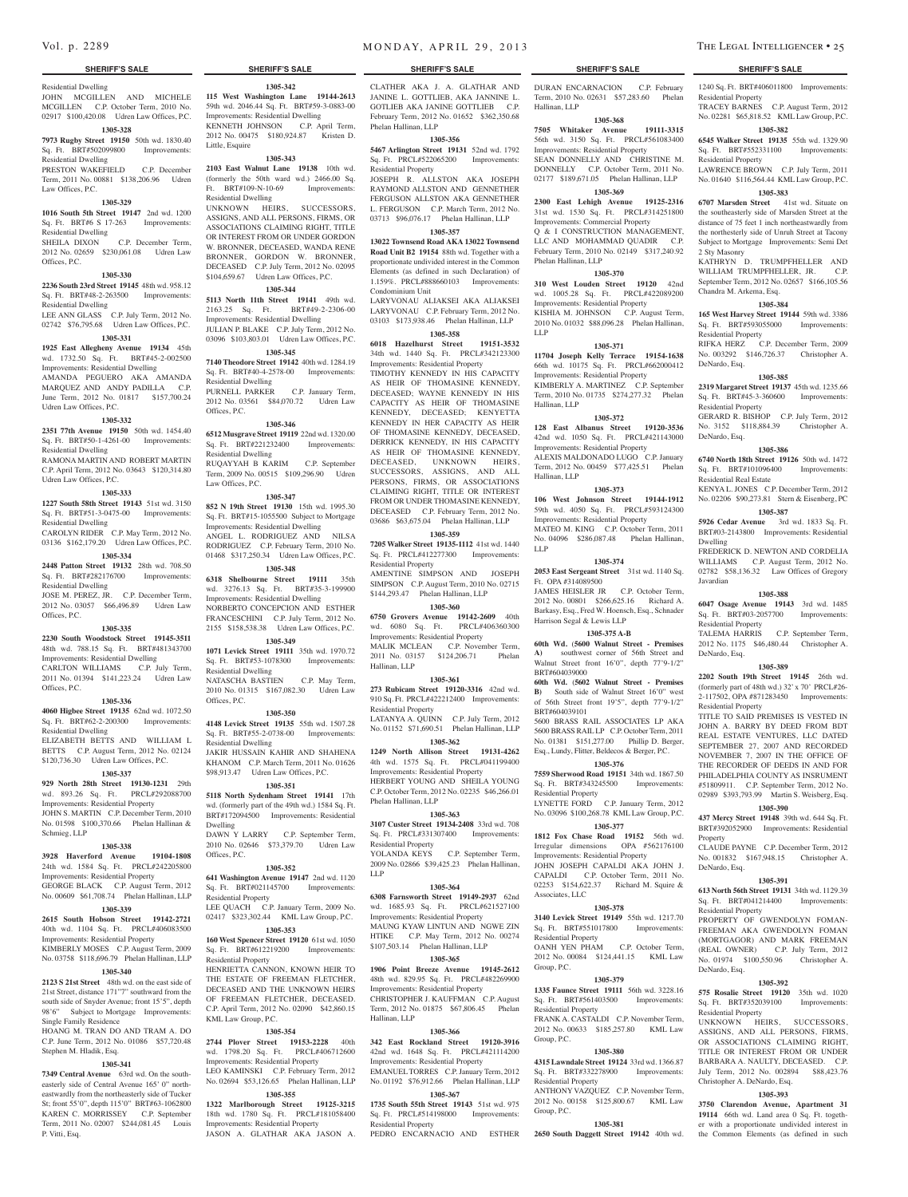## SHERIFF'S SALE

Residential Dwelling
JOHN MCGILLEN AND MICHELE MCGILLEN C.P. October Term, 2010 No. 02917 $100,420.08 Udren Law Offices, P.C.

**1305-328**

**7973 Rugby Street 19150** 50th wd. 1830.40 Sq. Ft. BRT#502099800 Improvements: Residential Dwelling
PRESTON WAKEFIELD C.P. December Term, 2011 No. 00881 $138,206.96 Udren Law Offices, P.C.

**1305-329**

**1016 South 5th Street 19147** 2nd wd. 1200 Sq. Ft. BRT#6 S 17-263 Improvements: Residential Dwelling
SHEILA DIXON C.P. December Term, 2012 No. 02659 $230,061.08 Udren Law Offices, P.C.

**1305-330**

**2236 South 23rd Street 19145** 48th wd. 958.12 Sq. Ft. BRT#48-2-263500 Improvements: Residential Dwelling
LEE ANN GLASS C.P. July Term, 2012 No. 02742 $76,795.68 Udren Law Offices, P.C.

**1305-331**

**1925 East Allegheny Avenue 19134** 45th wd. 1732.50 Sq. Ft. BRT#45-2-002500 Improvements: Residential Dwelling
AMANDA PEGUERO AKA AMANDA MARQUEZ AND ANDY PADILLA C.P. June Term, 2012 No. 01817 $157,700.24 Udren Law Offices, P.C.

**1305-332**

**2351 77th Avenue 19150** 50th wd. 1454.40 Sq. Ft. BRT#50-1-4261-00 Improvements: Residential Dwelling
RAMONA MARTIN AND ROBERT MARTIN C.P. April Term, 2012 No. 03643 $120,314.80 Udren Law Offices, P.C.

**1305-333**

**1227 South 58th Street 19143** 51st wd. 3150 Sq. Ft. BRT#51-3-0475-00 Improvements: Residential Dwelling
CAROLYN RIDER C.P. May Term, 2012 No. 03136 $162,179.20 Udren Law Offices, P.C.

**1305-334**

**2448 Patton Street 19132** 28th wd. 708.50 Sq. Ft. BRT#282176700 Improvements: Residential Dwelling
JOSE M. PEREZ, JR. C.P. December Term, 2012 No. 03057 $66,496.89 Udren Law Offices, P.C.

**1305-335**

**2230 South Woodstock Street 19145-3511** 48th wd. 788.15 Sq. Ft. BRT#481343700 Improvements: Residential Dwelling
CARLTON WILLIAMS C.P. July Term, 2011 No. 01394 $141,223.24 Udren Law Offices, P.C.

**1305-336**

**4060 Higbee Street 19135** 62nd wd. 1072.50 Sq. Ft. BRT#62-2-200300 Improvements: Residential Dwelling
ELIZABETH BETTS AND WILLIAM L BETTS C.P. August Term, 2012 No. 02124 $120,736.30 Udren Law Offices, P.C.

**1305-337**

**929 North 28th Street 19130-1231** 29th wd. 893.26 Sq. Ft. PRCL#292088700 Improvements: Residential Property
JOHN S. MARTIN C.P. December Term, 2010 No. 01598 $100,370.66 Phelan Hallinan & Schmieg, LLP

**1305-338**

**3928 Haverford Avenue 19104-1808** 24th wd. 1584 Sq. Ft. PRCL#242205800 Improvements: Residential Property
GEORGE BLACK C.P. August Term, 2012 No. 00609 $61,708.74 Phelan Hallinan, LLP

**1305-339**

**2615 South Hobson Street 19142-2721** 40th wd. 1104 Sq. Ft. PRCL#406083500 Improvements: Residential Property
KIMBERLY MOSES C.P. August Term, 2009 No. 03758 $118,696.79 Phelan Hallinan, LLP

**1305-340**

**2123 S 21st Street** 48th wd. on the east side of 21st Street, distance 171'7" southward from the south side of Snyder Avenue; front 15'5", depth 98'6" Subject to Mortgage Improvements: Single Family Residence
HOANG M. TRAN DO AND TRAM A. DO C.P. June Term, 2012 No. 01086 $57,720.48 Stephen M. Hladik, Esq.

**1305-341**

**7349 Central Avenue** 63rd wd. On the south-easterly side of Central Avenue 165' 0" north-eastwardly from the northeasterly side of Tucker St; front 55'0", depth 115'0" BRT#63-1062800
KAREN C. MORRISSEY C.P. September Term, 2011 No. 02007 $244,081.45 Louis P. Vitti, Esq.

**1305-342**

**115 West Washington Lane 19144-2613** 59th wd. 2046.44 Sq. Ft. BRT#59-3-0883-00 Improvements: Residential Dwelling
KENNETH JOHNSON C.P. April Term, 2012 No. 00475 $180,924.87 Kristen D. Little, Esquire

**1305-343**

**2103 East Walnut Lane 19138** 10th wd. (formerly the 50th ward wd.) 2466.00 Sq. Ft. BRT#109-N-10-69 Improvements: Residential Dwelling
UNKNOWN HEIRS, SUCCESSORS, ASSIGNS, AND ALL PERSONS, FIRMS, OR ASSOCIATIONS CLAIMING RIGHT, TITLE OR INTEREST FROM OR UNDER GORDON W. BRONNER, DECEASED, WANDA RENE BRONNER, GORDON W. BRONNER, DECEASED C.P. July Term, 2012 No. 02095 $104,659.67 Udren Law Offices, P.C.

**1305-344**

**5113 North 11th Street 19141** 49th wd. 2163.25 Sq. Ft. BRT#49-2-2306-00 Improvements: Residential Dwelling
JULIAN P. BLAKE C.P. July Term, 2012 No. 03096 $103,803.01 Udren Law Offices, P.C.

**1305-345**

**7140 Theodore Street 19142** 40th wd. 1284.19 Sq. Ft. BRT#40-4-2578-00 Improvements: Residential Dwelling
PURNELL PARKER C.P. January Term, 2012 No. 03561 $84,070.72 Udren Law Offices, P.C.

**1305-346**

**6512 Musgrave Street 19119** 22nd wd. 1320.00 Sq. Ft. BRT#221232400 Improvements: Residential Dwelling
RUQAYYAH B KARIM C.P. September Term, 2009 No. 00515 $109,296.90 Udren Law Offices, P.C.

**1305-347**

**852 N 19th Street 19130** 15th wd. 1995.30 Sq. Ft. BRT#15-1055500 Subject to Mortgage Improvements: Residential Dwelling
ANGEL L. RODRIGUEZ AND NILSA RODRIGUEZ C.P. February Term, 2010 No. 01468 $317,250.34 Udren Law Offices, P.C.

**1305-348**

**6318 Shelbourne Street 19111** 35th wd. 3276.13 Sq. Ft. BRT#35-3-199900 Improvements: Residential Dwelling
NORBERTO CONCEPCION AND ESTHER FRANCESCHINI C.P. July Term, 2012 No. 2155 $158,538.38 Udren Law Offices, P.C.

**1305-349**

**1071 Levick Street 19111** 35th wd. 1970.72 Sq. Ft. BRT#53-1078300 Improvements: Residential Dwelling
NATASCHA BASTIEN C.P. May Term, 2010 No. 01315 $167,082.30 Udren Law Offices, P.C.

**1305-350**

**4148 Levick Street 19135** 55th wd. 1507.28 Sq. Ft. BRT#55-2-0738-00 Improvements: Residential Dwelling
JAKIR HUSSAIN KAHIR AND SHAHENA KHANOM C.P. March Term, 2011 No. 01626 $98,913.47 Udren Law Offices, P.C.

**1305-351**

**5118 North Sydenham Street 19141** 17th wd. (formerly part of the 49th wd.) 1584 Sq. Ft. BRT#172094500 Improvements: Residential Dwelling
DAWN Y LARRY C.P. December Term, 2010 No. 02646 $73,379.70 Udren Law Offices, P.C.

**1305-352**

**641 Washington Avenue 19147** 2nd wd. 1120 Sq. Ft. BRT#021145700 Improvements: Residential Property
LEE QUACH C.P. January Term, 2009 No. 02417 $323,302.44 KML Law Group, P.C.

**1305-353**

**160 West Spencer Street 19120** 61st wd. 1050 Sq. Ft. BRT#612219200 Improvements: Residential Property
HENRIETTA CANNON, KNOWN HEIR TO THE ESTATE OF FREEMAN FLETCHER, DECEASED AND THE UNKNOWN HEIRS OF FREEMAN FLETCHER, DECEASED. C.P. April Term, 2012 No. 02090 $42,860.15 KML Law Group, P.C.

**1305-354**

**2744 Plover Street 19153-2228** 40th wd. 1798.20 Sq. Ft. PRCL#406712600 Improvements: Residential Property
LEO KAMINSKI C.P. February Term, 2012 No. 02694 $53,126.65 Phelan Hallinan, LLP

**1305-355**

**1322 Marlborough Street 19125-3215** 18th wd. 1780 Sq. Ft. PRCL#181058400 Improvements: Residential Property
JASON A. GLATHAR AKA JASON A. CLATHER AKA J. A. GLATHAR AND JANINE L. GOTTLIEB, AKA JANNINE L. GOTLIEB AKA JANINE GOTTLIEB C.P. February Term, 2012 No. 01652 $362,350.68 Phelan Hallinan, LLP

**1305-356**

**5467 Arlington Street 19131** 52nd wd. 1792 Sq. Ft. PRCL#522065200 Improvements: Residential Property
JOSEPH R. ALLSTON AKA JOSEPH RAYMOND ALLSTON AND GENNETHER FERGUSON ALLSTON AKA GENNETHER L. FERGUSON C.P. March Term, 2012 No. 03713 $96,076.17 Phelan Hallinan, LLP

**1305-357**

**13022 Townsend Road AKA 13022 Townsend Road Unit B2 19154** 88th wd. Together with a proportionate undivided interest in the Common Elements (as defined in such Declaration) of 1.159%. PRCL#888660103 Improvements: Condominium Unit
LARYVONAU ALIAKSEI AKA ALIAKSEI LARYVONAU C.P. February Term, 2012 No. 03103 $173,938.46 Phelan Hallinan, LLP

**1305-358**

**6018 Hazelhurst Street 19151-3532** 34th wd. 1440 Sq. Ft. PRCL#342123300 Improvements: Residential Property
TIMOTHY KENNEDY IN HIS CAPACITY AS HEIR OF THOMASINE KENNEDY, DECEASED; WAYNE KENNEDY IN HIS CAPACITY AS HEIR OF THOMASINE KENNEDY, DECEASED; KENYETTA KENNEDY IN HER CAPACITY AS HEIR OF THOMASINE KENNEDY, DECEASED, DERRICK KENNEDY, IN HIS CAPACITY AS HEIR OF THOMASINE KENNEDY, DECEASED, UNKNOWN HEIRS, SUCCESSORS, ASSIGNS, AND ALL PERSONS, FIRMS, OR ASSOCIATIONS CLAIMING RIGHT, TITLE OR INTEREST FROM OR UNDER THOMASINE KENNEDY, DECEASED C.P. February Term, 2012 No. 03686 $63,675.04 Phelan Hallinan, LLP

**1305-359**

**7205 Walker Street 19135-1112** 41st wd. 1440 Sq. Ft. PRCL#412277300 Improvements: Residential Property
AMENTINE SIMPSON AND JOSEPH SIMPSON C.P. August Term, 2010 No. 02715 $144,293.47 Phelan Hallinan, LLP

**1305-360**

**6750 Grovers Avenue 19142-2609** 40th wd. 6080 Sq. Ft. PRCL#406360300 Improvements: Residential Property
MALIK MCLEAN C.P. November Term, 2011 No. 03157 $124,206.71 Phelan Hallinan, LLP

**1305-361**

**273 Rubicam Street 19120-3316** 42nd wd. 910 Sq. Ft. PRCL#422212400 Improvements: Residential Property
LATANYA A. QUINN C.P. July Term, 2012 No. 01152 $71,690.51 Phelan Hallinan, LLP

**1305-362**

**1249 North Allison Street 19131-4262** 4th wd. 1575 Sq. Ft. PRCL#041199400 Improvements: Residential Property
HERBERT YOUNG AND SHEILA YOUNG C.P. October Term, 2012 No. 02235 $46,266.01 Phelan Hallinan, LLP

**1305-363**

**3107 Custer Street 19134-2408** 33rd wd. 708 Sq. Ft. PRCL#331307400 Improvements: Residential Property
YOLANDA KEYS C.P. September Term, 2009 No. 02866 $39,425.23 Phelan Hallinan, LLP

**1305-364**

**6308 Farnsworth Street 19149-2937** 62nd wd. 1685.93 Sq. Ft. PRCL#621527100 Improvements: Residential Property
MAUNG KYAW LINTUN AND NGWE ZIN HTIKE C.P. May Term, 2012 No. 00274 $107,503.14 Phelan Hallinan, LLP

**1305-365**

**1906 Point Breeze Avenue 19145-2612** 48th wd. 829.95 Sq. Ft. PRCL#482269900 Improvements: Residential Property
CHRISTOPHER J. KAUFFMAN C.P. August Term, 2012 No. 01875 $67,806.45 Phelan Hallinan, LLP

**1305-366**

**342 East Rockland Street 19120-3916** 42nd wd. 1648 Sq. Ft. PRCL#421114200 Improvements: Residential Property
EMANUEL TORRES C.P. January Term, 2012 No. 01192 $76,912.66 Phelan Hallinan, LLP

**1305-367**

**1735 South 55th Street 19143** 51st wd. 975 Sq. Ft. PRCL#514198000 Improvements: Residential Property
PEDRO ENCARNACION AND ESTHER DURAN ENCARNACION C.P. February Term, 2010 No. 02631 $57,283.60 Phelan Hallinan, LLP

**1305-368**

**7505 Whitaker Avenue 19111-3315** 56th wd. 3150 Sq. Ft. PRCL#561083400 Improvements: Residential Property
SEAN DONNELLY AND CHRISTINE M. DONNELLY C.P. October Term, 2011 No. 02177 $189,671.05 Phelan Hallinan, LLP

**1305-369**

**2300 East Lehigh Avenue 19125-2316** 31st wd. 1530 Sq. Ft. PRCL#314251800 Improvements: Commercial Property
Q & I CONSTRUCTION MANAGEMENT, LLC AND MOHAMMAD QUADIR C.P. February Term, 2010 No. 02149 $317,240.92 Phelan Hallinan, LLP

**1305-370**

**310 West Louden Street 19120** 42nd wd. 1005.28 Sq. Ft. PRCL#422089200 Improvements: Residential Property
KISHIA M. JOHNSON C.P. August Term, 2010 No. 01032 $88,096.28 Phelan Hallinan, LLP

**1305-371**

**11704 Joseph Kelly Terrace 19154-1638** 66th wd. 10175 Sq. Ft. PRCL#662000412 Improvements: Residential Property
KIMBERLY A. MARTINEZ C.P. September Term, 2010 No. 01735 $274,277.32 Phelan Hallinan, LLP

**1305-372**

**128 East Albanus Street 19120-3536** 42nd wd. 1050 Sq. Ft. PRCL#421143000 Improvements: Residential Property
ALEXIS MALDONADO LUGO C.P. January Term, 2012 No. 00459 $77,425.51 Phelan Hallinan, LLP

**1305-373**

**106 West Johnson Street 19144-1912** 59th wd. 4050 Sq. Ft. PRCL#593124300 Improvements: Residential Property
MATEO M. KING C.P. October Term, 2011 No. 04096 $286,087.48 Phelan Hallinan, LLP

**1305-374**

**2053 East Sergeant Street** 31st wd. 1140 Sq. Ft. OPA #314089500
JAMES HEISLER JR C.P. October Term, 2012 No. 00801 $266,625.16 Richard A. Barkasy, Esq., Fred W. Hoensch, Esq., Schnader Harrison Segal & Lewis LLP

**1305-375 A-B**

**60th Wd. (5600 Walnut Street - Premises A)** southwest corner of 56th Street and Walnut Street front 16'0", depth 77'9-1/2" BRT#604039000

**60th Wd. (5602 Walnut Street - Premises B)** South side of Walnut Street 16'0" west of 56th Street front 19'5", depth 77'9-1/2" BRT#604039101

5600 BRASS RAIL ASSOCIATES LP AKA 5600 BRASS RAIL LP C.P. October Term, 2011 No. 01381 $151,277.00 Phillip D. Berger, Esq., Lundy, Flitter, Beldecos & Berger, P.C.

**1305-376**

**7559 Sherwood Road 19151** 34th wd. 1867.50 Sq. Ft. BRT#343245500 Improvements: Residential Property
LYNETTE FORD C.P. January Term, 2012 No. 03096 $100,268.78 KML Law Group, P.C.

**1305-377**

**1812 Fox Chase Road 19152** 56th wd. Irregular dimensions OPA #562176100 Improvements: Residential Property
JOHN JOSEPH CAPALDI AKA JOHN J. CAPALDI C.P. October Term, 2011 No. 02253 $154,622.37 Richard M. Squire & Associates, LLC

**1305-378**

**3140 Levick Street 19149** 55th wd. 1217.70 Sq. Ft. BRT#551017800 Improvements: Residential Property
OANH YEN PHAM C.P. October Term, 2012 No. 00084 $124,441.15 KML Law Group, P.C.

**1305-379**

**1335 Faunce Street 19111** 56th wd. 3228.16 Sq. Ft. BRT#561403500 Improvements: Residential Property
FRANK A. CASTALDI C.P. November Term, 2012 No. 00633 $185,257.80 KML Law Group, P.C.

**1305-380**

**4315 Lawndale Street 19124** 33rd wd. 1366.87 Sq. Ft. BRT#332278900 Improvements: Residential Property
ANTHONY VAZQUEZ C.P. November Term, 2012 No. 00158 $125,800.67 KML Law Group, P.C.

**1305-381**

**2650 South Daggett Street 19142** 40th wd. 1240 Sq. Ft. BRT#406011800 Improvements: Residential Property
TRACEY BARNES C.P. August Term, 2012 No. 02281 $65,818.52 KML Law Group, P.C.

**1305-382**

**6545 Walker Street 19135** 55th wd. 1329.90 Sq. Ft. BRT#552331100 Improvements: Residential Property
LAWRENCE BROWN C.P. July Term, 2011 No. 01640 $116,564.44 KML Law Group, P.C.

**1305-383**

**6707 Marsden Street** 41st wd. Situate on the southeasterly side of Marsden Street at the distance of 75 feet 1 inch northeastwardly from the northesterly side of Unruh Street at Tacony Subject to Mortgage Improvements: Semi Det 2 Sty Masonry
KATHRYN D. TRUMPFHELLER AND WILLIAM TRUMPFHELLER, JR. C.P. September Term, 2012 No. 02657 $166,105.56 Chandra M. Arkema, Esq.

**1305-384**

**165 West Harvey Street 19144** 59th wd. 3386 Sq. Ft. BRT#593055000 Improvements: Residential Property
RIFKA HERZ C.P. December Term, 2009 No. 003292 $146,726.37 Christopher A. DeNardo, Esq.

**1305-385**

**2319 Margaret Street 19137** 45th wd. 1235.66 Sq. Ft. BRT#45-3-360600 Improvements: Residential Property
GERARD R. BISHOP C.P. July Term, 2012 No. 3152 $118,884.39 Christopher A. DeNardo, Esq.

**1305-386**

**6740 North 18th Street 19126** 50th wd. 1472 Sq. Ft. BRT#101096400 Improvements: Residential Real Estate
KENYA L. JONES C.P. December Term, 2012 No. 02206 $90,273.81 Stern & Eisenberg, PC

**1305-387**

**5926 Cedar Avenue** 3rd wd. 1833 Sq. Ft. BRT#03-2143800 Improvements: Residential Dwelling
FREDERICK D. NEWTON AND CORDELIA WILLIAMS C.P. August Term, 2012 No. 02782 $58,136.32 Law Offices of Gregory Javardian

**1305-388**

**6047 Osage Avenue 19143** 3rd wd. 1485 Sq. Ft. BRT#03-2057700 Improvements: Residential Property
TALEMA HARRIS C.P. September Term, 2012 No. 1175 $46,480.44 Christopher A. DeNardo, Esq.

**1305-389**

**2202 South 19th Street 19145** 26th wd. (formerly part of 48th wd.) 32' x 70' PRCL#26-2-117502, OPA #871283450 Improvements: Residential Property
TITLE TO SAID PREMISES IS VESTED IN JOHN A. BARRY BY DEED FROM BDT REAL ESTATE VENTURES, LLC DATED SEPTEMBER 27, 2007 AND RECORDED NOVEMBER 7, 2007 IN THE OFFICE OF THE RECORDER OF DEEDS IN AND FOR PHILADELPHIA COUNTY AS INSRUMENT #51809911. C.P. September Term, 2012 No. 02989 $393,793.99 Martin S. Weisberg, Esq.

**1305-390**

**437 Mercy Street 19148** 39th wd. 644 Sq. Ft. BRT#392052900 Improvements: Residential Property
CLAUDE PAYNE C.P. December Term, 2012 No. 001832 $167,948.15 Christopher A. DeNardo, Esq.

**1305-391**

**613 North 56th Street 19131** 34th wd. 1129.39 Sq. Ft. BRT#041214400 Improvements: Residential Property
PROPERTY OF GWENDOLYN FOMAN-FREEMAN AKA GWENDOLYN FOMAN (MORTGAGOR) AND MARK FREEMAN (REAL OWNER) C.P. July Term, 2012 No. 01974 $100,550.96 Christopher A. DeNardo, Esq.

**1305-392**

**575 Rosalie Street 19120** 35th wd. 1020 Sq. Ft. BRT#352039100 Improvements: Residential Property
UNKNOWN HEIRS, SUCCESSORS, ASSIGNS, AND ALL PERSONS, FIRMS, OR ASSOCIATIONS CLAIMING RIGHT, TITLE OR INTEREST FROM OR UNDER BARBARA A. NAULTY, DECEASED. C.P. July Term, 2012 No. 002894 $88,423.76 Christopher A. DeNardo, Esq.

**1305-393**

**3750 Clarendon Avenue, Apartment 31 19114** 66th wd. Land area 0 Sq. Ft. together with a proportionate undivided interest in the Common Elements (as defined in such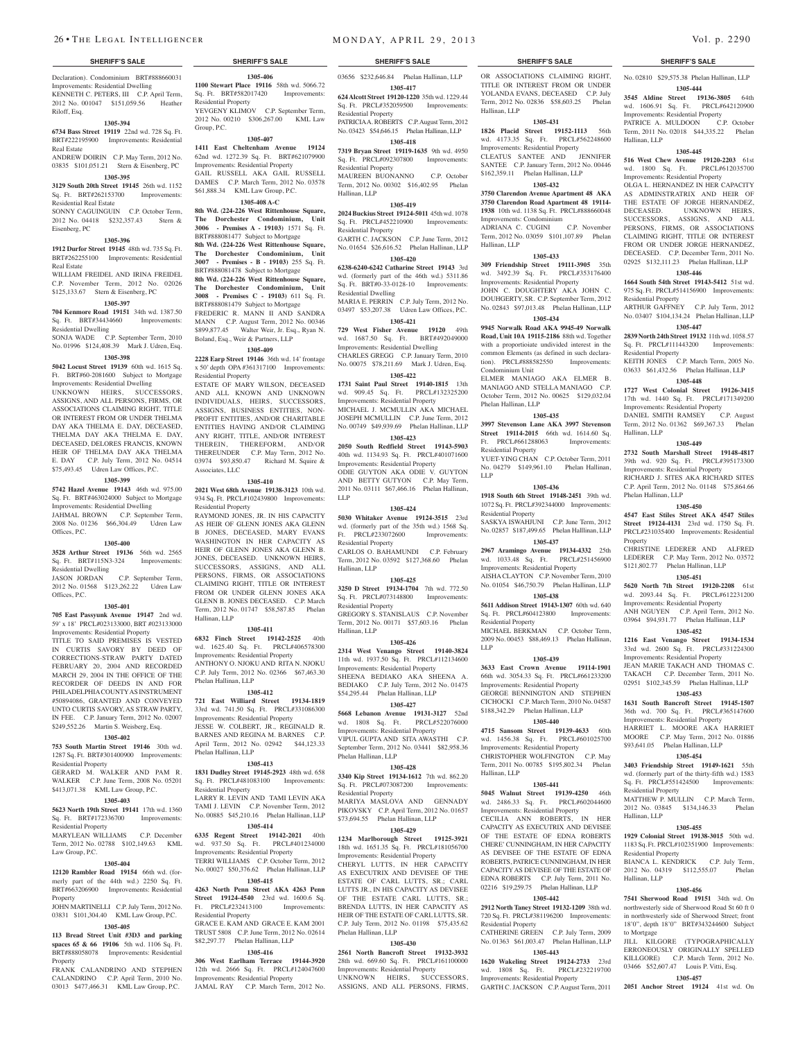## SHERIFF'S SALE

Declaration). Condominium BRT#888660031 Improvements: Residential Dwelling
KENNETH C. PETERS, III C.P. April Term, 2012 No. 001047 $151,059.56 Heather Riloff, Esq.

**1305-394**

**6734 Bass Street 19119** 22nd wd. 728 Sq. Ft. BRT#222195900 Improvements: Residential Real Estate
ANDREW DOIRIN C.P. May Term, 2012 No. 03835 $101,051.21 Stern & Eisenberg, PC

**1305-395**

**3129 South 20th Street 19145** 26th wd. 1152 Sq. Ft. BRT#262153700 Improvements: Residential Real Estate
SONNY CAGUINGUIN C.P. October Term, 2012 No. 04418 $232,357.43 Stern & Eisenberg, PC

**1305-396**

**1912 Durfor Street 19145** 48th wd. 735 Sq. Ft. BRT#262255100 Improvements: Residential Real Estate
WILLIAM FREIDEL AND IRINA FREIDEL C.P. November Term, 2012 No. 02026 $125,133.67 Stern & Eisenberg, PC

**1305-397**

**704 Kenmore Road 19151** 34th wd. 1387.50 Sq. Ft. BRT#34434660 Improvements: Residential Dwelling
SONJA WADE C.P. September Term, 2010 No. 01996 $124,408.39 Mark J. Udren, Esq.

**1305-398**

**5042 Locust Street 19139** 60th wd. 1615 Sq. Ft. BRT#60-2081600 Subject to Mortgage Improvements: Residential Dwelling
UNKNOWN HEIRS, SUCCESSORS, ASSIGNS, AND ALL PERSONS, FIRMS, OR ASSOCIATIONS CLAIMING RIGHT, TITLE OR INTEREST FROM OR UNDER THELMA DAY AKA THELMA E. DAY, DECEASED, THELMA DAY AKA THELMA E. DAY, DECEASED, DELORES FRANCIS, KNOWN HEIR OF THELMA DAY AKA THELMA E. DAY C.P. July Term, 2012 No. 04514 $75,493.45 Udren Law Offices, P.C.

**1305-399**

**5742 Hazel Avenue 19143** 46th wd. 975.00 Sq. Ft. BRT#463024000 Subject to Mortgage Improvements: Residential Dwelling
JAHMAL BROWN C.P. September Term, 2008 No. 01236 $66,304.49 Udren Law Offices, P.C.

**1305-400**

**3528 Arthur Street 19136** 56th wd. 2565 Sq. Ft. BRT#115N3-324 Improvements: Residential Dwelling
JASON JORDAN C.P. September Term, 2012 No. 01568 $123,262.22 Udren Law Offices, P.C.

**1305-401**

**705 East Passyunk Avenue 19147** 2nd wd. 59' x 18' PRCL#023133000, BRT #023133000 Improvements: Residential Property
TITLE TO SAID PREMISES IS VESTED IN CURTIS SAVORY BY DEED OF CORRECTIONS-STRAW PARTY DATED FEBRUARY 20, 2004 AND RECORDED MARCH 29, 2004 IN THE OFFICE OF THE RECORDER OF DEEDS IN AND FOR PHILADELPHIA COUNTY AS INSTRUMENT #50894086, GRANTED AND CONVEYED UNTO CURTIS SAVORY, AS STRAW PARTY, IN FEE. C.P. January Term, 2012 No. 02007 $249,552.26 Martin S. Weisberg, Esq.

**1305-402**

**753 South Martin Street 19146** 30th wd. 1287 Sq. Ft. BRT#301400900 Improvements: Residential Property
GERARD M. WALKER AND PAM R. WALKER C.P. June Term, 2008 No. 05201 $413,071.38 KML Law Group, P.C.

**1305-403**

**5623 North 19th Street 19141** 17th wd. 1360 Sq. Ft. BRT#172336700 Improvements: Residential Property
MARYLEAN WILLIAMS C.P. December Term, 2012 No. 02788 $102,149.63 KML Law Group, P.C.

**1305-404**

**12120 Rambler Road 19154** 66th wd. (formerly part of the 44th wd.) 2250 Sq. Ft. BRT#663206900 Improvements: Residential Property
JOHN MARTINELLI C.P. July Term, 2012 No. 03831 $101,304.40 KML Law Group, P.C.

**1305-405**

**113 Bread Street Unit #3D3 and parking spaces 65 & 66 19106** 5th wd. 1106 Sq. Ft. BRT#888058078 Improvements: Residential Property
FRANK CALANDRINO AND STEPHEN CALANDRINO C.P. April Term, 2010 No. 03013 $477,466.31 KML Law Group, P.C.

**1305-406**

**1100 Stewart Place 19116** 58th wd. 5066.72 Sq. Ft. BRT#582017420 Improvements: Residential Property
YEVGENY KLIMOV C.P. September Term, 2012 No. 00210 $306,267.00 KML Law Group, P.C.

**1305-407**

**1411 East Cheltenham Avenue 19124** 62nd wd. 1272.39 Sq. Ft. BRT#621079900 Improvements: Residential Property
GAIL RUSSELL AKA GAIL RUSSELL DAMES C.P. March Term, 2012 No. 03578 $61,888.34 KML Law Group, P.C.

**1305-408 A-C**

**8th Wd. (224-226 West Rittenhouse Square, The Dorchester Condominium, Unit 3006 - Premises A - 19103)** 1571 Sq. Ft. BRT#888081477 Subject to Mortgage
**8th Wd. (224-226 West Rittenhouse Square, The Dorchester Condominium, Unit 3007 - Premises - B - 19103)** 255 Sq. Ft. BRT#888081478 Subject to Mortgage
**8th Wd. (224-226 West Rittenhouse Square, The Dorchester Condominium, Unit 3008 - Premises C - 19103)** 611 Sq. Ft. BRT#888081479 Subject to Mortgage
FREDERIC R. MANN II AND SANDRA MANN C.P. August Term, 2012 No. 00346 $899,877.45 Walter Weir, Jr. Esq., Ryan N. Boland, Esq., Weir & Partners, LLP

**1305-409**

**2228 Earp Street 19146** 36th wd. 14' frontage x 50' depth OPA #361317100 Improvements: Residential Property
ESTATE OF MARY WILSON, DECEASED AND ALL KNOWN AND UNKNOWN INDIVIDUALS, HEIRS, SUCCESSORS, ASSIGNS, BUSINESS ENTITIES, NON-PROFIT ENTITIES, AND/OR CHARITABLE ENTITIES HAVING AND/OR CLAIMING ANY RIGHT, TITLE, AND/OR INTEREST THEREIN, THEREFORM, AND/OR THEREUNDER C.P. May Term, 2012 No. 03974 $93,850.47 Richard M. Squire & Associates, LLC

**1305-410**

**2021 West 68th Avenue 19138-3123** 10th wd. 934 Sq. Ft. PRCL#102439800 Improvements: Residential Property
RAYMOND JONES, JR. IN HIS CAPACITY AS HEIR OF GLENN JONES AKA GLENN B JONES, DECEASED, MARY EVANS WASHINGTON IN HER CAPACITY AS HEIR OF GLENN JONES AKA GLENN B. JONES, DECEASED. UNKNOWN HEIRS, SUCCESSORS, ASSIGNS, AND ALL PERSONS, FIRMS, OR ASSOCIATIONS CLAIMING RIGHT, TITLE OR INTEREST FROM OR UNDER GLENN JONES AKA GLENN B. JONES DECEASED. C.P. March Term, 2012 No. 01747 $58,587.85 Phelan Hallinan, LLP

**1305-411**

**6832 Finch Street 19142-2525** 40th wd. 1625.40 Sq. Ft. PRCL#406578300 Improvements: Residential Property
ANTHONY O. NJOKU AND RITA N. NJOKU C.P. July Term, 2012 No. 02366 $67,463.30 Phelan Hallinan, LLP

**1305-412**

**721 East Williard Street 19134-1819** 33rd wd. 741.50 Sq. Ft. PRCL#331086300 Improvements: Residential Property
JESSE W. COLBERT, JR., REGINALD R. BARNES AND REGINA M. BARNES C.P. April Term, 2012 No. 02942 $44,123.33 Phelan Hallinan, LLP

**1305-413**

**1831 Dudley Street 19145-2923** 48th wd. 658 Sq. Ft. PRCL#481083100 Improvements: Residential Property
LARRY R. LEVIN AND TAMI LEVIN AKA TAMI J. LEVIN C.P. November Term, 2012 No. 00885 $45,210.16 Phelan Hallinan, LLP

**1305-414**

**6335 Regent Street 19142-2021** 40th wd. 937.50 Sq. Ft. PRCL#401234000 Improvements: Residential Property
TERRI WILLIAMS C.P. October Term, 2012 No. 00027 $50,376.62 Phelan Hallinan, LLP

**1305-415**

**4263 North Penn Street AKA 4263 Penn Street 19124-4540** 23rd wd. 1600.6 Sq. Ft. PRCL#232413100 Improvements: Residential Property
GRACE E. KAM AND GRACE E. KAM 2001 TRUST 5808 C.P. June Term, 2012 No. 02614 $82,297.77 Phelan Hallinan, LLP

**1305-416**

**306 West Earlham Terrace 19144-3920** 12th wd. 2666 Sq. Ft. PRCL#124047600 Improvements: Residential Property
JAMAL RAY C.P. March Term, 2012 No. 03656 $232,646.84 Phelan Hallinan, LLP

**1305-417**

**624 Alcott Street 19120-1220** 35th wd. 1229.44 Sq. Ft. PRCL#352059500 Improvements: Residential Property
PATRICIA A. ROBERTS C.P. August Term, 2012 No. 03423 $54,646.15 Phelan Hallinan, LLP

**1305-418**

**7319 Bryan Street 19119-1635** 9th wd. 4950 Sq. Ft. PRCL#092307800 Improvements: Residential Property
MAUREEN BUONANNO C.P. October Term, 2012 No. 00302 $16,402.95 Phelan Hallinan, LLP

**1305-419**

**2024 Buckius Street 19124-5011** 45th wd. 1078 Sq. Ft. PRCL#452210900 Improvements: Residential Property
GARTH C. JACKSON C.P. June Term, 2012 No. 01654 $26,616.52 Phelan Hallinan, LLP

**1305-420**

**6238-6240-6242 Catharine Street 19143** 3rd wd. (formerly part of the 46th wd.) 5311.86 Sq. Ft. BRT#03-3-0128-10 Improvements: Residential Dwelling
MARIA E. PERRIN C.P. July Term, 2012 No. 03497 $53,207.38 Udren Law Offices, P.C.

**1305-421**

**729 West Fisher Avenue 19120** 49th wd. 1687.50 Sq. Ft. BRT#492049000 Improvements: Residential Dwelling
CHARLES GREGG C.P. January Term, 2010 No. 00075 $78,211.69 Mark J. Udren, Esq.

**1305-422**

**1731 Saint Paul Street 19140-1815** 13th wd. 909.45 Sq. Ft. PRCL#132325200 Improvements: Residential Property
MICHAEL J. MCMULLIN AKA MICHAEL JOSEPH MCMULLIN C.P. June Term, 2012 No. 00749 $49,939.69 Phelan Hallinan, LLP

**1305-423**

**2050 South Redfield Street 19143-5903** 40th wd. 1134.93 Sq. Ft. PRCL#401071600 Improvements: Residential Property
ODIE GUYTON AKA ODIE V. GUYTON AND BETTY GUTYON C.P. May Term, 2011 No. 03111 $67,466.16 Phelan Hallinan, LLP

**1305-424**

**5030 Whitaker Avenue 19124-3515** 23rd wd. (formerly part of the 35th wd.) 1568 Sq. Ft. PRCL#233072600 Improvements: Residential Property
CARLOS O. BAHAMUNDI C.P. February Term, 2012 No. 03592 $127,368.60 Phelan Hallinan, LLP

**1305-425**

**3250 D Street 19134-1704** 7th wd. 772.50 Sq. Ft. PRCL#073148800 Improvements: Residential Property
GREGORY S. STANISLAUS C.P. November Term, 2012 No. 00171 $57,603.16 Phelan Hallinan, LLP

**1305-426**

**2314 West Venango Street 19140-3824** 11th wd. 1937.50 Sq. Ft. PRCL#112134600 Improvements: Residential Property
SHEENA BEDIAKO AKA SHEENA A. BEDIAKO C.P. July Term, 2012 No. 01475 $54,295.44 Phelan Hallinan, LLP

**1305-427**

**5668 Lebanon Avenue 19131-3127** 52nd wd. 1808 Sq. Ft. PRCL#522076000 Improvements: Residential Property
VIPUL GUPTA AND SITA AWASTHI C.P. September Term, 2012 No. 03441 $82,958.36 Phelan Hallinan, LLP

**1305-428**

**3340 Kip Street 19134-1612** 7th wd. 862.20 Sq. Ft. PRCL#073087200 Improvements: Residential Property
MARIYA MASLOVA AND GENNADY PIKOVSKY C.P. April Term, 2012 No. 01657 $73,694.55 Phelan Hallinan, LLP

**1305-429**

**1234 Marlborough Street 19125-3921** 18th wd. 1651.35 Sq. Ft. PRCL#181056700 Improvements: Residential Property
CHERYL LUTTS, IN HER CAPACITY AS EXECUTRIX AND DEVISEE OF THE ESTATE OF CARL LUTTS, SR.; CARL LUTTS JR., IN HIS CAPACITY AS DEVISEE OF THE ESTATE CARL LUTTS, SR.; BRENDA LUTTS, IN HER CAPACITY AS HEIR OF THE ESTATE OF CARL LUTTS, SR. C.P. July Term, 2012 No. 01198 $75,435.62 Phelan Hallinan, LLP

**1305-430**

**2561 North Bancroft Street 19132-3932** 28th wd. 669.60 Sq. Ft. PRCL#161100000 Improvements: Residential Property
UNKNOWN HEIRS, SUCCESSORS, ASSIGNS, AND ALL PERSONS, FIRMS, OR ASSOCIATIONS CLAIMING RIGHT, TITLE OR INTEREST FROM OR UNDER YOLANDA EVANS, DECEASED C.P. July Term, 2012 No. 02836 $58,603.25 Phelan Hallinan, LLP

**1305-431**

**1826 Placid Street 19152-1113** 56th wd. 4173.35 Sq. Ft. PRCL#562248600 Improvements: Residential Property
CLEATUS SANTEE AND JENNIFER SANTEE C.P. January Term, 2012 No. 00446 $162,359.11 Phelan Hallinan, LLP

**1305-432**

**3750 Clarendon Avenue Apartment 48 AKA 3750 Clarendon Road Apartment 48 19114-1938** 10th wd. 1138 Sq. Ft. PRCL#888660048 Improvements: Condominium
ADRIANA C. CUGINI C.P. November Term, 2012 No. 03059 $101,107.89 Phelan Hallinan, LLP

**1305-433**

**309 Friendship Street 19111-3905** 35th wd. 3492.39 Sq. Ft. PRCL#353176400 Improvements: Residential Property
JOHN C. DOUGHTERY AKA JOHN C. DOUHGERTY, SR. C.P. September Term, 2012 No. 02843 $97,013.48 Phelan Hallinan, LLP

**1305-434**

**9945 Norwalk Road AKA 9945-49 Norwalk Road, Unit 10A 19115-2186** 88th wd. Together with a proportioate undivided interest in the common Elements (as defined in such declaration). PRCL#888582550 Improvements: Condominium Unit
ELMER MANIAGO AKA ELMER B. MANIAGO AND STELLA MANIAGO C.P. October Term, 2012 No. 00625 $129,032.04 Phelan Hallinan, LLP

**1305-435**

**3997 Stevenson Lane AKA 3997 Stevenson Street 19114-2015** 66th wd. 1614.60 Sq. Ft. PRCL#661288063 Improvements: Residential Property
YUET-YING CHAN C.P. October Term, 2011 No. 04279 $149,961.10 Phelan Hallinan, LLP

**1305-436**

**1918 South 6th Street 19148-2451** 39th wd. 1072 Sq. Ft. PRCL#392344000 Improvements: Residential Property
SASKYA ISWAHJUNI C.P. June Term, 2012 No. 02857 $187,499.65 Phelan Hallinan, LLP

**1305-437**

**2967 Aramingo Avenue 19134-4332** 25th wd. 1033.48 Sq. Ft. PRCL#251456900 Improvements: Residential Property
AISHA CLAYTON C.P. November Term, 2010 No. 01054 $46,750.79 Phelan Hallinan, LLP

**1305-438**

**5611 Addison Street 19143-1307** 60th wd. 640 Sq. Ft. PRCL#604123800 Improvements: Residential Property
MICHAEL BERKMAN C.P. October Term, 2009 No. 00453 $88,469.13 Phelan Hallinan, LLP

**1305-439**

**3633 East Crown Avenue 19114-1901** 66th wd. 3054.33 Sq. Ft. PRCL#661233200 Improvements: Residential Property
GEORGE BENNINGTON AND STEPHEN CICHOCKI C.P. March Term, 2010 No. 04587 $188,342.29 Phelan Hallinan, LLP

**1305-440**

**4715 Sansom Street 19139-4633** 60th wd. 1456.38 Sq. Ft. PRCL#601025700 Improvements: Residential Property
CHRISTOPHER WOLFINGTON C.P. May Term, 2011 No. 00785 $195,802.34 Phelan Hallinan, LLP

**1305-441**

**5045 Walnut Street 19139-4250** 46th wd. 2486.33 Sq. Ft. PRCL#602044600 Improvements: Residential Property
CECILIA ANN ROBERTS, IN HER CAPACITY AS EXECUTRIX AND DEVISEE OF THE ESTATE OF EDNA ROBERTS CHERE' CUNNINGHAM, IN HER CAPACITY AS DEVISEE OF THE ESTATE OF EDNA ROBERTS, PATRICE CUNNINGHAM, IN HER CAPACITY AS DEVISEE OF THE ESTATE OF EDNA ROBERTS C.P. July Term, 2011 No. 02216 $19,259.75 Phelan Hallinan, LLP

**1305-442**

**2912 North Taney Street 19132-1209** 38th wd. 720 Sq. Ft. PRCL#381196200 Improvements: Residential Property
CATHERINE GREEN C.P. July Term, 2009 No. 01363 $61,003.47 Phelan Hallinan, LLP

**1305-443**

**1620 Wakeling Street 19124-2733** 23rd wd. 1808 Sq. Ft. PRCL#232219700 Improvements: Residential Property
GARTH C. JACKSON C.P. August Term, 2011 No. 02810 $29,575.38 Phelan Hallinan, LLP

**1305-444**

**3545 Aldine Street 19136-3805** 64th wd. 1606.91 Sq. Ft. PRCL#642120900 Improvements: Residential Property
PATRICE A. MULDOON C.P. October Term, 2011 No. 02018 $44,335.22 Phelan Hallinan, LLP

**1305-445**

**516 West Chew Avenue 19120-2203** 61st wd. 1800 Sq. Ft. PRCL#612035700 Improvements: Residential Property
OLGA L. HERNANDEZ IN HER CAPACITY AS ADMINSTRATRIX AND HEIR OF THE ESTATE OF JORGE HERNANDEZ, DECEASED. UNKNOWN HEIRS, SUCCESSORS, ASSIGNS, AND ALL PERSONS, FIRMS, OR ASSOCIATIONS CLAIMING RIGHT, TITLE OR INTEREST FROM OR UNDER JORGE HERNANDEZ, DECEASED. C.P. December Term, 2011 No. 02925 $132,111.23 Phelan Hallinan, LLP

**1305-446**

**1664 South 54th Street 19143-5412** 51st wd. 975 Sq. Ft. PRCL#514156900 Improvements: Residential Property
ARTHUR GAFFNEY C.P. July Term, 2012 No. 03407 $104,134.24 Phelan Hallinan, LLP

**1305-447**

**2839 North 24th Street 19132** 11th wd. 1058.57 Sq. Ft. PRCL#111443200 Improvements: Residential Property
KEITH JONES C.P. March Term, 2005 No. 03633 $61,432.56 Phelan Hallinan, LLP

**1305-448**

**1727 West Colonial Street 19126-3415** 17th wd. 1440 Sq. Ft. PRCL#171349200 Improvements: Residential Property
DANIEL SMITH RAMSEY C.P. August Term, 2012 No. 01362 $69,367.33 Phelan Hallinan, LLP

**1305-449**

**2732 South Marshall Street 19148-4817** 39th wd. 920 Sq. Ft. PRCL#395173300 Improvements: Residential Property
RICHARD J. SITES AKA RICHARD SITES C.P. April Term, 2012 No. 01148 $75,864.66 Phelan Hallinan, LLP

**1305-450**

**4547 East Stiles Street AKA 4547 Stiles Street 19124-4131** 23rd wd. 1750 Sq. Ft. PRCL#231035400 Improvements: Residential Property
CHRISTINE LEDERER AND ALFRED LEDERER C.P. May Term, 2012 No. 03572 $121,802.77 Phelan Hallinan, LLP

**1305-451**

**5620 North 7th Street 19120-2208** 61st wd. 2093.44 Sq. Ft. PRCL#612231200 Improvements: Residential Property
ANH NGUYEN C.P. April Term, 2012 No. 03964 $94,931.77 Phelan Hallinan, LLP

**1305-452**

**1216 East Venango Street 19134-1534** 33rd wd. 2600 Sq. Ft. PRCL#331224300 Improvements: Residential Property
JEAN MARIE TAKACH AND THOMAS C. TAKACH C.P. December Term, 2011 No. 02951 $102,345.59 Phelan Hallinan, LLP

**1305-453**

**1631 South Bancroft Street 19145-1507** 36th wd. 700 Sq. Ft. PRCL#365147600 Improvements: Residential Property
HARRIET L. MOORE AKA HARRIET MOORE C.P. May Term, 2012 No. 01886 $93,641.05 Phelan Hallinan, LLP

**1305-454**

**3403 Friendship Street 19149-1621** 55th wd. (formerly part of the thirty-fifth wd.) 1583 Sq. Ft. PRCL#551424500 Improvements: Residential Property
MATTHEW P. MULLIN C.P. March Term, 2012 No. 03845 $134,146.33 Phelan Hallinan, LLP

**1305-455**

**1929 Colonial Street 19138-3015** 50th wd. 1183 Sq. Ft. PRCL#102351900 Improvements: Residential Property
BIANCA L. KENDRICK C.P. July Term, 2012 No. 04319 $112,555.07 Phelan Hallinan, LLP

**1305-456**

**7541 Sherwood Road 19151** 34th wd. On northwesterly side of Sherwood Road St 60 ft 0 in northwesterly side of Sherwood Street; front 18'0", depth 18'0" BRT#343244600 Subject to Mortgage
JILL KILGORE (TYPOGRAPHICALLY ERRONEOUSLY ORIGINALLY SPELLED KILLGORE) C.P. March Term, 2012 No. 03466 $52,607.47 Louis P. Vitti, Esq.

**1305-457**

**2051 Anchor Street 19124** 41st wd. On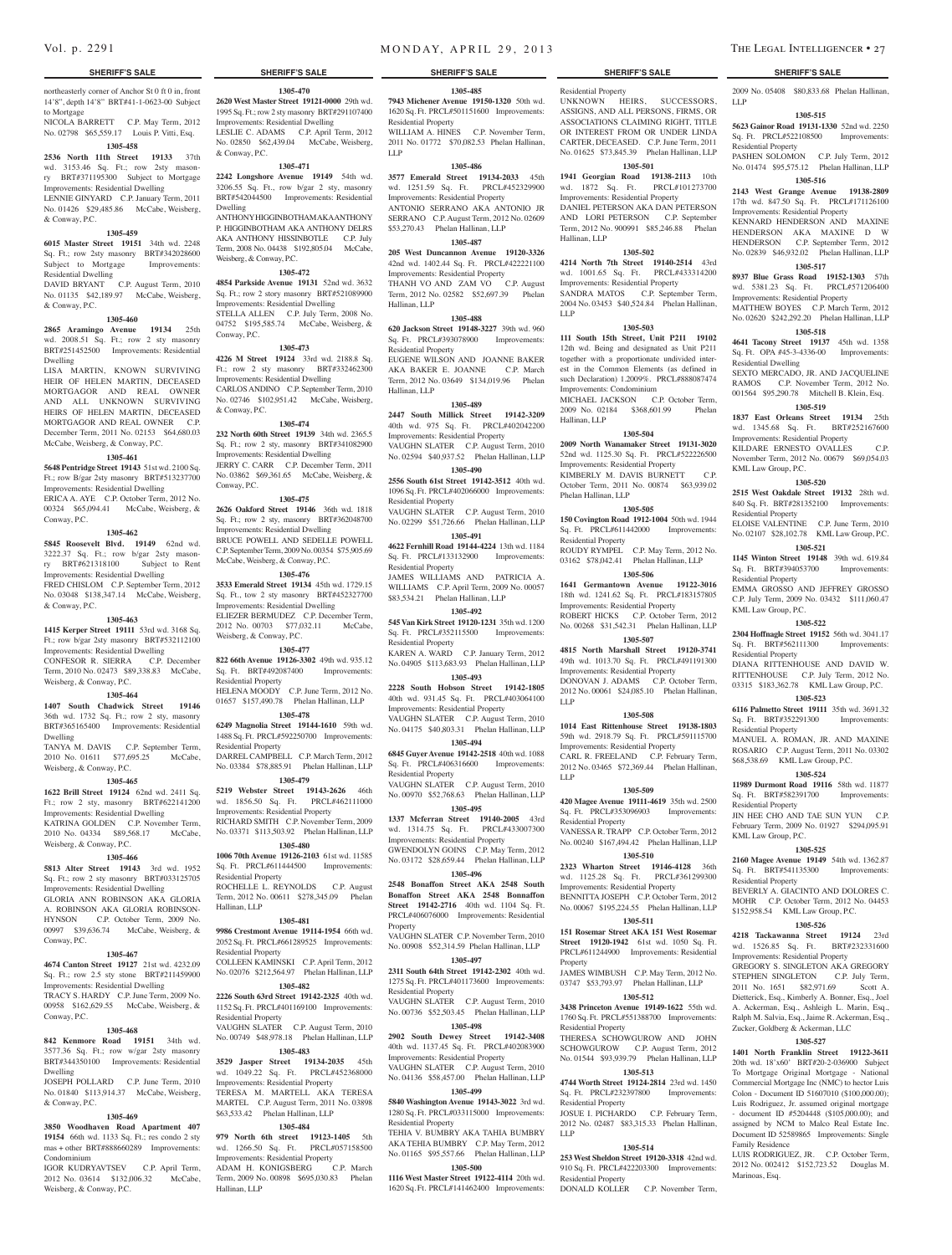northeasterly corner of Anchor St 0 ft 0 in, front 14'8", depth 14'8" BRT#41-1-0623-00 Subject to Mortgage

NICOLA BARRETT C.P. May Term, 2012 No. 02798 $65,559.17 Louis P. Vitti, Esq.

**1305-458**

**2536 North 11th Street 19133** 37th wd. 3153.46 Sq. Ft.; row 2sty masonry BRT#371195300 Subject to Mortgage Improvements: Residential Dwelling

LENNIE GINYARD C.P. January Term, 2011 No. 01426 $29,485.86 McCabe, Weisberg, & Conway, P.C.

**1305-459**

**6015 Master Street 19151** 34th wd. 2248 Sq. Ft.; row 2sty masonry BRT#342028600 Subject to Mortgage Improvements: Residential Dwelling

DAVID BRYANT C.P. August Term, 2010 No. 01135 $42,189.97 McCabe, Weisberg, & Conway, P.C.

**1305-460**

**2865 Aramingo Avenue 19134** 25th wd. 2008.51 Sq. Ft.; row 2 sty masonry BRT#251452500 Improvements: Residential Dwelling

LISA MARTIN, KNOWN SURVIVING HEIR OF HELEN MARTIN, DECEASED MORTGAGOR AND REAL OWNER AND ALL UNKNOWN SURVIVING HEIRS OF HELEN MARTIN, DECEASED MORTGAGOR AND REAL OWNER C.P. December Term, 2011 No. 02153 $64,680.03 McCabe, Weisberg, & Conway, P.C.

**1305-461**

**5648 Pentridge Street 19143** 51st wd. 2100 Sq. Ft.; row B/gar 2sty masonry BRT#513237700 Improvements: Residential Dwelling

ERICA A. AYE C.P. October Term, 2012 No. 00324 $65,094.41 McCabe, Weisberg, & Conway, P.C.

**1305-462**

**5845 Roosevelt Blvd. 19149** 62nd wd. 3222.37 Sq. Ft.; row b/gar 2sty masonry BRT#621318100 Subject to Rent Improvements: Residential Dwelling

FRED CHISLOM C.P. September Term, 2012 No. 03048 $138,347.14 McCabe, Weisberg, & Conway, P.C.

**1305-463**

**1415 Kerper Street 19111** 53rd wd. 3168 Sq. Ft.; row b/gar 2sty masonry BRT#532112100 Improvements: Residential Dwelling

CONFESOR R. SIERRA C.P. December Term, 2010 No. 02473 $89,338.83 McCabe, Weisberg, & Conway, P.C.

**1305-464**

**1407 South Chadwick Street 19146** 36th wd. 1732 Sq. Ft.; row 2 sty, masonry BRT#365165400 Improvements: Residential Dwelling

TANYA M. DAVIS C.P. September Term, 2010 No. 01611 $77,695.25 McCabe, Weisberg, & Conway, P.C.

**1305-465**

**1622 Brill Street 19124** 62nd wd. 2411 Sq. Ft.; row 2 sty, masonry BRT#622141200 Improvements: Residential Dwelling

KATRINA GOLDEN C.P. November Term, 2010 No. 04334 $89,568.17 McCabe, Weisberg, & Conway, P.C.

**1305-466**

**5813 Alter Street 19143** 3rd wd. 1952 Sq. Ft.; row 2 sty masonry BRT#033125705 Improvements: Residential Dwelling

GLORIA ANN ROBINSON AKA GLORIA A. ROBINSON AKA GLORIA ROBINSON-HYNSON C.P. October Term, 2009 No. 00997 $39,636.74 McCabe, Weisberg, & Conway, P.C.

**1305-467**

**4674 Canton Street 19127** 21st wd. 4232.09 Sq. Ft.; row 2.5 sty stone BRT#211459900 Improvements: Residential Dwelling

TRACY S. HARDY C.P. June Term, 2009 No. 00958 $162,629.55 McCabe, Weisberg, & Conway, P.C.

**1305-468**

**842 Kenmore Road 19151** 34th wd. 3577.36 Sq. Ft.; row w/gar 2sty masonry BRT#344350100 Improvements: Residential Dwelling

JOSEPH POLLARD C.P. June Term, 2010 No. 01840 $113,914.37 McCabe, Weisberg, & Conway, P.C.

**1305-469**

**3850 Woodhaven Road Apartment 407 19154** 66th wd. 1133 Sq. Ft.; res condo 2 sty mas + other BRT#888660289 Improvements: Condominium

IGOR KUDRYAVTSEV C.P. April Term, 2012 No. 03614 $132,006.32 McCabe, Weisberg, & Conway, P.C.

**1305-470**

**2620 West Master Street 19121-0000** 29th wd. 1995 Sq. Ft.; row 2 sty masonry BRT#291107400 Improvements: Residential Dwelling

LESLIE C. ADAMS C.P. April Term, 2012 No. 02850 $62,439.04 McCabe, Weisberg, & Conway, P.C.

**1305-471**

**2242 Longshore Avenue 19149** 54th wd. 3206.55 Sq. Ft., row b/gar 2 sty, masonry BRT#542044500 Improvements: Residential Dwelling

ANTHONY HIGGINBOTHAM AKA ANTHONY P. HIGGINBOTHAM AKA ANTHONY DELRS AKA ANTHONY HISSINBOTLE C.P. July Term, 2008 No. 04438 $192,805.04 McCabe, Weisberg, & Conway, P.C.

**1305-472**

**4854 Parkside Avenue 19131** 52nd wd. 3632 Sq. Ft.; row 2 story masonry BRT#521089900 Improvements: Residential Dwelling

STELLA ALLEN C.P. July Term, 2008 No. 04752 $195,585.74 McCabe, Weisberg, & Conway, P.C.

**1305-473**

**4226 M Street 19124** 33rd wd. 2188.8 Sq. Ft.; row 2 sty masonry BRT#332462300 Improvements: Residential Dwelling

CARLOS ANDINO C.P. September Term, 2010 No. 02746 $102,951.42 McCabe, Weisberg, & Conway, P.C.

**1305-474**

**232 North 60th Street 19139** 34th wd. 2365.5 Sq. Ft.; row 2 sty, masonry BRT#341082900 Improvements: Residential Dwelling

JERRY C. CARR C.P. December Term, 2011 No. 03862 $69,361.65 McCabe, Weisberg, & Conway, P.C.

**1305-475**

**2626 Oakford Street 19146** 36th wd. 1818 Sq. Ft.; row 2 sty, masonry BRT#362048700 Improvements: Residential Dwelling

BRUCE POWELL AND SEDELLE POWELL C.P. September Term, 2009 No. 00354 $75,905.69 McCabe, Weisberg, & Conway, P.C.

**1305-476**

**3533 Emerald Street 19134** 45th wd. 1729.15 Sq. Ft., tow 2 sty masonry BRT#452327700 Improvements: Residential Dwelling

ELIEZER BERMUDEZ C.P. December Term, 2012 No. 00703 $77,032.11 McCabe, Weisberg, & Conway, P.C.

**1305-477**

**822 66th Avenue 19126-3302** 49th wd. 935.12 Sq. Ft. BRT#492087400 Improvements: Residential Property

HELENA MOODY C.P. June Term, 2012 No. 01657 $157,490.78 Phelan Hallinan, LLP

**1305-478**

**6249 Magnolia Street 19144-1610** 59th wd. 1488 Sq. Ft. PRCL#592250700 Improvements: Residential Property

DARRELL CAMPBELL C.P. March Term, 2012 No. 03384 $78,885.91 Phelan Hallinan, LLP

**1305-479**

**5219 Webster Street 19143-2626** 46th wd. 1856.50 Sq. Ft. PRCL#462111000 Improvements: Residential Property

RICHARD SMITH C.P. November Term, 2009 No. 03371 $113,503.92 Phelan Hallinan, LLP

**1305-480**

**1006 70th Avenue 19126-2103** 61st wd. 11585 Sq. Ft. PRCL#611444500 Improvements: Residential Property

ROCHELLE L. REYNOLDS C.P. August Term, 2012 No. 00611 $278,345.09 Phelan Hallinan, LLP

**1305-481**

**9986 Crestmont Avenue 19114-1954** 66th wd. 2052 Sq. Ft. PRCL#661289525 Improvements: Residential Property

COLLEEN KAMINSKI C.P. April Term, 2012 No. 02076 $212,564.97 Phelan Hallinan, LLP

**1305-482**

**2226 South 63rd Street 19142-2325** 40th wd. 1152 Sq. Ft. PRCL#401169100 Improvements: Residential Property

VAUGHN SLATER C.P. August Term, 2010 No. 00749 $48,978.18 Phelan Hallinan, LLP

**1305-483**

**3529 Jasper Street 19134-2035** 45th wd. 1049.22 Sq. Ft. PRCL#452368000 Improvements: Residential Property

TERESA M. MARTELL AKA TERESA MARTEL C.P. August Term, 2011 No. 03898 $63,533.42 Phelan Hallinan, LLP

**1305-484**

**979 North 6th street 19123-1405** 5th wd. 1266.50 Sq. Ft. PRCL#057158500 Improvements: Residential Property

ADAM H. KONIGSBERG C.P. March Term, 2009 No. 00898 $695,030.83 Phelan Hallinan, LLP

**1305-485**

**7943 Michener Avenue 19150-1320** 50th wd. 1620 Sq. Ft. PRCL#501151600 Improvements: Residential Property

WILLIAM A. HINES C.P. November Term, 2011 No. 01772 $70,082.53 Phelan Hallinan, LLP

**1305-486**

**3577 Emerald Street 19134-2033** 45th wd. 1251.59 Sq. Ft. PRCL#452329900 Improvements: Residential Property

ANTONIO SERRANO AKA ANTONIO JR SERRANO C.P. August Term, 2012 No. 02609 $53,270.43 Phelan Hallinan, LLP

**1305-487**

**205 West Duncannon Avenue 19120-3326** 42nd wd. 1402.44 Sq. Ft. PRCL#422221100 Improvements: Residential Property

THANH VO AND ZAM VO C.P. August Term, 2012 No. 02582 $52,697.39 Phelan Hallinan, LLP

**1305-488**

**620 Jackson Street 19148-3227** 39th wd. 960 Sq. Ft. PRCL#393078900 Improvements: Residential Property

EUGENE WILSON AND JOANNE BAKER AKA BAKER E. JOANNE C.P. March Term, 2012 No. 03649 $134,019.96 Phelan Hallinan, LLP

**1305-489**

**2447 South Millick Street 19142-3209** 40th wd. 975 Sq. Ft. PRCL#402042200 Improvements: Residential Property

VAUGHN SLATER C.P. August Term, 2010 No. 02594 $40,937.52 Phelan Hallinan, LLP

**1305-490**

**2556 South 61st Street 19142-3512** 40th wd. 1096 Sq. Ft. PRCL#402066000 Improvements: Residential Property

VAUGHN SLATER C.P. August Term, 2010 No. 02299 $51,726.66 Phelan Hallinan, LLP

**1305-491**

**4622 Fernhill Road 19144-4224** 13th wd. 1184 Sq. Ft. PRCL#133132900 Improvements: Residential Property

JAMES WILLIAMS AND PATRICIA A. WILLIAMS C.P. April Term, 2009 No. 00057 $83,534.21 Phelan Hallinan, LLP

**1305-492**

**545 Van Kirk Street 19120-1231** 35th wd. 1200 Sq. Ft. PRCL#352115500 Improvements: Residential Property

KAREN A. WARD C.P. January Term, 2012 No. 04905 $113,683.93 Phelan Hallinan, LLP

**1305-493**

**2228 South Hobson Street 19142-1805** 40th wd. 931.45 Sq. Ft. PRCL#403064100 Improvements: Residential Property

VAUGHN SLATER C.P. August Term, 2010 No. 04175 $40,803.31 Phelan Hallinan, LLP

**1305-494**

**6845 Guyer Avenue 19142-2518** 40th wd. 1088 Sq. Ft. PRCL#406316600 Improvements: Residential Property

VAUGHN SLATER C.P. August Term, 2010 No. 00970 $52,768.63 Phelan Hallinan, LLP

**1305-495**

**1337 Mcferran Street 19140-2005** 43rd wd. 1314.75 Sq. Ft. PRCL#433007300 Improvements: Residential Property

GWENDOLYN GOINS C.P. May Term, 2012 No. 03172 $28,659.44 Phelan Hallinan, LLP

**1305-496**

**2548 Bonaffon Street AKA 2548 South Bonaffon Street AKA 2548 Bonnaffon Street 19142-2716** 40th wd. 1104 Sq. Ft. PRCL#406076000 Improvements: Residential Property

VAUGHN SLATER C.P. November Term, 2010 No. 00908 $52,314.59 Phelan Hallinan, LLP

**1305-497**

**2311 South 64th Street 19142-2302** 40th wd. 1275 Sq. Ft. PRCL#401173600 Improvements: Residential Property

VAUGHN SLATER C.P. August Term, 2010 No. 00736 $52,503.45 Phelan Hallinan, LLP

**1305-498**

**2902 South Dewey Street 19142-3408** 40th wd. 1137.45 Sq. Ft. PRCL#402083900 Improvements: Residential Property

VAUGHN SLATER C.P. August Term, 2010 No. 04136 $58,457.00 Phelan Hallinan, LLP

**1305-499**

**5840 Washington Avenue 19143-3022** 3rd wd. 1280 Sq. Ft. PRCL#033115000 Improvements: Residential Property

TEHIA V. BUMBRY AKA TAHIA BUMBRY AKA TEHIA BUMBRY C.P. May Term, 2012 No. 01165 $95,557.66 Phelan Hallinan, LLP

**1305-500**

**1116 West Master Street 19122-4114** 20th wd. 1620 Sq. Ft. PRCL#141462400 Improvements: Residential Property

UNKNOWN HEIRS, SUCCESSORS, ASSIGNS, AND ALL PERSONS, FIRMS, OR ASSOCIATIONS CLAIMING RIGHT, TITLE OR INTEREST FROM OR UNDER LINDA CARTER, DECEASED. C.P. June Term, 2011 No. 01625 $73,845.39 Phelan Hallinan, LLP

**1305-501**

**1941 Georgian Road 19138-2113** 10th wd. 1872 Sq. Ft. PRCL#101273700 Improvements: Residential Property

DANIEL PETERSON AKA DAN PETERSON AND LORI PETERSON C.P. September Term, 2012 No. 900991 $85,246.88 Phelan Hallinan, LLP

**1305-502**

**4214 North 7th Street 19140-2514** 43rd wd. 1001.65 Sq. Ft. PRCL#433314200 Improvements: Residential Property

SANDRA MATOS C.P. September Term, 2004 No. 03453 $40,524.84 Phelan Hallinan, LLP

**1305-503**

**111 South 15th Street, Unit P211 19102** 12th wd. Being and designated as Unit P211 together with a proportionate undivided interest in the Common Elements (as defined in such Declaration) 1.2009%. PRCL#888087474 Improvements: Condominium

MICHAEL JACKSON C.P. October Term, 2009 No. 02184 $368,601.99 Phelan Hallinan, LLP

**1305-504**

**2009 North Wanamaker Street 19131-3020** 52nd wd. 1125.30 Sq. Ft. PRCL#522226500 Improvements: Residential Property

KIMBERLY M. DAVIS BURNETT C.P. October Term, 2011 No. 00874 $63,939.02 Phelan Hallinan, LLP

**1305-505**

**150 Covington Road 1912-1004** 50th wd. 1944 Sq. Ft. PRCL#611442000 Improvements: Residential Property

ROUDY RYMPEL C.P. May Term, 2012 No. 03162 $78,042.41 Phelan Hallinan, LLP

**1305-506**

**1641 Germantown Avenue 19122-3016** 18th wd. 1241.62 Sq. Ft. PRCL#183157805 Improvements: Residential Property

ROBERT HICKS C.P. October Term, 2012 No. 00268 $31,542.31 Phelan Hallinan, LLP

**1305-507**

**4815 North Marshall Street 19120-3741** 49th wd. 1013.70 Sq. Ft. PRCL#491191300 Improvements: Residential Property

DONOVAN J. ADAMS C.P. October Term, 2012 No. 00061 $24,085.10 Phelan Hallinan, LLP

**1305-508**

**1014 East Rittenhouse Street 19138-1803** 59th wd. 2918.79 Sq. Ft. PRCL#591115700 Improvements: Residential Property

CARL R. FREELAND C.P. February Term, 2012 No. 03465 $72,369.44 Phelan Hallinan, LLP

**1305-509**

**420 Magee Avenue 19111-4619** 35th wd. 2500 Sq. Ft. PRCL#353096903 Improvements: Residential Property

VANESSA R. TRAPP C.P. October Term, 2012 No. 00240 $167,494.42 Phelan Hallinan, LLP

**1305-510**

**2323 Wharton Street 19146-4128** 36th wd. 1125.28 Sq. Ft. PRCL#361299300 Improvements: Residential Property

BENNITTA JOSEPH C.P. October Term, 2012 No. 00067 $195,224.55 Phelan Hallinan, LLP

**1305-511**

**151 Rosemar Street AKA 151 West Rosemar Street 19120-1942** 61st wd. 1050 Sq. Ft. PRCL#611244900 Improvements: Residential Property

JAMES WIMBUSH C.P. May Term, 2012 No. 03747 $53,793.97 Phelan Hallinan, LLP

**1305-512**

**3438 Princeton Avenue 19149-1622** 55th wd. 1760 Sq. Ft. PRCL#551388700 Improvements: Residential Property

THERESA SCHOWGUROW AND JOHN SCHOWGUROW C.P. August Term, 2012 No. 01544 $93,939.79 Phelan Hallinan, LLP

**1305-513**

**4744 Worth Street 19124-2814** 23rd wd. 1450 Sq. Ft. PRCL#232397800 Improvements: Residential Property

JOSUE I. PICHARDO C.P. February Term, 2012 No. 02487 $83,315.33 Phelan Hallinan, LLP

**1305-514**

**253 West Sheldon Street 19120-3318** 42nd wd. 910 Sq. Ft. PRCL#422203300 Improvements: Residential Property

DONALD KOLLER C.P. November Term, 2009 No. 05408 $80,833.68 Phelan Hallinan, LLP

**1305-515**

**5623 Gainor Road 19131-1330** 52nd wd. 2250 Sq. Ft. PRCL#522108500 Improvements: Residential Property

PASHEN SOLOMON C.P. July Term, 2012 No. 01474 $95,575.12 Phelan Hallinan, LLP

**1305-516**

**2143 West Grange Avenue 19138-2809** 17th wd. 847.50 Sq. Ft. PRCL#171126100 Improvements: Residential Property

KENNARD HENDERSON AND MAXINE HENDERSON AKA MAXINE D W HENDERSON C.P. September Term, 2012 No. 02839 $46,932.02 Phelan Hallinan, LLP

**1305-517**

**8937 Blue Grass Road 19152-1303** 57th wd. 5381.23 Sq. Ft. PRCL#571206400 Improvements: Residential Property

MATTHEW BOYES C.P. March Term, 2012 No. 02620 $242,292.20 Phelan Hallinan, LLP

**1305-518**

**4641 Tacony Street 19137** 45th wd. 1358 Sq. Ft. OPA #45-3-4336-00 Improvements: Residential Dwelling

SEXTO MERCADO, JR. AND JACQUELINE RAMOS C.P. November Term, 2012 No. 001564 $95,290.78 Mitchell B. Klein, Esq.

**1305-519**

**1837 East Orleans Street 19134** 25th wd. 1345.68 Sq. Ft. BRT#252167600 Improvements: Residential Property

KILDARE ERNESTO OVALLES C.P. November Term, 2012 No. 00679 $69,054.03 KML Law Group, P.C.

**1305-520**

**2515 West Oakdale Street 19132** 28th wd. 840 Sq. Ft. BRT#281352100 Improvements: Residential Property

ELOISE VALENTINE C.P. June Term, 2010 No. 02107 $28,102.78 KML Law Group, P.C.

**1305-521**

**1145 Winton Street 19148** 39th wd. 619.84 Sq. Ft. BRT#394053700 Improvements: Residential Property

EMMA GROSSO AND JEFFREY GROSSO C.P. July Term, 2009 No. 03432 $111,060.47 KML Law Group, P.C.

**1305-522**

**2304 Hoffnagle Street 19152** 56th wd. 3041.17 Sq. Ft. BRT#562111300 Improvements: Residential Property

DIANA RITTENHOUSE AND DAVID W. RITTENHOUSE C.P. July Term, 2012 No. 03315 $183,362.78 KML Law Group, P.C.

**1305-523**

**6116 Palmetto Street 19111** 35th wd. 3691.32 Sq. Ft. BRT#352291300 Improvements: Residential Property

MANUEL A. ROMAN, JR. AND MAXINE ROSARIO C.P. August Term, 2011 No. 03302 $68,538.69 KML Law Group, P.C.

**1305-524**

**11989 Durmont Road 19116** 58th wd. 11877 Sq. Ft. BRT#582391700 Improvements: Residential Property

JIN HEE CHO AND TAE SUN YUN C.P. February Term, 2009 No. 01927 $294,095.91 KML Law Group, P.C.

**1305-525**

**2160 Magee Avenue 19149** 54th wd. 1362.87 Sq. Ft. BRT#541135300 Improvements: Residential Property

BEVERLY A. GIACINTO AND DOLORES C. MOHR C.P. October Term, 2012 No. 04453 $152,958.54 KML Law Group, P.C.

**1305-526**

**4218 Tackawanna Street 19124** 23rd wd. 1526.85 Sq. Ft. BRT#232331600 Improvements: Residential Property

GREGORY S. SINGLETON AKA GREGORY STEPHEN SINGLETON C.P. July Term, 2011 No. 1651 $82,971.69 Scott A. Dietterick, Esq., Kimberly A. Bonner, Esq., Joel A. Ackerman, Esq., Ashleigh L. Marin, Esq., Ralph M. Salvia, Esq., Jaime R. Ackerman, Esq., Zucker, Goldberg & Ackerman, LLC

**1305-527**

**1401 North Franklin Street 19122-3611** 20th wd. 18'x60' BRT#20-2-036900 Subject To Mortgage Original Mortgage - National Commercial Mortgage Inc (NMC) to hector Luis Colon - Document ID 51607010 ($100,000.00); Luis Rodriguez, Jr. assumed original mortgage - document ID #5204448 ($105,000.00); and assigned by NCM to Malco Real Estate Inc. Document ID 52589865 Improvements: Single Family Residence

LUIS RODRIGUEZ, JR. C.P. October Term, 2012 No. 002412 $152,723.52 Douglas M. Marinoas, Esq.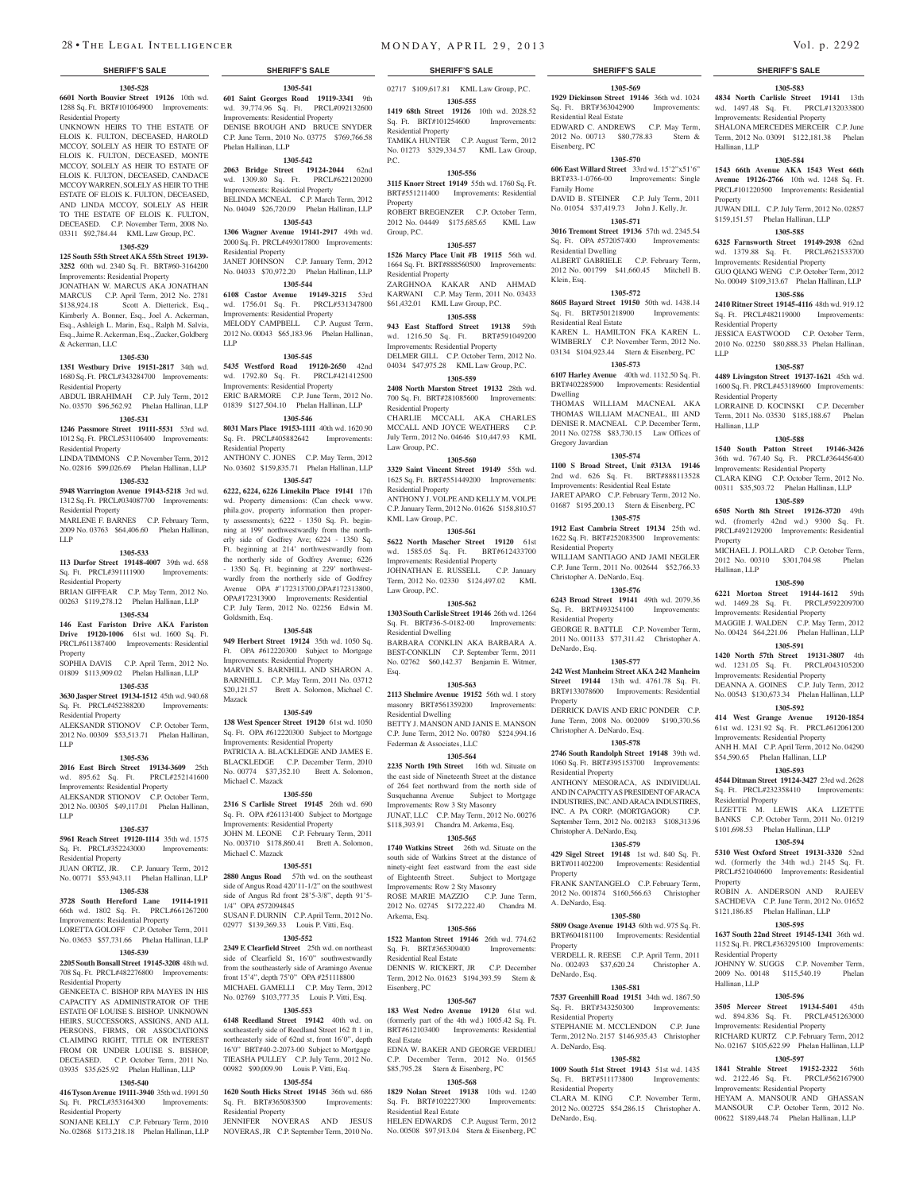**SHERIFF'S SALE**

**1305-528**

**6601 North Bouvier Street 19126** 10th wd. 1288 Sq. Ft. BRT#101064900 Improvements: Residential Property

UNKNOWN HEIRS TO THE ESTATE OF ELOIS K. FULTON, DECEASED, HAROLD MCCOY, SOLELY AS HEIR TO ESTATE OF ELOIS K. FULTON, DECEASED, MONTE MCCOY, SOLELY AS HEIR TO ESTATE OF ELOIS K. FULTON, DECEASED, CANDACE MCCOY WARREN, SOLELY AS HEIR TO THE ESTATE OF ELOIS K. FULTON, DECEASED, AND LINDA MCCOY, SOLELY AS HEIR TO THE ESTATE OF ELOIS K. FULTON, DECEASED. C.P. November Term, 2008 No. 03311 $92,784.44 KML Law Group, P.C.

**1305-529**

**125 South 55th Street AKA 55th Street 19139-3252** 60th wd. 2340 Sq. Ft. BRT#60-3164200 Improvements: Residential Property

JONATHAN W. MARCUS AKA JONATHAN MARCUS C.P. April Term, 2012 No. 2781 $138,924.18 Scott A. Dietterick, Esq., Kimberly A. Bonner, Esq., Joel A. Ackerman, Esq., Ashleigh L. Marin, Esq., Ralph M. Salvia, Esq., Jaime R. Ackerman, Esq., Zucker, Goldberg & Ackerman, LLC

**1305-530**

**1351 Westbury Drive 19151-2817** 34th wd. 1680 Sq. Ft. PRCL#343284700 Improvements: Residential Property

ABDUL IBRAHIMAH C.P. July Term, 2012 No. 03570 $96,562.92 Phelan Hallinan, LLP

**1305-531**

**1246 Passmore Street 19111-5531** 53rd wd. 1012 Sq. Ft. PRCL#531106400 Improvements: Residential Property

LINDA TIMMONS C.P. November Term, 2012 No. 02816 $99,026.69 Phelan Hallinan, LLP

**1305-532**

**5948 Warrington Avenue 19143-5218** 3rd wd. 1312 Sq. Ft. PRCL#034087700 Improvements: Residential Property

MARLENE F. BARNES C.P. February Term, 2009 No. 03763 $64,406.60 Phelan Hallinan, LLP

**1305-533**

**113 Durfor Street 19148-4007** 39th wd. 658 Sq. Ft. PRCL#391111900 Improvements: Residential Property

BRIAN GIFFEAR C.P. May Term, 2012 No. 00263 $119,278.12 Phelan Hallinan, LLP

**1305-534**

**146 East Fariston Drive AKA Fariston Drive 19120-1006** 61st wd. 1600 Sq. Ft. PRCL#611387400 Improvements: Residential Property

SOPHIA DAVIS C.P. April Term, 2012 No. 01809 $113,909.02 Phelan Hallinan, LLP

**1305-535**

**3630 Jasper Street 19134-1512** 45th wd. 940.68 Sq. Ft. PRCL#452388200 Improvements: Residential Property

ALEKSANDR STIONOV C.P. October Term, 2012 No. 00309 $53,513.71 Phelan Hallinan, LLP

**1305-536**

**2016 East Birch Street 19134-3609** 25th wd. 895.62 Sq. Ft. PRCL#252141600 Improvements: Residential Property

ALEKSANDR STIONOV C.P. October Term, 2012 No. 00305 $49,117.01 Phelan Hallinan, LLP

**1305-537**

**5961 Reach Street 19120-1114** 35th wd. 1575 Sq. Ft. PRCL#352243000 Improvements: Residential Property

JUAN ORTIZ, JR. C.P. January Term, 2012 No. 00771 $53,943.11 Phelan Hallinan, LLP

**1305-538**

**3728 South Hereford Lane 19114-1911** 66th wd. 1802 Sq. Ft. PRCL#661267200 Improvements: Residential Property

LORETTA GOLOFF C.P. October Term, 2011 No. 03653 $57,731.66 Phelan Hallinan, LLP

**1305-539**

**2205 South Bonsall Street 19145-3208** 48th wd. 708 Sq. Ft. PRCL#482276800 Improvements: Residential Property

GENKEETA C. BISHOP RPA MAYES IN HIS CAPACITY AS ADMINISTRATOR OF THE ESTATE OF LOUISE S. BISHOP. UNKNOWN HEIRS, SUCCESSORS, ASSIGNS, AND ALL PERSONS, FIRMS, OR ASSOCIATIONS CLAIMING RIGHT, TITLE OR INTEREST FROM OR UNDER LOUISE S. BISHOP, DECEASED. C.P. October Term, 2011 No. 03935 $35,625.92 Phelan Hallinan, LLP

**1305-540**

**416 Tyson Avenue 19111-3940** 35th wd. 1991.50 Sq. Ft. PRCL#353164300 Improvements: Residential Property

SONJANE KELLY C.P. February Term, 2010 No. 02868 $173,218.18 Phelan Hallinan, LLP

**1305-541**

**601 Saint Georges Road 19119-3341** 9th wd. 39,774.96 Sq. Ft. PRCL#092132600 Improvements: Residential Property

DENISE BROUGH AND BRUCE SNYDER C.P. June Term, 2010 No. 03775 $769,766.58 Phelan Hallinan, LLP

**1305-542**

**2063 Bridge Street 19124-2044** 62nd wd. 1309.80 Sq. Ft. PRCL#622120200 Improvements: Residential Property

BELINDA MCNEAL C.P. March Term, 2012 No. 04049 $26,720.09 Phelan Hallinan, LLP

**1305-543**

**1306 Wagner Avenue 19141-2917** 49th wd. 2000 Sq. Ft. PRCL#493017800 Improvements: Residential Property

JANET JOHNSON C.P. January Term, 2012 No. 04033 $70,972.20 Phelan Hallinan, LLP

**1305-544**

**6108 Castor Avenue 19149-3215** 53rd wd. 1756.01 Sq. Ft. PRCL#531347800 Improvements: Residential Property

MELODY CAMPBELL C.P. August Term, 2012 No. 00043 $65,183.96 Phelan Hallinan, LLP

**1305-545**

**5435 Westford Road 19120-2650** 42nd wd. 1792.80 Sq. Ft. PRCL#421412500 Improvements: Residential Property

ERIC BARMORE C.P. June Term, 2012 No. 01839 $127,504.10 Phelan Hallinan, LLP

**1305-546**

**8031 Mars Place 19153-1111** 40th wd. 1620.90 Sq. Ft. PRCL#405882642 Improvements: Residential Property

ANTHONY C. JONES C.P. May Term, 2012 No. 03602 $159,835.71 Phelan Hallinan, LLP

**1305-547**

**6222, 6224, 6226 Limekiln Place 19141** 17th wd. Property dimensions: (Can check www. phila.gov, property information then property assessments); 6222 - 1350 Sq. Ft. beginning at 199' northwestwardly from the northerly side of Godfrey Ave; 6224 - 1350 Sq. Ft. beginning at 214' northwestwardly from the northerly side of Godfrey Avenue; 6226 - 1350 Sq. Ft. beginning at 229' northwestwardly from the northerly side of Godfrey Avenue OPA #'172313700,OPA#172313800, OPA#172313900 Improvements: Residential C.P. July Term, 2012 No. 02256 Edwin M. Goldsmith, Esq.

**1305-548**

**949 Herbert Street 19124** 35th wd. 1050 Sq. Ft. OPA #612220300 Subject to Mortgage Improvements: Residential Property

MARVIN S. BARNHILL AND SHARON A. BARNHILL C.P. May Term, 2011 No. 03712 $20,121.57 Brett A. Solomon, Michael C. Mazack

**1305-549**

**138 West Spencer Street 19120** 61st wd. 1050 Sq. Ft. OPA #612220300 Subject to Mortgage Improvements: Residential Property

PATRICIA A. BLACKLEDGE AND JAMES E. BLACKLEDGE C.P. December Term, 2010 No. 00774 $37,352.10 Brett A. Solomon, Michael C. Mazack

**1305-550**

**2316 S Carlisle Street 19145** 26th wd. 690 Sq. Ft. OPA #261131400 Subject to Mortgage Improvements: Residential Property

JOHN M. LEONE C.P. February Term, 2011 No. 003710 $178,860.41 Brett A. Solomon, Michael C. Mazack

**1305-551**

**2880 Angus Road** 57th wd. on the southeast side of Angus Road 420'11-1/2" on the southwest side of Angus Rd front 28'5-3/8", depth 91'5-1/4" OPA #572094845

SUSAN F. DURNIN C.P. April Term, 2012 No. 02977 $139,369.33 Louis P. Vitti, Esq.

**1305-552**

**2349 E Clearfield Street** 25th wd. on northeast side of Clearfield St, 16'0" southwestwardly from the southeasterly side of Aramingo Avenue front 15'4", depth 75'0" OPA #251118800

MICHAEL GAMELLI C.P. May Term, 2012 No. 02769 $103,777.35 Louis P. Vitti, Esq.

**1305-553**

**6148 Reedland Street 19142** 40th wd. on southeasterly side of Reedland Street 162 ft 1 in, northeasterly side of 62nd st, front 16'0", depth 16'0" BRT#40-2-2073-00 Subject to Mortgage

TIEASHA PULLEY C.P. July Term, 2012 No. 00982 $90,009.90 Louis P. Vitti, Esq.

**1305-554**

**1620 South Hicks Street 19145** 36th wd. 686 Sq. Ft. BRT#365083500 Improvements: Residential Property

JENNIFER NOVERAS AND JESUS NOVERAS, JR C.P. September Term, 2010 No. 02717 $109,617.81 KML Law Group, P.C.

**1305-555**

**1419 68th Street 19126** 10th wd. 2028.52 Sq. Ft. BRT#101254600 Improvements: Residential Property

TAMIKA HUNTER C.P. August Term, 2012 No. 01273 $329,334.57 KML Law Group, P.C.

**1305-556**

**3115 Knorr Street 19149** 55th wd. 1760 Sq. Ft. BRT#551211400 Improvements: Residential Property

ROBERT BREGENZER C.P. October Term, 2012 No. 04449 $175,685.65 KML Law Group, P.C.

**1305-557**

**1526 Marcy Place Unit #B 19115** 56th wd. 1664 Sq. Ft. BRT#888560500 Improvements: Residential Property

ZARGHNOA KAKAR AND AHMAD KARWANI C.P. May Term, 2011 No. 03433 $61,432.01 KML Law Group, P.C.

**1305-558**

**943 East Stafford Street 19138** 59th wd. 1216.50 Sq. Ft. BRT#591049200 Improvements: Residential Property

DELMER GILL C.P. October Term, 2012 No. 04034 $47,975.28 KML Law Group, P.C.

**1305-559**

**2408 North Marston Street 19132** 28th wd. 700 Sq. Ft. BRT#281085600 Improvements: Residential Property

CHARLIE MCCALL AKA CHARLES MCCALL AND JOYCE WEATHERS C.P. July Term, 2012 No. 04646 $10,447.93 KML Law Group, P.C.

**1305-560**

**3329 Saint Vincent Street 19149** 55th wd. 1625 Sq. Ft. BRT#551449200 Improvements: Residential Property

ANTHONY J. VOLPE AND KELLY M. VOLPE C.P. January Term, 2012 No. 01626 $158,810.57 KML Law Group, P.C.

**1305-561**

**5622 North Mascher Street 19120** 61st wd. 1585.05 Sq. Ft. BRT#612433700 Improvements: Residential Property

JOHNATHAN E. RUSSELL C.P. January Term, 2012 No. 02330 $124,497.02 KML Law Group, P.C.

**1305-562**

**1303 South Carlisle Street 19146** 26th wd. 1264 Sq. Ft. BRT#36-5-0182-00 Improvements: Residential Dwelling

BARBARA CONKLIN AKA BARBARA A. BEST-CONKLIN C.P. September Term, 2011 No. 02762 $60,142.37 Benjamin E. Witmer, Esq.

**1305-563**

**2113 Shelmire Avenue 19152** 56th wd. 1 story masonry BRT#561359200 Improvements: Residential Dwelling

BETTY J. MANSON AND JANIS E. MANSON C.P. June Term, 2012 No. 00780 $224,994.16 Federman & Associates, LLC

**1305-564**

**2235 North 19th Street** 16th wd. Situate on the east side of Nineteenth Street at the distance of 264 feet northward from the north side of Susquehanna Avenue Subject to Mortgage Improvements: Row 3 Sty Masonry

JUNAT, LLC C.P. May Term, 2012 No. 00276 $118,393.91 Chandra M. Arkema, Esq.

**1305-565**

**1740 Watkins Street** 26th wd. Situate on the south side of Watkins Street at the distance of ninety-eight feet eastward from the east side of Eighteenth Street. Subject to Mortgage Improvements: Row 2 Sty Masonry

ROSE MARIE MAZZIO C.P. June Term, 2012 No. 02745 $172,222.40 Chandra M. Arkema, Esq.

**1305-566**

**1522 Manton Street 19146** 26th wd. 774.62 Sq. Ft. BRT#365309400 Improvements: Residential Real Estate

DENNIS W. RICKERT, JR C.P. December Term, 2012 No. 01623 $194,393.59 Stern & Eisenberg, PC

**1305-567**

**183 West Nedro Avenue 19120** 61st wd. (formerly part of the 4th wd.) 1005.42 Sq. Ft. BRT#612103400 Improvements: Residential Real Estate

EDNA W. BAKER AND GEORGE VERDIEU C.P. December Term, 2012 No. 01565 $85,795.28 Stern & Eisenberg, PC

**1305-568**

**1829 Nolan Street 19138** 10th wd. 1240 Sq. Ft. BRT#102227300 Improvements: Residential Real Estate

HELEN EDWARDS C.P. August Term, 2012 No. 00508 $97,913.04 Stern & Eisenberg, PC

**1305-569**

**1929 Dickinson Street 19146** 36th wd. 1024 Sq. Ft. BRT#363042900 Improvements: Residential Real Estate

EDWARD C. ANDREWS C.P. May Term, 2012 No. 00713 $80,778.83 Stern & Eisenberg, PC

**1305-570**

**606 East Willard Street** 33rd wd. 15'2"x51'6" BRT#33-1-0766-00 Improvements: Single Family Home

DAVID B. STEINER C.P. July Term, 2011 No. 01054 $37,419.73 John J. Kelly, Jr.

**1305-571**

**3016 Tremont Street 19136** 57th wd. 2345.54 Sq. Ft. OPA #572057400 Improvements: Residential Dwelling

ALBERT GABRIELE C.P. February Term, 2012 No. 001799 $41,660.45 Mitchell B. Klein, Esq.

**1305-572**

**8605 Bayard Street 19150** 50th wd. 1438.14 Sq. Ft. BRT#501218900 Improvements: Residential Real Estate

KAREN L. HAMILTON FKA KAREN L. WIMBERLY C.P. November Term, 2012 No. 03134 $104,923.44 Stern & Eisenberg PC

**1305-573**

**6107 Harley Avenue** 40th wd. 1132.50 Sq. Ft. BRT#402285900 Improvements: Residential Dwelling

THOMAS WILLIAM MACNEAL AKA THOMAS WILLIAM MACNEAL, III AND DENISE R. MACNEAL C.P. December Term, 2011 No. 02758 $83,730.15 Law Offices of Gregory Javardian

**1305-574**

**1100 S Broad Street, Unit #313A 19146** 2nd wd. 626 Sq. Ft. BRT#888113528 Improvements: Residential Real Estate

JARET APARO C.P. February Term, 2012 No. 01687 $195,200.13 Stern & Eisenberg PC

**1305-575**

**1912 East Cambria Street 19134** 25th wd. 1622 Sq. Ft. BRT#252083500 Improvements: Residential Property

WILLIAM SANTIAGO AND JAMI NEGLER C.P. June Term, 2011 No. 002644 $52,766.33 Christopher A. DeNardo, Esq.

**1305-576**

**6243 Broad Street 19141** 49th wd. 2079.36 Sq. Ft. BRT#493254100 Improvements: Residential Property

GEORGE R. BATTLE C.P. November Term, 2011 No. 001133 $77,311.42 Christopher A. DeNardo, Esq.

**1305-577**

**242 West Manheim Street AKA 242 Manheim Street 19144** 13th wd. 4761.78 Sq. Ft. BRT#133078600 Improvements: Residential Property

DERRICK DAVIS AND ERIC PONDER C.P. June Term, 2008 No. 002009 $190,370.56 Christopher A. DeNardo, Esq.

**1305-578**

**2746 South Randolph Street 19148** 39th wd. 1060 Sq. Ft. BRT#395153700 Improvements: Residential Property

ANTHONY MESORACA, AS INDIVIDUAL AND IN CAPACITY AS PRESIDENT OF ARACA INDUSTRIES, INC. AND ARACA INDUSTIRES, INC. A PA CORP. (MORTGAGOR) C.P. September Term, 2012 No. 00218 $108,313.96 Christopher A. DeNardo, Esq.

**1305-579**

**429 Sigel Street 19148** 1st wd. 840 Sq. Ft. BRT#011402200 Improvements: Residential Property

FRANK SANTANGELO C.P. February Term, 2012 No. 001874 $160,566.63 Christopher A. DeNardo, Esq.

**1305-580**

**5809 Osage Avenue 19143** 60th wd. 975 Sq. Ft. BRT#604181100 Improvements: Residential Property

VERDELL R. REESE C.P. April Term, 2011 No. 002493 $37,620.24 Christopher A. DeNardo, Esq.

**1305-581**

**7537 Greenhill Road 19151** 34th wd. 1867.50 Sq. Ft. BRT#343250300 Improvements: Residential Property

STEPHANIE M. MCCLENDON C.P. June Term, 2012 No. 2157 $146,935.43 Christopher A. DeNardo, Esq.

**1305-582**

**1009 South 51st Street 19143** 51st wd. 1435 Sq. Ft. BRT#511173800 Improvements: Residential Property

CLARA M. KING C.P. November Term, 2012 No. 002725 $54,286.15 Christopher A. DeNardo, Esq.

**1305-583**

**4834 North Carlisle Street 19141** 13th wd. 1497.48 Sq. Ft. PRCL#132033800 Improvements: Residential Property

SHALONA MERCEDES MERCEIR C.P. June Term, 2012 No. 03091 $122,181.38 Phelan Hallinan, LLP

**1305-584**

**1543 66th Avenue AKA 1543 West 66th Avenue 19126-2766** 10th wd. 1248 Sq. Ft. PRCL#101220500 Improvements: Residential Property

JUWAN DILL C.P. July Term, 2012 No. 02857 $159,151.57 Phelan Hallinan, LLP

**1305-585**

**6325 Farnsworth Street 19149-2938** 62nd wd. 1379.88 Sq. Ft. PRCL#621533700 Improvements: Residential Property

GUO QIANG WENG C.P. October Term, 2012 No. 00049 $109,313.67 Phelan Hallinan, LLP

**1305-586**

**2410 Ritner Street 19145-4116** 48th wd. 919.12 Sq. Ft. PRCL#482119000 Improvements: Residential Property

JESSICA EASTWOOD C.P. October Term, 2010 No. 02250 $80,888.33 Phelan Hallinan, LLP

**1305-587**

**4489 Livingston Street 19137-1621** 45th wd. 1600 Sq. Ft. PRCL#453189600 Improvements: Residential Property

LORRAINE D. KOCINSKI C.P. December Term, 2011 No. 03530 $185,188.67 Phelan Hallinan, LLP

**1305-588**

**1540 South Patton Street 19146-3426** 36th wd. 767.40 Sq. Ft. PRCL#364456400 Improvements: Residential Property

CLARA KING C.P. October Term, 2012 No. 00311 $35,503.72 Phelan Hallinan, LLP

**1305-589**

**6505 North 8th Street 19126-3720** 49th wd. (formerly 42nd wd.) 9300 Sq. Ft. PRCL#492129200 Improvements: Residential Property

MICHAEL J. POLLARD C.P. October Term, 2012 No. 00310 $301,704.98 Phelan Hallinan, LLP

**1305-590**

**6221 Morton Street 19144-1612** 59th wd. 1469.28 Sq. Ft. PRCL#592209700 Improvements: Residential Property

MAGGIE J. WALDEN C.P. May Term, 2012 No. 00424 $64,221.06 Phelan Hallinan, LLP

**1305-591**

**1420 North 57th Street 19131-3807** 4th wd. 1231.05 Sq. Ft. PRCL#043105200 Improvements: Residential Property

DEANNA A. GOINES C.P. July Term, 2012 No. 00543 $130,673.34 Phelan Hallinan, LLP

**1305-592**

**414 West Grange Avenue 19120-1854** 61st wd. 1231.92 Sq. Ft. PRCL#612061200 Improvements: Residential Property

ANH H. MAI C.P. April Term, 2012 No. 04290 $54,590.65 Phelan Hallinan, LLP

**1305-593**

**4544 Ditman Street 19124-3427** 23rd wd. 2628 Sq. Ft. PRCL#232358410 Improvements: Residential Property

LIZETTE M. LEWIS AKA LIZETTE BANKS C.P. October Term, 2011 No. 01219 $101,698.53 Phelan Hallinan, LLP

**1305-594**

**5310 West Oxford Street 19131-3320** 52nd wd. (formerly the 34th wd.) 2145 Sq. Ft. PRCL#521040600 Improvements: Residential Property

ROBIN A. ANDERSON AND RAJEEV SACHDEVA C.P. June Term, 2012 No. 01652 $121,186.85 Phelan Hallinan, LLP

**1305-595**

**1637 South 22nd Street 19145-1341** 36th wd. 1152 Sq. Ft. PRCL#363295100 Improvements: Residential Property

JOHNNY W. SUGGS C.P. November Term, 2009 No. 00148 $115,540.19 Phelan Hallinan, LLP

**1305-596**

**3505 Mercer Street 19134-5401** 45th wd. 894.836 Sq. Ft. PRCL#451263000 Improvements: Residential Property

RICHARD KURTZ C.P. February Term, 2012 No. 02167 $105,622.99 Phelan Hallinan, LLP

**1305-597**

**1841 Strahle Street 19152-2322** 56th wd. 2122.46 Sq. Ft. PRCL#562167900 Improvements: Residential Property

HEYAM A. MANSOUR AND GHASSAN MANSOUR C.P. October Term, 2012 No. 00622 $189,448.74 Phelan Hallinan, LLP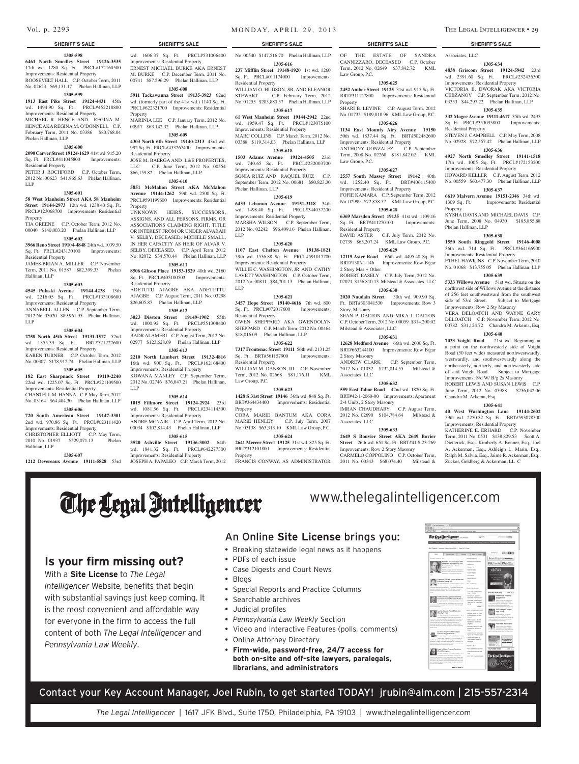SHERIFF'S SALE

**1305-598**

**6461 North Smedley Street 19126-3535** 17th wd. 1280 Sq. Ft. PRCL#172160500 Improvements: Residential Property
ROOSEVELT HALL C.P. October Term, 2011 No. 02623 $69,131.17 Phelan Hallinan, LLP

**1305-599**

**1913 East Pike Street 19124-4431** 45th wd. 1494.90 Sq. Ft. PRCL#452218800 Improvements: Residential Property
MICHAEL R. HENCE AND REGINA M. HENCE AKA REGINA M. O'DONNELL C.P. February Term, 2011 No. 03386 $80,768.04 Phelan Hallinan, LLP

**1305-600**

**2090 Carver Street 19124-1629** 41st wd. 915.20 Sq. Ft. PRCL#411045800 Improvements: Residential Property
PETER J. ROCHFORD C.P. October Term, 2012 No. 00623 $41,965.63 Phelan Hallinan, LLP

**1305-601**

**58 West Manheim Street AKA 58 Manheim Street 19144-2973** 12th wd. 1238.40 Sq. Ft. PRCL#123068700 Improvements: Residential Property
TIA GREENE C.P. October Term, 2012 No. 00040 $140,003.20 Phelan Hallinan, LLP

**1305-602**

**3966 Reno Street 19104-4848** 24th wd. 1039.50 Sq. Ft. PRCL#243130100 Improvements: Residential Property
JAMES-BRIAN A. MILLER C.P. November Term, 2011 No. 01587 $82,399.33 Phelan Hallinan, LLP

**1305-603**

**4545 Pulaski Avenue 19144-4238** 13th wd. 2216.05 Sq. Ft. PRCL#133108600 Improvements: Residential Property
ANNABELL ALLEN C.P. September Term, 2012 No. 03020 $89,961.95 Phelan Hallinan, LLP

**1305-604**

**2758 North 45th Street 19131-1517** 52nd wd. 1355.39 Sq. Ft. BRT#521227600 Improvements: Residential Property
KAREN TURNER C.P. October Term, 2012 No. 00307 $178,912.74 Phelan Hallinan, LLP

**1305-605**

**182 East Sharpnack Street 19119-2240** 22nd wd. 1225.07 Sq. Ft. PRCL#221109500 Improvements: Residential Property
CHANTELL M. HANNA C.P. May Term, 2012 No. 03164 $64,484.30 Phelan Hallinan, LLP

**1305-606**

**720 South American Street 19147-3301** 2nd wd. 970.86 Sq. Ft. PRCL#023111420 Improvements: Residential Property
CHRISTOPHER ELLIOTT C.P. May Term, 2010 No. 01937 $529,071.13 Phelan Hallinan, LLP

**1305-607**

**1212 Devereaux Avenue 19111-5828** 53rd wd. 1606.37 Sq. Ft. PRCL#531006400 Improvements: Residential Property
ERNEST MICHAEL BURKE AKA ERNEST M. BURKE C.P. December Term, 2011 No. 00741 $87,596.29 Phelan Hallinan, LLP

**1305-608**

**5911 Tackawanna Street 19135-3923** 62nd wd. (formerly part of the 41st wd.) 1140 Sq. Ft. PRCL#622321700 Improvements: Residential Property
MARINIA LEE C.P. January Term, 2012 No. 00917 $63,142.32 Phelan Hallinan, LLP

**1305-609**

**4303 North 6th Street 19140-2313** 43rd wd. 992 Sq. Ft. PRCL#433267400 Improvements: Residential Property
JOSE M. BAERGA AND L&E PROPERTIES, LLC C.P. June Term, 2012 No. 00554 $66,159.82 Phelan Hallinan, LLP

**1305-610**

**5851 McMahon Street AKA McMahon Avenue 19144-1262** 59th wd. 2500 Sq. Ft. PRCL#591199600 Improvements: Residential Property
UNKNOWN HEIRS, SUCCESSORS, ASSIGNS, AND ALL PERSONS, FIRMS, OR ASSOCIATIONS CLAIMING RIGHT, TITLE OR INTEREST FROM OR UNDER ALVARAH V. SELBY, DECEASED; MICHELE SMALL, IN HER CAPACITY AS HEIR OF ALVAR V. SELBY, DECEASED. C.P. April Term, 2012 No. 02072 $34,570.44 Phelan Hallinan, LLP

**1305-611**

**8506 Gibson Place 19153-1529** 40th wd. 2160 Sq. Ft. PRCL#405100503 Improvements: Residential Property
ADETUTU AJAGBE AKA ADETUTTU AJAGBE C.P. August Term, 2011 No. 03298 $26,605.87 Phelan Hallinan, LLP

**1305-612**

**3023 Disston Street 19149-1902** 55th wd. 1800.92 Sq. Ft. PRCL#551308400 Improvements: Residential Property
BADR ALAMERI C.P. August Term, 2012 No. 02977 $123,628.69 Phelan Hallinan, LLP

**1305-613**

**2210 North Lambert Street 19132-4816** 16th wd. 900 Sq. Ft. PRCL#162168400 Improvements: Residential Property
KOWANA MANLEY C.P. September Term, 2012 No. 02746 $76,047.21 Phelan Hallinan, LLP

**1305-614**

**1015 Fillmore Street 19124-2924** 23rd wd. 1081.56 Sq. Ft. PRCL#234114500 Improvements: Residential Property
ANDRE MCNAIR C.P. April Term, 2012 No. 00034 $102,814.43 Phelan Hallinan, LLP

**1305-615**

**3520 Ashville Street 19136-3002** 64th wd. 1841.32 Sq. Ft. PRCL#642277300 Improvements: Residential Property
JOSEPH A. PAPALEO C.P. March Term, 2012 No. 00540 $147,516.70 Phelan Hallinan, LLP

**1305-616**

**237 Mifflin Street 19148-1920** 1st wd. 1260 Sq. Ft. PRCL#011174000 Improvements: Residential Property
WILLIAM O. HUDSON, SR. AND ELEANOR STEWART C.P. February Term, 2012 No. 01255 $205,880.57 Phelan Hallinan, LLP

**1305-617**

**61 West Manheim Street 19144-2942** 22nd wd. 1959.47 Sq. Ft. PRCL#123075100 Improvements: Residential Property
MARC COLLINS C.P. March Term, 2012 No. 03388 $119,314.03 Phelan Hallinan, LLP

**1305-618**

**1503 Adams Avenue 19124-4505** 23rd wd. 740.65 Sq. Ft. PRCL#232003700 Improvements: Residential Property
SONIA RUIZ AND RAQUEL RUIZ C.P. September Term, 2012 No. 00681 $80,823.30 Phelan Hallinan, LLP

**1305-619**

**6433 Lebanon Avenue 19151-3118** 34th wd. 1498.40 Sq. Ft. PRCL#344057200 Improvements: Residential Property
MARSHA WILSON C.P. September Term, 2012 No. 02242 $96,409.16 Phelan Hallinan, LLP

**1305-620**

**1107 East Chelten Avenue 19138-1821** 59th wd. 1536.88 Sq. Ft. PRCL#591017700 Improvements: Residential Property
WILLIE C. WASHINGTON, JR. AND CATHY LAVETT WASHINGTON C.P. October Term, 2012 No. 00811 $84,701.13 Phelan Hallinan, LLP

**1305-621**

**3457 Hope Street 19140-4616** 7th wd. 800 Sq. Ft. PRCL#072017600 Improvements: Residential Property
GWEN SHEPPARD AKA GWENDOLYN SHEPPARD C.P. March Term, 2012 No. 00464 $18,016.09 Phelan Hallinan, LLP

**1305-622**

**7317 Frontenac Street 19111** 56th wd. 2131.25 Sq. Ft. BRT#561157900 Improvements: Residential Property
WILLIAM M. DANSON, III C.P. November Term, 2012 No. 02668 $81,176.11 KML Law Group, P.C.

**1305-623**

**1428 S 31st Street 19146** 36th wd. 848 Sq. Ft. BRT#364434400 Improvements: Residential Property
CORA MARIE BANTUM AKA CORA MARIE HENLEY C.P. July Term, 2007 No. 03138 $63,313.10 KML Law Group, P.C.

**1305-624**

**2641 Mercer Street 19125** 31st wd. 825 Sq. Ft. BRT#312101800 Improvements: Residential Property
FRANCIS CONWAY, AS ADMINISTRATOR OF THE ESTATE OF SANDRA CANNIZZARO, DECEASED C.P. October Term, 2012 No. 02649 $37,842.72 KML Law Group, P.C.

**1305-625**

**2452 Amber Street 19125** 31st wd. 915 Sq. Ft. BRT#311127800 Improvements: Residential Property
SHARI B. LEVINE C.P. August Term, 2012 No. 01735 $189,018.96 KML Law Group, P.C.

**1305-626**

**1134 East Mounty Airy Avenue 19150** 50th wd. 1837.44 Sq. Ft. BRT#502482600 Improvements: Residential Property
ANTHONY GONZALEZ C.P. September Term, 2008 No. 02268 $181,842.02 KML Law Group, P.C.

**1305-627**

**2557 South Massey Street 19142** 40th wd. 1252.40 Sq. Ft. BRT#406115400 Improvements: Residential Property
FOFIE KAMARA C.P. September Term, 2012 No. 02999 $72,858.57 KML Law Group, P.C.

**1305-628**

**6369 Marsden Street 19135** 41st wd. 1109.16 Sq. Ft. BRT#411270100 Improvements: Residential Property
DAVID ASTER C.P. July Term, 2012 No. 02739 $65,207.24 KML Law Group, P.C.

**1305-629**

**12119 Aster Road** 66th wd. 4495.40 Sq. Ft. BRT#138N1-146 Improvements: Row B/gar 2 Story Mas + Other
ROBERT EASELY C.P. July Term, 2012 No. 02071 $156,810.13 Milstead & Associates, LLC

**1305-630**

**2020 Naudain Street** 30th wd. 909.90 Sq. Ft. BRT#303041530 Improvements: Row 3 Story, Masonry
SEAN P. DALTON AND MIKA J. DALTON C.P. October Term, 2012 No. 00059 $314,200.02 Milstead & Associates, LLC

**1305-631**

**12628 Medford Avenue** 66th wd. 2000 Sq. Ft. BRT#663244100 Improvements: Row B/gar 2 Story Masonry
ANDREW CLARK C.P. September Term, 2012 No. 01032 $232,014.55 Milstead & Associates, LLC

**1305-632**

**559 East Tabor Road** 42nd wd. 1820 Sq. Ft. BRT#42-1-2060-00 Improvements: Apartment 2-4 Units, 2 Story Masonry
IMRAN CHAUDHARY C.P. August Term, 2012 No. 02690 $104,784.64 Milstead & Associates, LLC

**1305-633**

**2649 S Bouvier Street AKA 2649 Bovier Street** 26th wd. 651 Sq. Ft. BRT#41 S 23-269 Improvements: Row 2 Story Masonry
CARMELO COPPOLINO C.P. October Term, 2011 No. 00343 $68,074.40 Milstead & Associates, LLC

**1305-634**

**4838 Griscom Street 19124-5942** 23rd wd. 2391.60 Sq. Ft. PRCL#232436300 Improvements: Residential Property
VICTORIA B. DWORAK AKA VICTORIA CEBZANOV C.P. September Term, 2012 No. 03353 $44,297.22 Phelan Hallinan, LLP

**1305-635**

**332 Magee Avenue 19111-4617** 35th wd. 2495 Sq. Ft. PRCL#353095800 Improvements: Residential Property
STEVEN J. CAMPBELL C.P. May Term, 2008 No. 02928 $72,557.42 Phelan Hallinan, LLP

**1305-636**

**4927 North Smedley Street 19141-1518** 17th wd. 1005 Sq. Ft. PRCL#172153200 Improvements: Residential Property
HOWARD KELLER C.P. August Term, 2012 No. 00559 $60,477.30 Phelan Hallinan, LLP

**1305-637**

**6619 Malvern Avenue 19151-2346** 34th wd. 1309 Sq. Ft. Improvements: Residential Property
KYSHA DAVIS AND MICHAEL DAVIS C.P. June Term, 2008 No. 04930 $185,855.88 Phelan Hallinan, LLP

**1305-638**

**1550 South Ringgold Street 19146-4008** 36th wd. 714 Sq. Ft. PRCL#364166900 Improvements: Residential Property
ETHEL HAWKINS C.P. November Term, 2010 No. 01068 $13,755.05 Phelan Hallinan, LLP

**1305-639**

**5333 Willows Avenue** 51st wd. Situate on the northwest side of Willows Avenue at the distance of 256 feet southwestward from the southwest side of 53rd Street. Subject to Mortgage Improvements: Row 2 Sty Masonry
VERA DELOATCH AND WAYNE GARY DELOATCH C.P. November Term, 2012 No. 00782 $31,124.72 Chandra M. Arkema, Esq.

**1305-640**

**7033 Voight Road** 21st wd. Beginning at a point on the northwesterly side of Voight Road (50 feet wide) measured northwestwardly, westwardly, and southwestwardly along the northeasterly, northerly, and northwesterly side of said Voight Road. Subject to Mortgage Improvements: S/d W/ B/g 2s Masonry
ROBERT LEWIS AND SUSAN LEWIS C.P. June Term, 2012 No. 03988 $236,042.06 Chandra M. Arkema, Esq.

**1305-641**

**40 West Washington Lane 19144-2602** 59th wd. 2250.52 Sq. Ft. BRT#593078500 Improvements: Residential Property
KATHERINE E. ERHARD C.P. November Term, 2011 No. 0531 $138,829.53 Scott A. Dietterick, Esq., Kimberly A. Bonner, Esq., Joel A. Ackerman, Esq., Ashleigh L. Marin, Esq., Ralph M. Salvia, Esq., Jaime R. Ackerman, Esq., Zucker, Goldberg & Ackerman, LL C

---

# The Legal Intelligencer

www.thelegalintelligencer.com

## Is your firm missing out?

With a **Site License** to *The Legal Intelligencer* Website, benefits that begin with substantial savings just keep coming. It is the most convenient and affordable way for everyone in the firm to access the full content of both *The Legal Intelligencer* and *Pennsylvania Law Weekly*.

### An Online **Site License** brings you:

- Breaking statewide legal news as it happens
- PDFs of each issue
- Case Digests and Court News
- Blogs
- Special Reports and Practice Columns
- Searchable archives
- Judicial profiles
- *Pennsylvania Law Weekly* Section
- Video and Interactive Features (polls, comments)
- Online Attorney Directory
- **Firm-wide, password-free, 24/7 access for both on-site and off-site lawyers, paralegals, librarians, and administrators**

Contact your Key Account Manager, Joel Rubin, to get started TODAY! jrubin@alm.com | 215-557-2314

*The Legal Intelligencer* | 1617 JFK Blvd., Suite 1750, Philadelphia, PA 19103 | www.thelegalintelligencer.com